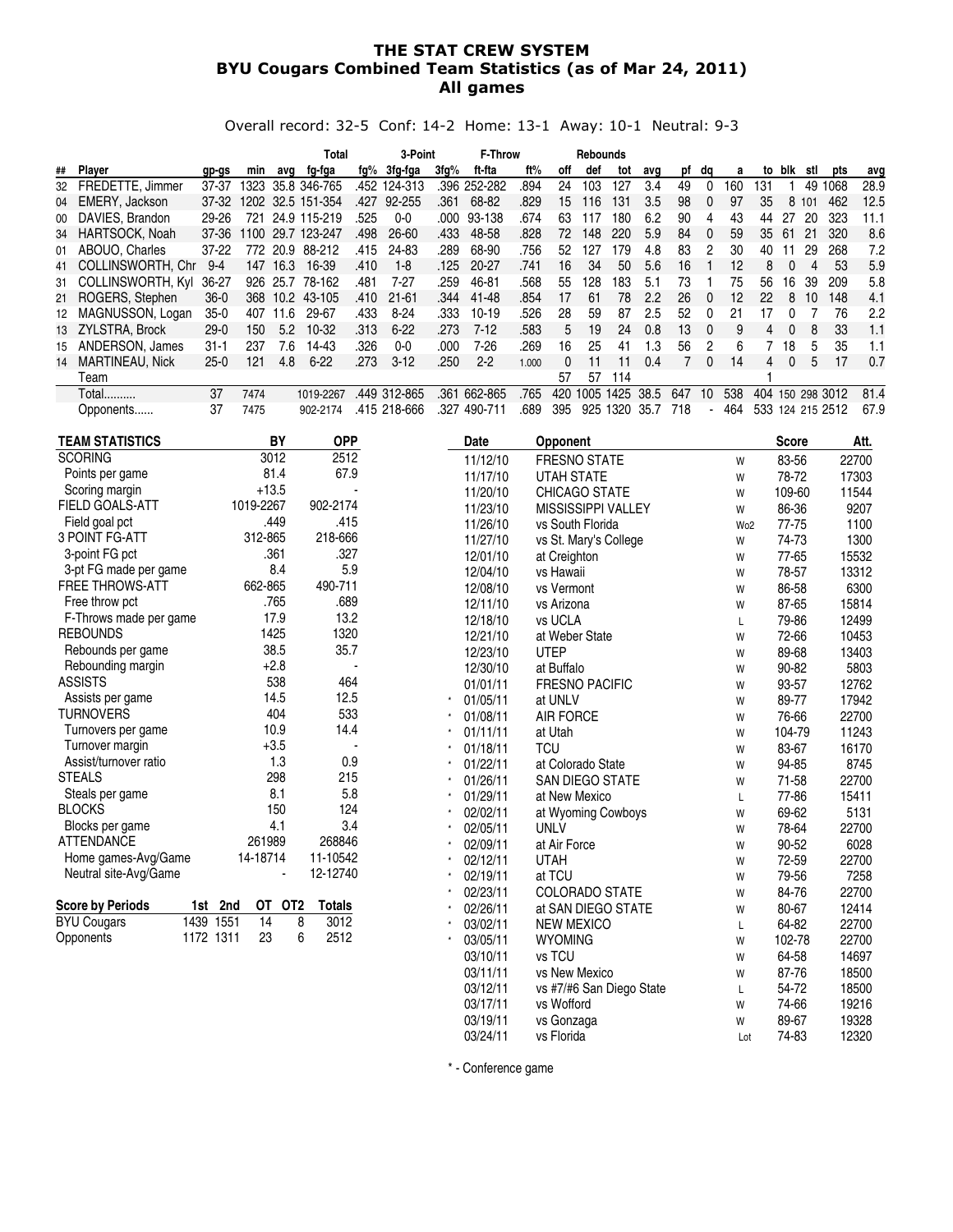# THE STAT CREW SYSTEM
## BYU Cougars Combined Team Statistics (as of Mar 24, 2011)
## All games

Overall record: 32-5 Conf: 14-2 Home: 13-1 Away: 10-1 Neutral: 9-3

| ## | Player | gp-gs | min | avg | Total fg-fga | fg% | 3-Point 3fg-fga | 3fg% | F-Throw ft-fta | ft% | Rebounds off | def | tot | avg | pf | dq | a | to | blk | stl | pts | avg |
|---|---|---|---|---|---|---|---|---|---|---|---|---|---|---|---|---|---|---|---|---|---|---|
| 32 | FREDETTE, Jimmer | 37-37 | 1323 | 35.8 | 346-765 | .452 | 124-313 | .396 | 252-282 | .894 | 24 | 103 | 127 | 3.4 | 49 | 0 | 160 | 131 | 1 | 49 | 1068 | 28.9 |
| 04 | EMERY, Jackson | 37-32 | 1202 | 32.5 | 151-354 | .427 | 92-255 | .361 | 68-82 | .829 | 15 | 116 | 131 | 3.5 | 98 | 0 | 97 | 35 | 8 | 101 | 462 | 12.5 |
| 00 | DAVIES, Brandon | 29-26 | 721 | 24.9 | 115-219 | .525 | 0-0 | .000 | 93-138 | .674 | 63 | 117 | 180 | 6.2 | 90 | 4 | 43 | 44 | 27 | 20 | 323 | 11.1 |
| 34 | HARTSOCK, Noah | 37-36 | 1100 | 29.7 | 123-247 | .498 | 26-60 | .433 | 48-58 | .828 | 72 | 148 | 220 | 5.9 | 84 | 0 | 59 | 35 | 61 | 21 | 320 | 8.6 |
| 01 | ABOUO, Charles | 37-22 | 772 | 20.9 | 88-212 | .415 | 24-83 | .289 | 68-90 | .756 | 52 | 127 | 179 | 4.8 | 83 | 2 | 30 | 40 | 11 | 29 | 268 | 7.2 |
| 41 | COLLINSWORTH, Chr | 9-4 | 147 | 16.3 | 16-39 | .410 | 1-8 | .125 | 20-27 | .741 | 16 | 34 | 50 | 5.6 | 16 | 1 | 12 | 8 | 0 | 4 | 53 | 5.9 |
| 31 | COLLINSWORTH, Kyl | 36-27 | 926 | 25.7 | 78-162 | .481 | 7-27 | .259 | 46-81 | .568 | 55 | 128 | 183 | 5.1 | 73 | 1 | 75 | 56 | 16 | 39 | 209 | 5.8 |
| 21 | ROGERS, Stephen | 36-0 | 368 | 10.2 | 43-105 | .410 | 21-61 | .344 | 41-48 | .854 | 17 | 61 | 78 | 2.2 | 26 | 0 | 12 | 22 | 8 | 10 | 148 | 4.1 |
| 12 | MAGNUSSON, Logan | 35-0 | 407 | 11.6 | 29-67 | .433 | 8-24 | .333 | 10-19 | .526 | 28 | 59 | 87 | 2.5 | 52 | 0 | 21 | 17 | 0 | 7 | 76 | 2.2 |
| 13 | ZYLSTRA, Brock | 29-0 | 150 | 5.2 | 10-32 | .313 | 6-22 | .273 | 7-12 | .583 | 5 | 19 | 24 | 0.8 | 13 | 0 | 9 | 4 | 0 | 8 | 33 | 1.1 |
| 15 | ANDERSON, James | 31-1 | 237 | 7.6 | 14-43 | .326 | 0-0 | .000 | 7-26 | .269 | 16 | 25 | 41 | 1.3 | 56 | 2 | 6 | 7 | 18 | 5 | 35 | 1.1 |
| 14 | MARTINEAU, Nick | 25-0 | 121 | 4.8 | 6-22 | .273 | 3-12 | .250 | 2-2 | 1.000 | 0 | 11 | 11 | 0.4 | 7 | 0 | 14 | 4 | 0 | 5 | 17 | 0.7 |
| | Team | | | | | | | | | | 57 | 57 | 114 | | | | | 1 | | | | |
| | Total.......... | 37 | 7474 | | 1019-2267 | .449 | 312-865 | .361 | 662-865 | .765 | 420 | 1005 | 1425 | 38.5 | 647 | 10 | 538 | 404 | 150 | 298 | 3012 | 81.4 |
| | Opponents...... | 37 | 7475 | | 902-2174 | .415 | 218-666 | .327 | 490-711 | .689 | 395 | 925 | 1320 | 35.7 | 718 | - | 464 | 533 | 124 | 215 | 2512 | 67.9 |

| TEAM STATISTICS | BY | OPP |
|---|---|---|
| SCORING | 3012 | 2512 |
| Points per game | 81.4 | 67.9 |
| Scoring margin | +13.5 | - |
| FIELD GOALS-ATT | 1019-2267 | 902-2174 |
| Field goal pct | .449 | .415 |
| 3 POINT FG-ATT | 312-865 | 218-666 |
| 3-point FG pct | .361 | .327 |
| 3-pt FG made per game | 8.4 | 5.9 |
| FREE THROWS-ATT | 662-865 | 490-711 |
| Free throw pct | .765 | .689 |
| F-Throws made per game | 17.9 | 13.2 |
| REBOUNDS | 1425 | 1320 |
| Rebounds per game | 38.5 | 35.7 |
| Rebounding margin | +2.8 | - |
| ASSISTS | 538 | 464 |
| Assists per game | 14.5 | 12.5 |
| TURNOVERS | 404 | 533 |
| Turnovers per game | 10.9 | 14.4 |
| Turnover margin | +3.5 | - |
| Assist/turnover ratio | 1.3 | 0.9 |
| STEALS | 298 | 215 |
| Steals per game | 8.1 | 5.8 |
| BLOCKS | 150 | 124 |
| Blocks per game | 4.1 | 3.4 |
| ATTENDANCE | 261989 | 268846 |
| Home games-Avg/Game | 14-18714 | 11-10542 |
| Neutral site-Avg/Game | - | 12-12740 |

| Score by Periods | 1st | 2nd | OT | OT2 | Totals |
|---|---|---|---|---|---|
| BYU Cougars | 1439 | 1551 | 14 | 8 | 3012 |
| Opponents | 1172 | 1311 | 23 | 6 | 2512 |

| | Date | Opponent | | Score | Att. |
|---|---|---|---|---|---|
| | 11/12/10 | FRESNO STATE | W | 83-56 | 22700 |
| | 11/17/10 | UTAH STATE | W | 78-72 | 17303 |
| | 11/20/10 | CHICAGO STATE | W | 109-60 | 11544 |
| | 11/23/10 | MISSISSIPPI VALLEY | W | 86-36 | 9207 |
| | 11/26/10 | vs South Florida | Wo2 | 77-75 | 1100 |
| | 11/27/10 | vs St. Mary's College | W | 74-73 | 1300 |
| | 12/01/10 | at Creighton | W | 77-65 | 15532 |
| | 12/04/10 | vs Hawaii | W | 78-57 | 13312 |
| | 12/08/10 | vs Vermont | W | 86-58 | 6300 |
| | 12/11/10 | vs Arizona | W | 87-65 | 15814 |
| | 12/18/10 | vs UCLA | L | 79-86 | 12499 |
| | 12/21/10 | at Weber State | W | 72-66 | 10453 |
| | 12/23/10 | UTEP | W | 89-68 | 13403 |
| | 12/30/10 | at Buffalo | W | 90-82 | 5803 |
| | 01/01/11 | FRESNO PACIFIC | W | 93-57 | 12762 |
| * | 01/05/11 | at UNLV | W | 89-77 | 17942 |
| * | 01/08/11 | AIR FORCE | W | 76-66 | 22700 |
| * | 01/11/11 | at Utah | W | 104-79 | 11243 |
| * | 01/18/11 | TCU | W | 83-67 | 16170 |
| * | 01/22/11 | at Colorado State | W | 94-85 | 8745 |
| * | 01/26/11 | SAN DIEGO STATE | W | 71-58 | 22700 |
| * | 01/29/11 | at New Mexico | L | 77-86 | 15411 |
| * | 02/02/11 | at Wyoming Cowboys | W | 69-62 | 5131 |
| * | 02/05/11 | UNLV | W | 78-64 | 22700 |
| * | 02/09/11 | at Air Force | W | 90-52 | 6028 |
| * | 02/12/11 | UTAH | W | 72-59 | 22700 |
| * | 02/19/11 | at TCU | W | 79-56 | 7258 |
| * | 02/23/11 | COLORADO STATE | W | 84-76 | 22700 |
| * | 02/26/11 | at SAN DIEGO STATE | W | 80-67 | 12414 |
| * | 03/02/11 | NEW MEXICO | L | 64-82 | 22700 |
| * | 03/05/11 | WYOMING | W | 102-78 | 22700 |
| | 03/10/11 | vs TCU | W | 64-58 | 14697 |
| | 03/11/11 | vs New Mexico | W | 87-76 | 18500 |
| | 03/12/11 | vs #7/#6 San Diego State | L | 54-72 | 18500 |
| | 03/17/11 | vs Wofford | W | 74-66 | 19216 |
| | 03/19/11 | vs Gonzaga | W | 89-67 | 19328 |
| | 03/24/11 | vs Florida | Lot | 74-83 | 12320 |

\* - Conference game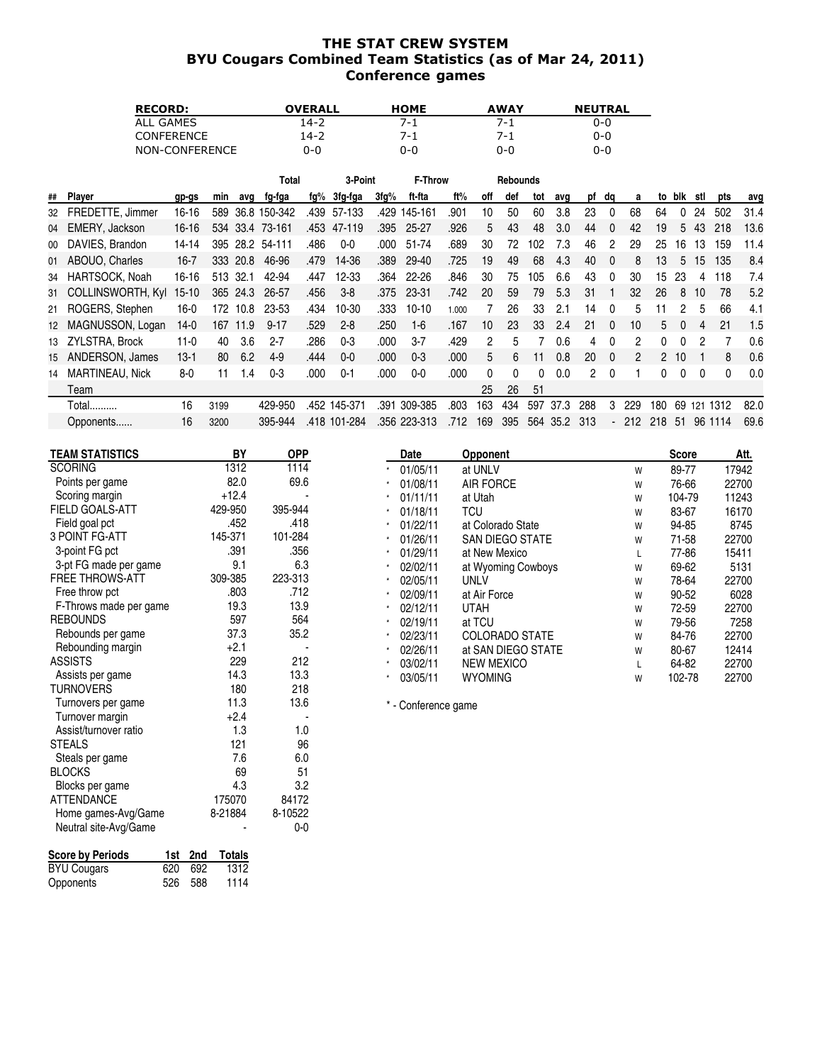# THE STAT CREW SYSTEM
## BYU Cougars Combined Team Statistics (as of Mar 24, 2011)
## Conference games

| RECORD: | OVERALL | HOME | AWAY | NEUTRAL |
|---|---|---|---|---|
| ALL GAMES | 14-2 | 7-1 | 7-1 | 0-0 |
| CONFERENCE | 14-2 | 7-1 | 7-1 | 0-0 |
| NON-CONFERENCE | 0-0 | 0-0 | 0-0 | 0-0 |

| | | | | | Total | | 3-Point | | F-Throw | | Rebounds | | | | | | | | | | | |
|---|---|---|---|---|---|---|---|---|---|---|---|---|---|---|---|---|---|---|---|---|---|---|
| ## | Player | gp-gs | min | avg | fg-fga | fg% | 3fg-fga | 3fg% | ft-fta | ft% | off | def | tot | avg | pf | dq | a | to | blk | stl | pts | avg |
| 32 | FREDETTE, Jimmer | 16-16 | 589 | 36.8 | 150-342 | .439 | 57-133 | .429 | 145-161 | .901 | 10 | 50 | 60 | 3.8 | 23 | 0 | 68 | 64 | 0 | 24 | 502 | 31.4 |
| 04 | EMERY, Jackson | 16-16 | 534 | 33.4 | 73-161 | .453 | 47-119 | .395 | 25-27 | .926 | 5 | 43 | 48 | 3.0 | 44 | 0 | 42 | 19 | 5 | 43 | 218 | 13.6 |
| 00 | DAVIES, Brandon | 14-14 | 395 | 28.2 | 54-111 | .486 | 0-0 | .000 | 51-74 | .689 | 30 | 72 | 102 | 7.3 | 46 | 2 | 29 | 25 | 16 | 13 | 159 | 11.4 |
| 01 | ABOUO, Charles | 16-7 | 333 | 20.8 | 46-96 | .479 | 14-36 | .389 | 29-40 | .725 | 19 | 49 | 68 | 4.3 | 40 | 0 | 8 | 13 | 5 | 15 | 135 | 8.4 |
| 34 | HARTSOCK, Noah | 16-16 | 513 | 32.1 | 42-94 | .447 | 12-33 | .364 | 22-26 | .846 | 30 | 75 | 105 | 6.6 | 43 | 0 | 30 | 15 | 23 | 4 | 118 | 7.4 |
| 31 | COLLINSWORTH, Kyl | 15-10 | 365 | 24.3 | 26-57 | .456 | 3-8 | .375 | 23-31 | .742 | 20 | 59 | 79 | 5.3 | 31 | 1 | 32 | 26 | 8 | 10 | 78 | 5.2 |
| 21 | ROGERS, Stephen | 16-0 | 172 | 10.8 | 23-53 | .434 | 10-30 | .333 | 10-10 | 1.000 | 7 | 26 | 33 | 2.1 | 14 | 0 | 5 | 11 | 2 | 5 | 66 | 4.1 |
| 12 | MAGNUSSON, Logan | 14-0 | 167 | 11.9 | 9-17 | .529 | 2-8 | .250 | 1-6 | .167 | 10 | 23 | 33 | 2.4 | 21 | 0 | 10 | 5 | 0 | 4 | 21 | 1.5 |
| 13 | ZYLSTRA, Brock | 11-0 | 40 | 3.6 | 2-7 | .286 | 0-3 | .000 | 3-7 | .429 | 2 | 5 | 7 | 0.6 | 4 | 0 | 2 | 0 | 0 | 2 | 7 | 0.6 |
| 15 | ANDERSON, James | 13-1 | 80 | 6.2 | 4-9 | .444 | 0-0 | .000 | 0-3 | .000 | 5 | 6 | 11 | 0.8 | 20 | 0 | 2 | 2 | 10 | 1 | 8 | 0.6 |
| 14 | MARTINEAU, Nick | 8-0 | 11 | 1.4 | 0-3 | .000 | 0-1 | .000 | 0-0 | .000 | 0 | 0 | 0 | 0.0 | 2 | 0 | 1 | 0 | 0 | 0 | 0 | 0.0 |
| | Team | | | | | | | | | | 25 | 26 | 51 | | | | | | | | | |
| | Total.......... | 16 | 3199 | | 429-950 | .452 | 145-371 | .391 | 309-385 | .803 | 163 | 434 | 597 | 37.3 | 288 | 3 | 229 | 180 | 69 | 121 | 1312 | 82.0 |
| | Opponents...... | 16 | 3200 | | 395-944 | .418 | 101-284 | .356 | 223-313 | .712 | 169 | 395 | 564 | 35.2 | 313 | - | 212 | 218 | 51 | 96 | 1114 | 69.6 |

| TEAM STATISTICS | BY | OPP |
|---|---|---|
| SCORING | 1312 | 1114 |
| Points per game | 82.0 | 69.6 |
| Scoring margin | +12.4 | - |
| FIELD GOALS-ATT | 429-950 | 395-944 |
| Field goal pct | .452 | .418 |
| 3 POINT FG-ATT | 145-371 | 101-284 |
| 3-point FG pct | .391 | .356 |
| 3-pt FG made per game | 9.1 | 6.3 |
| FREE THROWS-ATT | 309-385 | 223-313 |
| Free throw pct | .803 | .712 |
| F-Throws made per game | 19.3 | 13.9 |
| REBOUNDS | 597 | 564 |
| Rebounds per game | 37.3 | 35.2 |
| Rebounding margin | +2.1 | - |
| ASSISTS | 229 | 212 |
| Assists per game | 14.3 | 13.3 |
| TURNOVERS | 180 | 218 |
| Turnovers per game | 11.3 | 13.6 |
| Turnover margin | +2.4 | - |
| Assist/turnover ratio | 1.3 | 1.0 |
| STEALS | 121 | 96 |
| Steals per game | 7.6 | 6.0 |
| BLOCKS | 69 | 51 |
| Blocks per game | 4.3 | 3.2 |
| ATTENDANCE | 175070 | 84172 |
| Home games-Avg/Game | 8-21884 | 8-10522 |
| Neutral site-Avg/Game | - | 0-0 |

| Score by Periods | 1st | 2nd | Totals |
|---|---|---|---|
| BYU Cougars | 620 | 692 | 1312 |
| Opponents | 526 | 588 | 1114 |

| | Date | Opponent | | Score | Att. |
|---|---|---|---|---|---|
| * | 01/05/11 | at UNLV | W | 89-77 | 17942 |
| * | 01/08/11 | AIR FORCE | W | 76-66 | 22700 |
| * | 01/11/11 | at Utah | W | 104-79 | 11243 |
| * | 01/18/11 | TCU | W | 83-67 | 16170 |
| * | 01/22/11 | at Colorado State | W | 94-85 | 8745 |
| * | 01/26/11 | SAN DIEGO STATE | W | 71-58 | 22700 |
| * | 01/29/11 | at New Mexico | L | 77-86 | 15411 |
| * | 02/02/11 | at Wyoming Cowboys | W | 69-62 | 5131 |
| * | 02/05/11 | UNLV | W | 78-64 | 22700 |
| * | 02/09/11 | at Air Force | W | 90-52 | 6028 |
| * | 02/12/11 | UTAH | W | 72-59 | 22700 |
| * | 02/19/11 | at TCU | W | 79-56 | 7258 |
| * | 02/23/11 | COLORADO STATE | W | 84-76 | 22700 |
| * | 02/26/11 | at SAN DIEGO STATE | W | 80-67 | 12414 |
| * | 03/02/11 | NEW MEXICO | L | 64-82 | 22700 |
| * | 03/05/11 | WYOMING | W | 102-78 | 22700 |

* - Conference game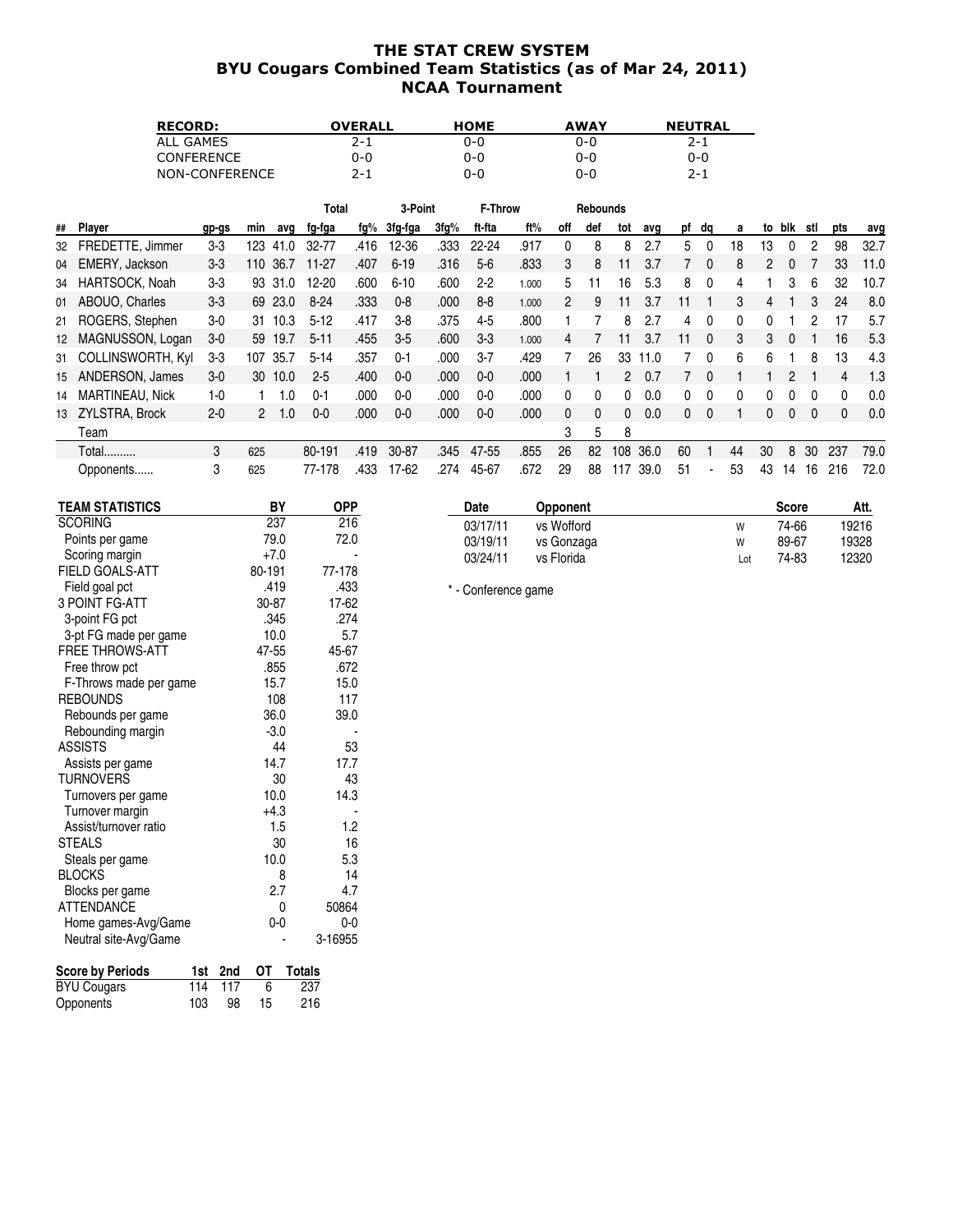# THE STAT CREW SYSTEM
## BYU Cougars Combined Team Statistics (as of Mar 24, 2011)
## NCAA Tournament

| RECORD: | OVERALL | HOME | AWAY | NEUTRAL |
|---|---|---|---|---|
| ALL GAMES | 2-1 | 0-0 | 0-0 | 2-1 |
| CONFERENCE | 0-0 | 0-0 | 0-0 | 0-0 |
| NON-CONFERENCE | 2-1 | 0-0 | 0-0 | 2-1 |

| | | | | | Total | | 3-Point | | F-Throw | | Rebounds | | | | | | | | | | | |
|---|---|---|---|---|---|---|---|---|---|---|---|---|---|---|---|---|---|---|---|---|---|---|
| ## | Player | gp-gs | min | avg | fg-fga | fg% | 3fg-fga | 3fg% | ft-fta | ft% | off | def | tot | avg | pf | dq | a | to | blk | stl | pts | avg |
| 32 | FREDETTE, Jimmer | 3-3 | 123 | 41.0 | 32-77 | .416 | 12-36 | .333 | 22-24 | .917 | 0 | 8 | 8 | 2.7 | 5 | 0 | 18 | 13 | 0 | 2 | 98 | 32.7 |
| 04 | EMERY, Jackson | 3-3 | 110 | 36.7 | 11-27 | .407 | 6-19 | .316 | 5-6 | .833 | 3 | 8 | 11 | 3.7 | 7 | 0 | 8 | 2 | 0 | 7 | 33 | 11.0 |
| 34 | HARTSOCK, Noah | 3-3 | 93 | 31.0 | 12-20 | .600 | 6-10 | .600 | 2-2 | 1.000 | 5 | 11 | 16 | 5.3 | 8 | 0 | 4 | 1 | 3 | 6 | 32 | 10.7 |
| 01 | ABOUO, Charles | 3-3 | 69 | 23.0 | 8-24 | .333 | 0-8 | .000 | 8-8 | 1.000 | 2 | 9 | 11 | 3.7 | 11 | 1 | 3 | 4 | 1 | 3 | 24 | 8.0 |
| 21 | ROGERS, Stephen | 3-0 | 31 | 10.3 | 5-12 | .417 | 3-8 | .375 | 4-5 | .800 | 1 | 7 | 8 | 2.7 | 4 | 0 | 0 | 0 | 1 | 2 | 17 | 5.7 |
| 12 | MAGNUSSON, Logan | 3-0 | 59 | 19.7 | 5-11 | .455 | 3-5 | .600 | 3-3 | 1.000 | 4 | 7 | 11 | 3.7 | 11 | 0 | 3 | 3 | 0 | 1 | 16 | 5.3 |
| 31 | COLLINSWORTH, Kyl | 3-3 | 107 | 35.7 | 5-14 | .357 | 0-1 | .000 | 3-7 | .429 | 7 | 26 | 33 | 11.0 | 7 | 0 | 6 | 6 | 1 | 8 | 13 | 4.3 |
| 15 | ANDERSON, James | 3-0 | 30 | 10.0 | 2-5 | .400 | 0-0 | .000 | 0-0 | .000 | 1 | 1 | 2 | 0.7 | 7 | 0 | 1 | 1 | 2 | 1 | 4 | 1.3 |
| 14 | MARTINEAU, Nick | 1-0 | 1 | 1.0 | 0-1 | .000 | 0-0 | .000 | 0-0 | .000 | 0 | 0 | 0 | 0.0 | 0 | 0 | 0 | 0 | 0 | 0 | 0 | 0.0 |
| 13 | ZYLSTRA, Brock | 2-0 | 2 | 1.0 | 0-0 | .000 | 0-0 | .000 | 0-0 | .000 | 0 | 0 | 0 | 0.0 | 0 | 0 | 1 | 0 | 0 | 0 | 0 | 0.0 |
| | Team | | | | | | | | | | 3 | 5 | 8 | | | | | | | | | |
| | Total.......... | 3 | 625 | | 80-191 | .419 | 30-87 | .345 | 47-55 | .855 | 26 | 82 | 108 | 36.0 | 60 | 1 | 44 | 30 | 8 | 30 | 237 | 79.0 |
| | Opponents...... | 3 | 625 | | 77-178 | .433 | 17-62 | .274 | 45-67 | .672 | 29 | 88 | 117 | 39.0 | 51 | - | 53 | 43 | 14 | 16 | 216 | 72.0 |

| TEAM STATISTICS | BY | OPP |
|---|---|---|
| SCORING | 237 | 216 |
| Points per game | 79.0 | 72.0 |
| Scoring margin | +7.0 | - |
| FIELD GOALS-ATT | 80-191 | 77-178 |
| Field goal pct | .419 | .433 |
| 3 POINT FG-ATT | 30-87 | 17-62 |
| 3-point FG pct | .345 | .274 |
| 3-pt FG made per game | 10.0 | 5.7 |
| FREE THROWS-ATT | 47-55 | 45-67 |
| Free throw pct | .855 | .672 |
| F-Throws made per game | 15.7 | 15.0 |
| REBOUNDS | 108 | 117 |
| Rebounds per game | 36.0 | 39.0 |
| Rebounding margin | -3.0 | - |
| ASSISTS | 44 | 53 |
| Assists per game | 14.7 | 17.7 |
| TURNOVERS | 30 | 43 |
| Turnovers per game | 10.0 | 14.3 |
| Turnover margin | +4.3 | - |
| Assist/turnover ratio | 1.5 | 1.2 |
| STEALS | 30 | 16 |
| Steals per game | 10.0 | 5.3 |
| BLOCKS | 8 | 14 |
| Blocks per game | 2.7 | 4.7 |
| ATTENDANCE | 0 | 50864 |
| Home games-Avg/Game | 0-0 | 0-0 |
| Neutral site-Avg/Game | - | 3-16955 |

| Date | Opponent | | Score | Att. |
|---|---|---|---|---|
| 03/17/11 | vs Wofford | W | 74-66 | 19216 |
| 03/19/11 | vs Gonzaga | W | 89-67 | 19328 |
| 03/24/11 | vs Florida | Lot | 74-83 | 12320 |

\* - Conference game

| Score by Periods | 1st | 2nd | OT | Totals |
|---|---|---|---|---|
| BYU Cougars | 114 | 117 | 6 | 237 |
| Opponents | 103 | 98 | 15 | 216 |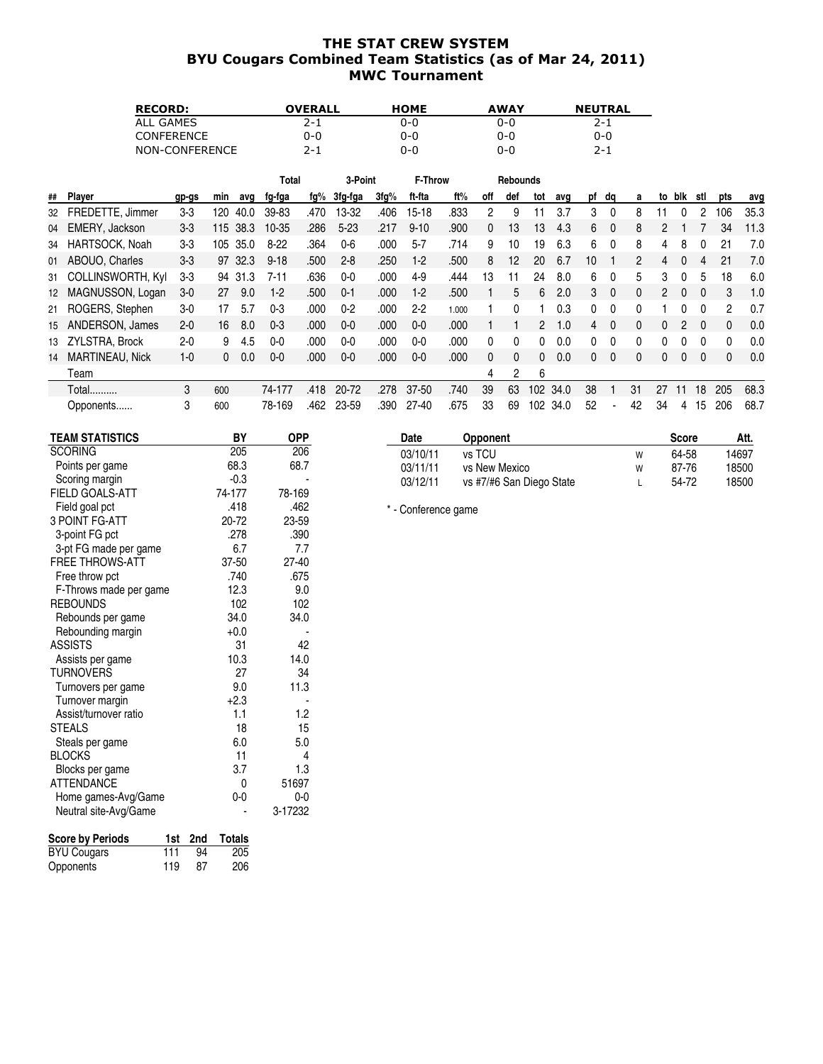# THE STAT CREW SYSTEM
## BYU Cougars Combined Team Statistics (as of Mar 24, 2011)
## MWC Tournament

| RECORD: | OVERALL | HOME | AWAY | NEUTRAL |
|---|---|---|---|---|
| ALL GAMES | 2-1 | 0-0 | 0-0 | 2-1 |
| CONFERENCE | 0-0 | 0-0 | 0-0 | 0-0 |
| NON-CONFERENCE | 2-1 | 0-0 | 0-0 | 2-1 |

| | | | | | Total | | 3-Point | | F-Throw | | Rebounds | | | | | | | | | | | |
|---|---|---|---|---|---|---|---|---|---|---|---|---|---|---|---|---|---|---|---|---|---|---|
| ## | Player | gp-gs | min | avg | fg-fga | fg% | 3fg-fga | 3fg% | ft-fta | ft% | off | def | tot | avg | pf | dq | a | to | blk | stl | pts | avg |
| 32 | FREDETTE, Jimmer | 3-3 | 120 | 40.0 | 39-83 | .470 | 13-32 | .406 | 15-18 | .833 | 2 | 9 | 11 | 3.7 | 3 | 0 | 8 | 11 | 0 | 2 | 106 | 35.3 |
| 04 | EMERY, Jackson | 3-3 | 115 | 38.3 | 10-35 | .286 | 5-23 | .217 | 9-10 | .900 | 0 | 13 | 13 | 4.3 | 6 | 0 | 8 | 2 | 1 | 7 | 34 | 11.3 |
| 34 | HARTSOCK, Noah | 3-3 | 105 | 35.0 | 8-22 | .364 | 0-6 | .000 | 5-7 | .714 | 9 | 10 | 19 | 6.3 | 6 | 0 | 8 | 4 | 8 | 0 | 21 | 7.0 |
| 01 | ABOUO, Charles | 3-3 | 97 | 32.3 | 9-18 | .500 | 2-8 | .250 | 1-2 | .500 | 8 | 12 | 20 | 6.7 | 10 | 1 | 2 | 4 | 0 | 4 | 21 | 7.0 |
| 31 | COLLINSWORTH, Kyl | 3-3 | 94 | 31.3 | 7-11 | .636 | 0-0 | .000 | 4-9 | .444 | 13 | 11 | 24 | 8.0 | 6 | 0 | 5 | 3 | 0 | 5 | 18 | 6.0 |
| 12 | MAGNUSSON, Logan | 3-0 | 27 | 9.0 | 1-2 | .500 | 0-1 | .000 | 1-2 | .500 | 1 | 5 | 6 | 2.0 | 3 | 0 | 0 | 2 | 0 | 0 | 3 | 1.0 |
| 21 | ROGERS, Stephen | 3-0 | 17 | 5.7 | 0-3 | .000 | 0-2 | .000 | 2-2 | 1.000 | 1 | 0 | 1 | 0.3 | 0 | 0 | 0 | 1 | 0 | 0 | 2 | 0.7 |
| 15 | ANDERSON, James | 2-0 | 16 | 8.0 | 0-3 | .000 | 0-0 | .000 | 0-0 | .000 | 1 | 1 | 2 | 1.0 | 4 | 0 | 0 | 0 | 2 | 0 | 0 | 0.0 |
| 13 | ZYLSTRA, Brock | 2-0 | 9 | 4.5 | 0-0 | .000 | 0-0 | .000 | 0-0 | .000 | 0 | 0 | 0 | 0.0 | 0 | 0 | 0 | 0 | 0 | 0 | 0 | 0.0 |
| 14 | MARTINEAU, Nick | 1-0 | 0 | 0.0 | 0-0 | .000 | 0-0 | .000 | 0-0 | .000 | 0 | 0 | 0 | 0.0 | 0 | 0 | 0 | 0 | 0 | 0 | 0 | 0.0 |
| | Team | | | | | | | | | | 4 | 2 | 6 | | | | | | | | | |
| | Total.......... | 3 | 600 | | 74-177 | .418 | 20-72 | .278 | 37-50 | .740 | 39 | 63 | 102 | 34.0 | 38 | 1 | 31 | 27 | 11 | 18 | 205 | 68.3 |
| | Opponents...... | 3 | 600 | | 78-169 | .462 | 23-59 | .390 | 27-40 | .675 | 33 | 69 | 102 | 34.0 | 52 | - | 42 | 34 | 4 | 15 | 206 | 68.7 |

| TEAM STATISTICS | BY | OPP |
|---|---|---|
| SCORING | 205 | 206 |
| Points per game | 68.3 | 68.7 |
| Scoring margin | -0.3 | - |
| FIELD GOALS-ATT | 74-177 | 78-169 |
| Field goal pct | .418 | .462 |
| 3 POINT FG-ATT | 20-72 | 23-59 |
| 3-point FG pct | .278 | .390 |
| 3-pt FG made per game | 6.7 | 7.7 |
| FREE THROWS-ATT | 37-50 | 27-40 |
| Free throw pct | .740 | .675 |
| F-Throws made per game | 12.3 | 9.0 |
| REBOUNDS | 102 | 102 |
| Rebounds per game | 34.0 | 34.0 |
| Rebounding margin | +0.0 | - |
| ASSISTS | 31 | 42 |
| Assists per game | 10.3 | 14.0 |
| TURNOVERS | 27 | 34 |
| Turnovers per game | 9.0 | 11.3 |
| Turnover margin | +2.3 | - |
| Assist/turnover ratio | 1.1 | 1.2 |
| STEALS | 18 | 15 |
| Steals per game | 6.0 | 5.0 |
| BLOCKS | 11 | 4 |
| Blocks per game | 3.7 | 1.3 |
| ATTENDANCE | 0 | 51697 |
| Home games-Avg/Game | 0-0 | 0-0 |
| Neutral site-Avg/Game | - | 3-17232 |

| Score by Periods | 1st | 2nd | Totals |
|---|---|---|---|
| BYU Cougars | 111 | 94 | 205 |
| Opponents | 119 | 87 | 206 |

| Date | Opponent | | Score | Att. |
|---|---|---|---|---|
| 03/10/11 | vs TCU | W | 64-58 | 14697 |
| 03/11/11 | vs New Mexico | W | 87-76 | 18500 |
| 03/12/11 | vs #7/#6 San Diego State | L | 54-72 | 18500 |

* - Conference game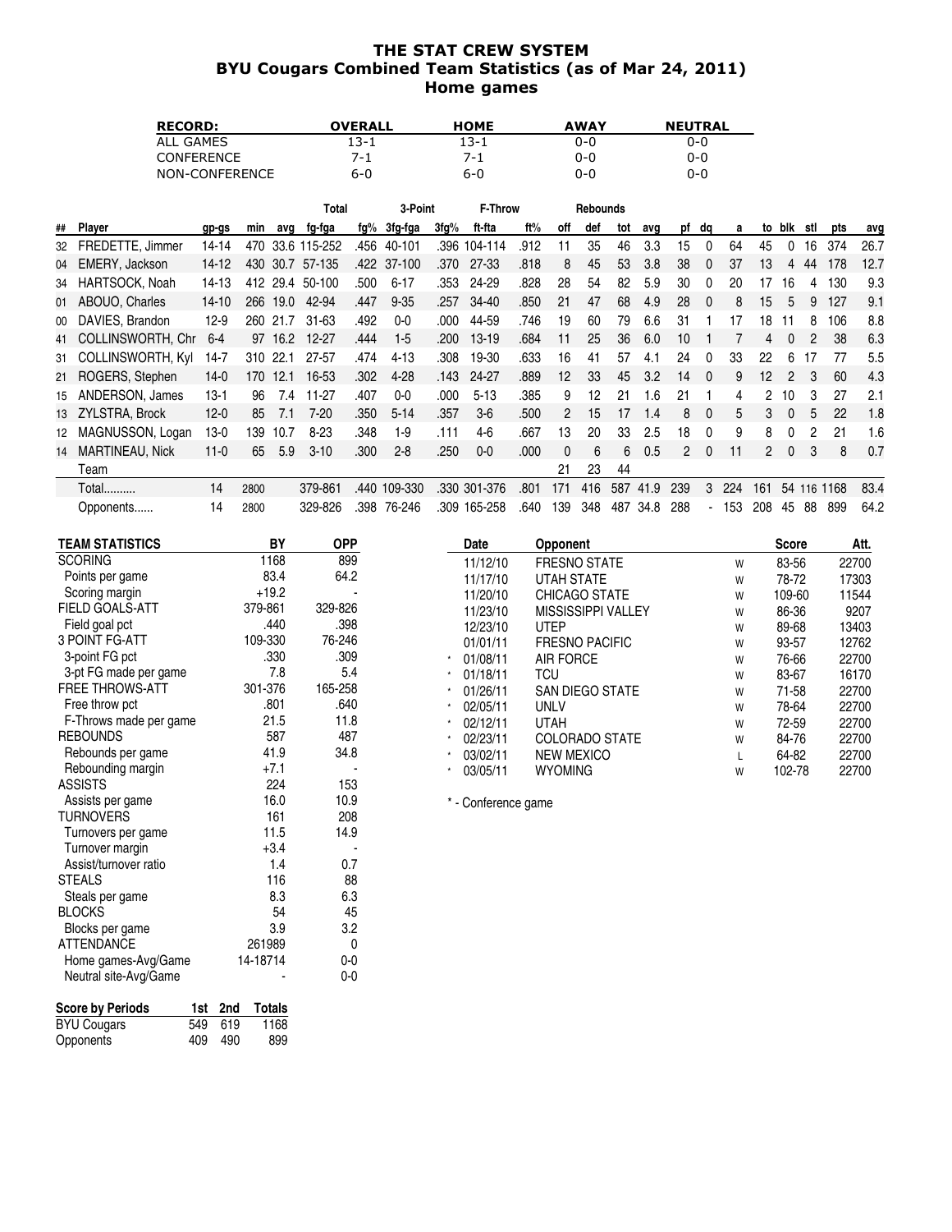# THE STAT CREW SYSTEM
## BYU Cougars Combined Team Statistics (as of Mar 24, 2011)
### Home games

| RECORD: | OVERALL | HOME | AWAY | NEUTRAL |
|---|---|---|---|---|
| ALL GAMES | 13-1 | 13-1 | 0-0 | 0-0 |
| CONFERENCE | 7-1 | 7-1 | 0-0 | 0-0 |
| NON-CONFERENCE | 6-0 | 6-0 | 0-0 | 0-0 |

| | | | | | Total | | 3-Point | | F-Throw | | Rebounds | | | | | | | | | | | |
|---|---|---|---|---|---|---|---|---|---|---|---|---|---|---|---|---|---|---|---|---|---|---|
| ## | Player | gp-gs | min | avg | fg-fga | fg% | 3fg-fga | 3fg% | ft-fta | ft% | off | def | tot | avg | pf | dq | a | to | blk | stl | pts | avg |
| 32 | FREDETTE, Jimmer | 14-14 | 470 | 33.6 | 115-252 | .456 | 40-101 | .396 | 104-114 | .912 | 11 | 35 | 46 | 3.3 | 15 | 0 | 64 | 45 | 0 | 16 | 374 | 26.7 |
| 04 | EMERY, Jackson | 14-12 | 430 | 30.7 | 57-135 | .422 | 37-100 | .370 | 27-33 | .818 | 8 | 45 | 53 | 3.8 | 38 | 0 | 37 | 13 | 4 | 44 | 178 | 12.7 |
| 34 | HARTSOCK, Noah | 14-13 | 412 | 29.4 | 50-100 | .500 | 6-17 | .353 | 24-29 | .828 | 28 | 54 | 82 | 5.9 | 30 | 0 | 20 | 17 | 16 | 4 | 130 | 9.3 |
| 01 | ABOUO, Charles | 14-10 | 266 | 19.0 | 42-94 | .447 | 9-35 | .257 | 34-40 | .850 | 21 | 47 | 68 | 4.9 | 28 | 0 | 8 | 15 | 5 | 9 | 127 | 9.1 |
| 00 | DAVIES, Brandon | 12-9 | 260 | 21.7 | 31-63 | .492 | 0-0 | .000 | 44-59 | .746 | 19 | 60 | 79 | 6.6 | 31 | 1 | 17 | 18 | 11 | 8 | 106 | 8.8 |
| 41 | COLLINSWORTH, Chr | 6-4 | 97 | 16.2 | 12-27 | .444 | 1-5 | .200 | 13-19 | .684 | 11 | 25 | 36 | 6.0 | 10 | 1 | 7 | 4 | 0 | 2 | 38 | 6.3 |
| 31 | COLLINSWORTH, Kyl | 14-7 | 310 | 22.1 | 27-57 | .474 | 4-13 | .308 | 19-30 | .633 | 16 | 41 | 57 | 4.1 | 24 | 0 | 33 | 22 | 6 | 17 | 77 | 5.5 |
| 21 | ROGERS, Stephen | 14-0 | 170 | 12.1 | 16-53 | .302 | 4-28 | .143 | 24-27 | .889 | 12 | 33 | 45 | 3.2 | 14 | 0 | 9 | 12 | 2 | 3 | 60 | 4.3 |
| 15 | ANDERSON, James | 13-1 | 96 | 7.4 | 11-27 | .407 | 0-0 | .000 | 5-13 | .385 | 9 | 12 | 21 | 1.6 | 21 | 1 | 4 | 2 | 10 | 3 | 27 | 2.1 |
| 13 | ZYLSTRA, Brock | 12-0 | 85 | 7.1 | 7-20 | .350 | 5-14 | .357 | 3-6 | .500 | 2 | 15 | 17 | 1.4 | 8 | 0 | 5 | 3 | 0 | 5 | 22 | 1.8 |
| 12 | MAGNUSSON, Logan | 13-0 | 139 | 10.7 | 8-23 | .348 | 1-9 | .111 | 4-6 | .667 | 13 | 20 | 33 | 2.5 | 18 | 0 | 9 | 8 | 0 | 2 | 21 | 1.6 |
| 14 | MARTINEAU, Nick | 11-0 | 65 | 5.9 | 3-10 | .300 | 2-8 | .250 | 0-0 | .000 | 0 | 6 | 6 | 0.5 | 2 | 0 | 11 | 2 | 0 | 3 | 8 | 0.7 |
| | Team | | | | | | | | | | 21 | 23 | 44 | | | | | | | | | |
| | Total.......... | 14 | 2800 | | 379-861 | .440 | 109-330 | .330 | 301-376 | .801 | 171 | 416 | 587 | 41.9 | 239 | 3 | 224 | 161 | 54 | 116 | 1168 | 83.4 |
| | Opponents...... | 14 | 2800 | | 329-826 | .398 | 76-246 | .309 | 165-258 | .640 | 139 | 348 | 487 | 34.8 | 288 | - | 153 | 208 | 45 | 88 | 899 | 64.2 |

| TEAM STATISTICS | BY | OPP |
|---|---|---|
| SCORING | 1168 | 899 |
| Points per game | 83.4 | 64.2 |
| Scoring margin | +19.2 | - |
| FIELD GOALS-ATT | 379-861 | 329-826 |
| Field goal pct | .440 | .398 |
| 3 POINT FG-ATT | 109-330 | 76-246 |
| 3-point FG pct | .330 | .309 |
| 3-pt FG made per game | 7.8 | 5.4 |
| FREE THROWS-ATT | 301-376 | 165-258 |
| Free throw pct | .801 | .640 |
| F-Throws made per game | 21.5 | 11.8 |
| REBOUNDS | 587 | 487 |
| Rebounds per game | 41.9 | 34.8 |
| Rebounding margin | +7.1 | - |
| ASSISTS | 224 | 153 |
| Assists per game | 16.0 | 10.9 |
| TURNOVERS | 161 | 208 |
| Turnovers per game | 11.5 | 14.9 |
| Turnover margin | +3.4 | - |
| Assist/turnover ratio | 1.4 | 0.7 |
| STEALS | 116 | 88 |
| Steals per game | 8.3 | 6.3 |
| BLOCKS | 54 | 45 |
| Blocks per game | 3.9 | 3.2 |
| ATTENDANCE | 261989 | 0 |
| Home games-Avg/Game | 14-18714 | 0-0 |
| Neutral site-Avg/Game | - | 0-0 |

| Score by Periods | 1st | 2nd | Totals |
|---|---|---|---|
| BYU Cougars | 549 | 619 | 1168 |
| Opponents | 409 | 490 | 899 |

| | Date | Opponent | | Score | Att. |
|---|---|---|---|---|---|
| | 11/12/10 | FRESNO STATE | W | 83-56 | 22700 |
| | 11/17/10 | UTAH STATE | W | 78-72 | 17303 |
| | 11/20/10 | CHICAGO STATE | W | 109-60 | 11544 |
| | 11/23/10 | MISSISSIPPI VALLEY | W | 86-36 | 9207 |
| | 12/23/10 | UTEP | W | 89-68 | 13403 |
| | 01/01/11 | FRESNO PACIFIC | W | 93-57 | 12762 |
| * | 01/08/11 | AIR FORCE | W | 76-66 | 22700 |
| * | 01/18/11 | TCU | W | 83-67 | 16170 |
| * | 01/26/11 | SAN DIEGO STATE | W | 71-58 | 22700 |
| * | 02/05/11 | UNLV | W | 78-64 | 22700 |
| * | 02/12/11 | UTAH | W | 72-59 | 22700 |
| * | 02/23/11 | COLORADO STATE | W | 84-76 | 22700 |
| * | 03/02/11 | NEW MEXICO | L | 64-82 | 22700 |
| * | 03/05/11 | WYOMING | W | 102-78 | 22700 |

* - Conference game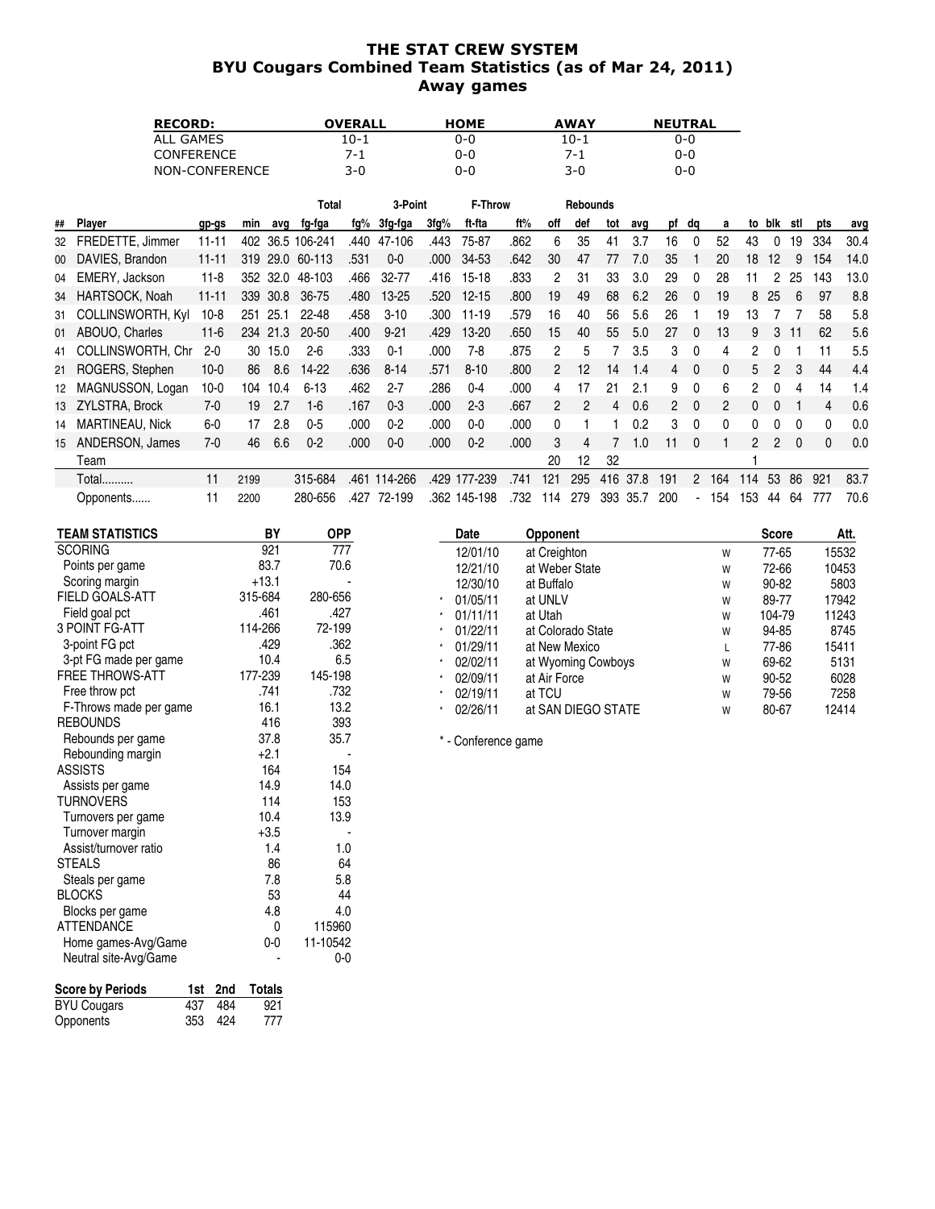# THE STAT CREW SYSTEM
## BYU Cougars Combined Team Statistics (as of Mar 24, 2011)
### Away games

| RECORD: | OVERALL | HOME | AWAY | NEUTRAL |
|---|---|---|---|---|
| ALL GAMES | 10-1 | 0-0 | 10-1 | 0-0 |
| CONFERENCE | 7-1 | 0-0 | 7-1 | 0-0 |
| NON-CONFERENCE | 3-0 | 0-0 | 3-0 | 0-0 |

| ## | Player | gp-gs | min | avg | Total fg-fga | fg% | 3-Point 3fg-fga | 3fg% | F-Throw ft-fta | ft% | Rebounds off | def | tot | avg | pf | dq | a | to | blk | stl | pts | avg |
|---|---|---|---|---|---|---|---|---|---|---|---|---|---|---|---|---|---|---|---|---|---|---|
| 32 | FREDETTE, Jimmer | 11-11 | 402 | 36.5 | 106-241 | .440 | 47-106 | .443 | 75-87 | .862 | 6 | 35 | 41 | 3.7 | 16 | 0 | 52 | 43 | 0 | 19 | 334 | 30.4 |
| 00 | DAVIES, Brandon | 11-11 | 319 | 29.0 | 60-113 | .531 | 0-0 | .000 | 34-53 | .642 | 30 | 47 | 77 | 7.0 | 35 | 1 | 20 | 18 | 12 | 9 | 154 | 14.0 |
| 04 | EMERY, Jackson | 11-8 | 352 | 32.0 | 48-103 | .466 | 32-77 | .416 | 15-18 | .833 | 2 | 31 | 33 | 3.0 | 29 | 0 | 28 | 11 | 2 | 25 | 143 | 13.0 |
| 34 | HARTSOCK, Noah | 11-11 | 339 | 30.8 | 36-75 | .480 | 13-25 | .520 | 12-15 | .800 | 19 | 49 | 68 | 6.2 | 26 | 0 | 19 | 8 | 25 | 6 | 97 | 8.8 |
| 31 | COLLINSWORTH, Kyl | 10-8 | 251 | 25.1 | 22-48 | .458 | 3-10 | .300 | 11-19 | .579 | 16 | 40 | 56 | 5.6 | 26 | 1 | 19 | 13 | 7 | 7 | 58 | 5.8 |
| 01 | ABOUO, Charles | 11-6 | 234 | 21.3 | 20-50 | .400 | 9-21 | .429 | 13-20 | .650 | 15 | 40 | 55 | 5.0 | 27 | 0 | 13 | 9 | 3 | 11 | 62 | 5.6 |
| 41 | COLLINSWORTH, Chr | 2-0 | 30 | 15.0 | 2-6 | .333 | 0-1 | .000 | 7-8 | .875 | 2 | 5 | 7 | 3.5 | 3 | 0 | 4 | 2 | 0 | 1 | 11 | 5.5 |
| 21 | ROGERS, Stephen | 10-0 | 86 | 8.6 | 14-22 | .636 | 8-14 | .571 | 8-10 | .800 | 2 | 12 | 14 | 1.4 | 4 | 0 | 0 | 5 | 2 | 3 | 44 | 4.4 |
| 12 | MAGNUSSON, Logan | 10-0 | 104 | 10.4 | 6-13 | .462 | 2-7 | .286 | 0-4 | .000 | 4 | 17 | 21 | 2.1 | 9 | 0 | 6 | 2 | 0 | 4 | 14 | 1.4 |
| 13 | ZYLSTRA, Brock | 7-0 | 19 | 2.7 | 1-6 | .167 | 0-3 | .000 | 2-3 | .667 | 2 | 2 | 4 | 0.6 | 2 | 0 | 2 | 0 | 0 | 1 | 4 | 0.6 |
| 14 | MARTINEAU, Nick | 6-0 | 17 | 2.8 | 0-5 | .000 | 0-2 | .000 | 0-0 | .000 | 0 | 1 | 1 | 0.2 | 3 | 0 | 0 | 0 | 0 | 0 | 0 | 0.0 |
| 15 | ANDERSON, James | 7-0 | 46 | 6.6 | 0-2 | .000 | 0-0 | .000 | 0-2 | .000 | 3 | 4 | 7 | 1.0 | 11 | 0 | 1 | 2 | 2 | 0 | 0 | 0.0 |
| | Team | | | | | | | | | | 20 | 12 | 32 | | | | | 1 | | | | |
| | Total.......... | 11 | 2199 | | 315-684 | .461 | 114-266 | .429 | 177-239 | .741 | 121 | 295 | 416 | 37.8 | 191 | 2 | 164 | 114 | 53 | 86 | 921 | 83.7 |
| | Opponents...... | 11 | 2200 | | 280-656 | .427 | 72-199 | .362 | 145-198 | .732 | 114 | 279 | 393 | 35.7 | 200 | - | 154 | 153 | 44 | 64 | 777 | 70.6 |

| TEAM STATISTICS | BY | OPP |
|---|---|---|
| SCORING | 921 | 777 |
| Points per game | 83.7 | 70.6 |
| Scoring margin | +13.1 | - |
| FIELD GOALS-ATT | 315-684 | 280-656 |
| Field goal pct | .461 | .427 |
| 3 POINT FG-ATT | 114-266 | 72-199 |
| 3-point FG pct | .429 | .362 |
| 3-pt FG made per game | 10.4 | 6.5 |
| FREE THROWS-ATT | 177-239 | 145-198 |
| Free throw pct | .741 | .732 |
| F-Throws made per game | 16.1 | 13.2 |
| REBOUNDS | 416 | 393 |
| Rebounds per game | 37.8 | 35.7 |
| Rebounding margin | +2.1 | - |
| ASSISTS | 164 | 154 |
| Assists per game | 14.9 | 14.0 |
| TURNOVERS | 114 | 153 |
| Turnovers per game | 10.4 | 13.9 |
| Turnover margin | +3.5 | - |
| Assist/turnover ratio | 1.4 | 1.0 |
| STEALS | 86 | 64 |
| Steals per game | 7.8 | 5.8 |
| BLOCKS | 53 | 44 |
| Blocks per game | 4.8 | 4.0 |
| ATTENDANCE | 0 | 115960 |
| Home games-Avg/Game | 0-0 | 11-10542 |
| Neutral site-Avg/Game | - | 0-0 |

| Score by Periods | 1st | 2nd | Totals |
|---|---|---|---|
| BYU Cougars | 437 | 484 | 921 |
| Opponents | 353 | 424 | 777 |

| | Date | Opponent | | Score | Att. |
|---|---|---|---|---|---|
| | 12/01/10 | at Creighton | W | 77-65 | 15532 |
| | 12/21/10 | at Weber State | W | 72-66 | 10453 |
| | 12/30/10 | at Buffalo | W | 90-82 | 5803 |
| * | 01/05/11 | at UNLV | W | 89-77 | 17942 |
| * | 01/11/11 | at Utah | W | 104-79 | 11243 |
| * | 01/22/11 | at Colorado State | W | 94-85 | 8745 |
| * | 01/29/11 | at New Mexico | L | 77-86 | 15411 |
| * | 02/02/11 | at Wyoming Cowboys | W | 69-62 | 5131 |
| * | 02/09/11 | at Air Force | W | 90-52 | 6028 |
| * | 02/19/11 | at TCU | W | 79-56 | 7258 |
| * | 02/26/11 | at SAN DIEGO STATE | W | 80-67 | 12414 |

* - Conference game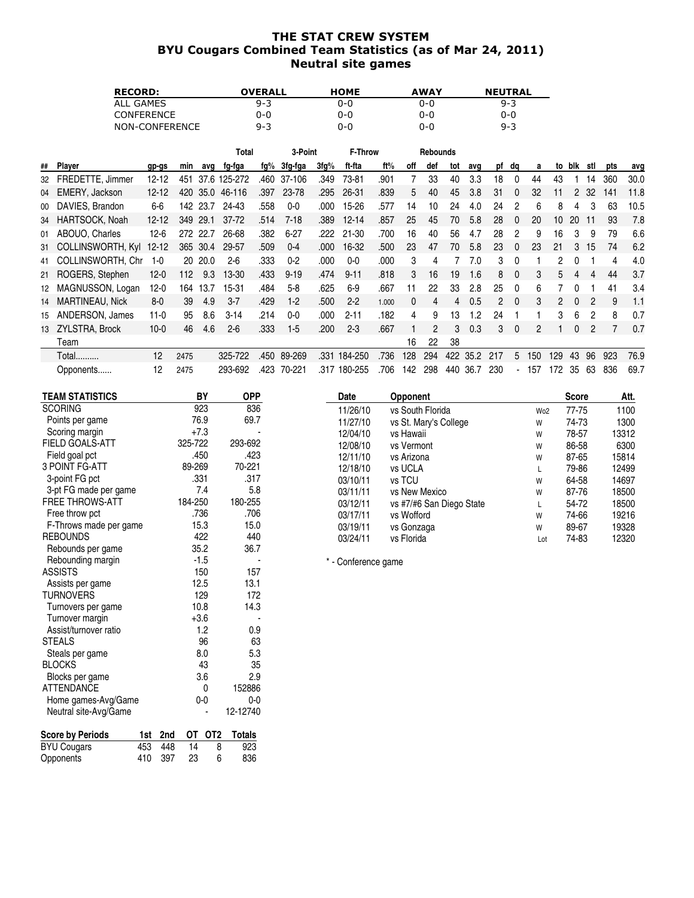# THE STAT CREW SYSTEM
## BYU Cougars Combined Team Statistics (as of Mar 24, 2011)
## Neutral site games

| RECORD: | OVERALL | HOME | AWAY | NEUTRAL |
|---|---|---|---|---|
| ALL GAMES | 9-3 | 0-0 | 0-0 | 9-3 |
| CONFERENCE | 0-0 | 0-0 | 0-0 | 0-0 |
| NON-CONFERENCE | 9-3 | 0-0 | 0-0 | 9-3 |

| ## | Player | gp-gs | min | avg | Total fg-fga | fg% | 3-Point 3fg-fga | 3fg% | F-Throw ft-fta | ft% | Rebounds off | def | tot | avg | pf | dq | a | to | blk | stl | pts | avg |
|---|---|---|---|---|---|---|---|---|---|---|---|---|---|---|---|---|---|---|---|---|---|---|
| 32 | FREDETTE, Jimmer | 12-12 | 451 | 37.6 | 125-272 | .460 | 37-106 | .349 | 73-81 | .901 | 7 | 33 | 40 | 3.3 | 18 | 0 | 44 | 43 | 1 | 14 | 360 | 30.0 |
| 04 | EMERY, Jackson | 12-12 | 420 | 35.0 | 46-116 | .397 | 23-78 | .295 | 26-31 | .839 | 5 | 40 | 45 | 3.8 | 31 | 0 | 32 | 11 | 2 | 32 | 141 | 11.8 |
| 00 | DAVIES, Brandon | 6-6 | 142 | 23.7 | 24-43 | .558 | 0-0 | .000 | 15-26 | .577 | 14 | 10 | 24 | 4.0 | 24 | 2 | 6 | 8 | 4 | 3 | 63 | 10.5 |
| 34 | HARTSOCK, Noah | 12-12 | 349 | 29.1 | 37-72 | .514 | 7-18 | .389 | 12-14 | .857 | 25 | 45 | 70 | 5.8 | 28 | 0 | 20 | 10 | 20 | 11 | 93 | 7.8 |
| 01 | ABOUO, Charles | 12-6 | 272 | 22.7 | 26-68 | .382 | 6-27 | .222 | 21-30 | .700 | 16 | 40 | 56 | 4.7 | 28 | 2 | 9 | 16 | 3 | 9 | 79 | 6.6 |
| 31 | COLLINSWORTH, Kyl | 12-12 | 365 | 30.4 | 29-57 | .509 | 0-4 | .000 | 16-32 | .500 | 23 | 47 | 70 | 5.8 | 23 | 0 | 23 | 21 | 3 | 15 | 74 | 6.2 |
| 41 | COLLINSWORTH, Chr | 1-0 | 20 | 20.0 | 2-6 | .333 | 0-2 | .000 | 0-0 | .000 | 3 | 4 | 7 | 7.0 | 3 | 0 | 1 | 2 | 0 | 1 | 4 | 4.0 |
| 21 | ROGERS, Stephen | 12-0 | 112 | 9.3 | 13-30 | .433 | 9-19 | .474 | 9-11 | .818 | 3 | 16 | 19 | 1.6 | 8 | 0 | 3 | 5 | 4 | 4 | 44 | 3.7 |
| 12 | MAGNUSSON, Logan | 12-0 | 164 | 13.7 | 15-31 | .484 | 5-8 | .625 | 6-9 | .667 | 11 | 22 | 33 | 2.8 | 25 | 0 | 6 | 7 | 0 | 1 | 41 | 3.4 |
| 14 | MARTINEAU, Nick | 8-0 | 39 | 4.9 | 3-7 | .429 | 1-2 | .500 | 2-2 | 1.000 | 0 | 4 | 4 | 0.5 | 2 | 0 | 3 | 2 | 0 | 2 | 9 | 1.1 |
| 15 | ANDERSON, James | 11-0 | 95 | 8.6 | 3-14 | .214 | 0-0 | .000 | 2-11 | .182 | 4 | 9 | 13 | 1.2 | 24 | 1 | 1 | 3 | 6 | 2 | 8 | 0.7 |
| 13 | ZYLSTRA, Brock | 10-0 | 46 | 4.6 | 2-6 | .333 | 1-5 | .200 | 2-3 | .667 | 1 | 2 | 3 | 0.3 | 3 | 0 | 2 | 1 | 0 | 2 | 7 | 0.7 |
| | Team | | | | | | | | | | 16 | 22 | 38 | | | | | | | | | |
| | Total.......... | 12 | 2475 | | 325-722 | .450 | 89-269 | .331 | 184-250 | .736 | 128 | 294 | 422 | 35.2 | 217 | 5 | 150 | 129 | 43 | 96 | 923 | 76.9 |
| | Opponents...... | 12 | 2475 | | 293-692 | .423 | 70-221 | .317 | 180-255 | .706 | 142 | 298 | 440 | 36.7 | 230 | - | 157 | 172 | 35 | 63 | 836 | 69.7 |

| TEAM STATISTICS | BY | OPP |
|---|---|---|
| SCORING | 923 | 836 |
| Points per game | 76.9 | 69.7 |
| Scoring margin | +7.3 | - |
| FIELD GOALS-ATT | 325-722 | 293-692 |
| Field goal pct | .450 | .423 |
| 3 POINT FG-ATT | 89-269 | 70-221 |
| 3-point FG pct | .331 | .317 |
| 3-pt FG made per game | 7.4 | 5.8 |
| FREE THROWS-ATT | 184-250 | 180-255 |
| Free throw pct | .736 | .706 |
| F-Throws made per game | 15.3 | 15.0 |
| REBOUNDS | 422 | 440 |
| Rebounds per game | 35.2 | 36.7 |
| Rebounding margin | -1.5 | - |
| ASSISTS | 150 | 157 |
| Assists per game | 12.5 | 13.1 |
| TURNOVERS | 129 | 172 |
| Turnovers per game | 10.8 | 14.3 |
| Turnover margin | +3.6 | - |
| Assist/turnover ratio | 1.2 | 0.9 |
| STEALS | 96 | 63 |
| Steals per game | 8.0 | 5.3 |
| BLOCKS | 43 | 35 |
| Blocks per game | 3.6 | 2.9 |
| ATTENDANCE | 0 | 152886 |
| Home games-Avg/Game | 0-0 | 0-0 |
| Neutral site-Avg/Game | - | 12-12740 |

| Score by Periods | 1st | 2nd | OT | OT2 | Totals |
|---|---|---|---|---|---|
| BYU Cougars | 453 | 448 | 14 | 8 | 923 |
| Opponents | 410 | 397 | 23 | 6 | 836 |

| Date | Opponent | | Score | Att. |
|---|---|---|---|---|
| 11/26/10 | vs South Florida | Wo2 | 77-75 | 1100 |
| 11/27/10 | vs St. Mary's College | W | 74-73 | 1300 |
| 12/04/10 | vs Hawaii | W | 78-57 | 13312 |
| 12/08/10 | vs Vermont | W | 86-58 | 6300 |
| 12/11/10 | vs Arizona | W | 87-65 | 15814 |
| 12/18/10 | vs UCLA | L | 79-86 | 12499 |
| 03/10/11 | vs TCU | W | 64-58 | 14697 |
| 03/11/11 | vs New Mexico | W | 87-76 | 18500 |
| 03/12/11 | vs #7/#6 San Diego State | L | 54-72 | 18500 |
| 03/17/11 | vs Wofford | W | 74-66 | 19216 |
| 03/19/11 | vs Gonzaga | W | 89-67 | 19328 |
| 03/24/11 | vs Florida | Lot | 74-83 | 12320 |

* - Conference game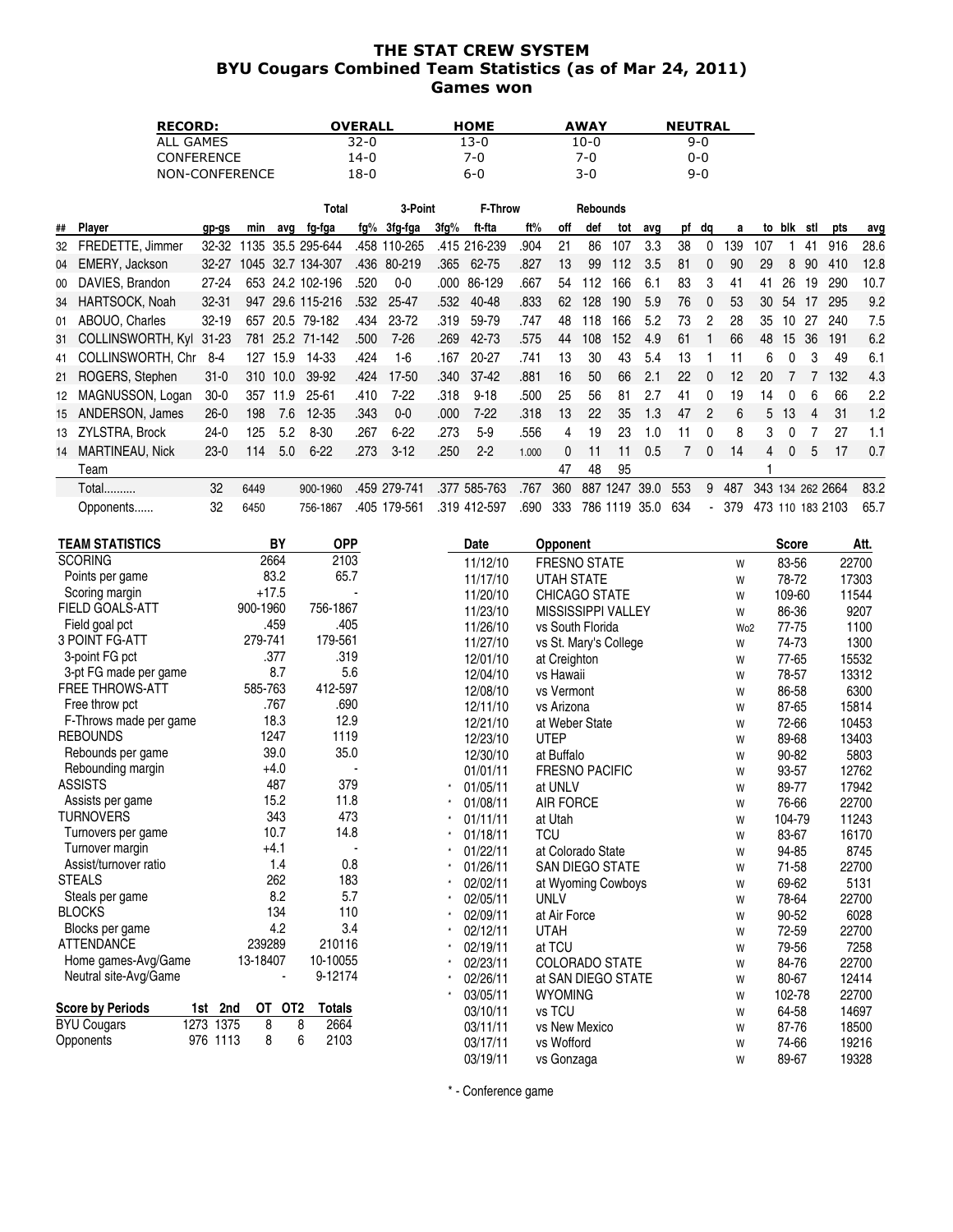# THE STAT CREW SYSTEM
## BYU Cougars Combined Team Statistics (as of Mar 24, 2011)
### Games won

| RECORD: | OVERALL | HOME | AWAY | NEUTRAL |
|---|---|---|---|---|
| ALL GAMES | 32-0 | 13-0 | 10-0 | 9-0 |
| CONFERENCE | 14-0 | 7-0 | 7-0 | 0-0 |
| NON-CONFERENCE | 18-0 | 6-0 | 3-0 | 9-0 |

| | | | | | Total | | 3-Point | | F-Throw | | Rebounds | | | | | | | | | | | |
|---|---|---|---|---|---|---|---|---|---|---|---|---|---|---|---|---|---|---|---|---|---|---|
| ## | Player | gp-gs | min | avg | fg-fga | fg% | 3fg-fga | 3fg% | ft-fta | ft% | off | def | tot | avg | pf | dq | a | to | blk | stl | pts | avg |
| 32 | FREDETTE, Jimmer | 32-32 | 1135 | 35.5 | 295-644 | .458 | 110-265 | .415 | 216-239 | .904 | 21 | 86 | 107 | 3.3 | 38 | 0 | 139 | 107 | 1 | 41 | 916 | 28.6 |
| 04 | EMERY, Jackson | 32-27 | 1045 | 32.7 | 134-307 | .436 | 80-219 | .365 | 62-75 | .827 | 13 | 99 | 112 | 3.5 | 81 | 0 | 90 | 29 | 8 | 90 | 410 | 12.8 |
| 00 | DAVIES, Brandon | 27-24 | 653 | 24.2 | 102-196 | .520 | 0-0 | .000 | 86-129 | .667 | 54 | 112 | 166 | 6.1 | 83 | 3 | 41 | 41 | 26 | 19 | 290 | 10.7 |
| 34 | HARTSOCK, Noah | 32-31 | 947 | 29.6 | 115-216 | .532 | 25-47 | .532 | 40-48 | .833 | 62 | 128 | 190 | 5.9 | 76 | 0 | 53 | 30 | 54 | 17 | 295 | 9.2 |
| 01 | ABOUO, Charles | 32-19 | 657 | 20.5 | 79-182 | .434 | 23-72 | .319 | 59-79 | .747 | 48 | 118 | 166 | 5.2 | 73 | 2 | 28 | 35 | 10 | 27 | 240 | 7.5 |
| 31 | COLLINSWORTH, Kyl | 31-23 | 781 | 25.2 | 71-142 | .500 | 7-26 | .269 | 42-73 | .575 | 44 | 108 | 152 | 4.9 | 61 | 1 | 66 | 48 | 15 | 36 | 191 | 6.2 |
| 41 | COLLINSWORTH, Chr | 8-4 | 127 | 15.9 | 14-33 | .424 | 1-6 | .167 | 20-27 | .741 | 13 | 30 | 43 | 5.4 | 13 | 1 | 11 | 6 | 0 | 3 | 49 | 6.1 |
| 21 | ROGERS, Stephen | 31-0 | 310 | 10.0 | 39-92 | .424 | 17-50 | .340 | 37-42 | .881 | 16 | 50 | 66 | 2.1 | 22 | 0 | 12 | 20 | 7 | 7 | 132 | 4.3 |
| 12 | MAGNUSSON, Logan | 30-0 | 357 | 11.9 | 25-61 | .410 | 7-22 | .318 | 9-18 | .500 | 25 | 56 | 81 | 2.7 | 41 | 0 | 19 | 14 | 0 | 6 | 66 | 2.2 |
| 15 | ANDERSON, James | 26-0 | 198 | 7.6 | 12-35 | .343 | 0-0 | .000 | 7-22 | .318 | 13 | 22 | 35 | 1.3 | 47 | 2 | 6 | 5 | 13 | 4 | 31 | 1.2 |
| 13 | ZYLSTRA, Brock | 24-0 | 125 | 5.2 | 8-30 | .267 | 6-22 | .273 | 5-9 | .556 | 4 | 19 | 23 | 1.0 | 11 | 0 | 8 | 3 | 0 | 7 | 27 | 1.1 |
| 14 | MARTINEAU, Nick | 23-0 | 114 | 5.0 | 6-22 | .273 | 3-12 | .250 | 2-2 | 1.000 | 0 | 11 | 11 | 0.5 | 7 | 0 | 14 | 4 | 0 | 5 | 17 | 0.7 |
| | Team | | | | | | | | | | 47 | 48 | 95 | | | | | 1 | | | | |
| | Total.......... | 32 | 6449 | | 900-1960 | .459 | 279-741 | .377 | 585-763 | .767 | 360 | 887 | 1247 | 39.0 | 553 | 9 | 487 | 343 | 134 | 262 | 2664 | 83.2 |
| | Opponents...... | 32 | 6450 | | 756-1867 | .405 | 179-561 | .319 | 412-597 | .690 | 333 | 786 | 1119 | 35.0 | 634 | - | 379 | 473 | 110 | 183 | 2103 | 65.7 |

| TEAM STATISTICS | BY | OPP |
|---|---|---|
| SCORING | 2664 | 2103 |
| Points per game | 83.2 | 65.7 |
| Scoring margin | +17.5 | - |
| FIELD GOALS-ATT | 900-1960 | 756-1867 |
| Field goal pct | .459 | .405 |
| 3 POINT FG-ATT | 279-741 | 179-561 |
| 3-point FG pct | .377 | .319 |
| 3-pt FG made per game | 8.7 | 5.6 |
| FREE THROWS-ATT | 585-763 | 412-597 |
| Free throw pct | .767 | .690 |
| F-Throws made per game | 18.3 | 12.9 |
| REBOUNDS | 1247 | 1119 |
| Rebounds per game | 39.0 | 35.0 |
| Rebounding margin | +4.0 | - |
| ASSISTS | 487 | 379 |
| Assists per game | 15.2 | 11.8 |
| TURNOVERS | 343 | 473 |
| Turnovers per game | 10.7 | 14.8 |
| Turnover margin | +4.1 | - |
| Assist/turnover ratio | 1.4 | 0.8 |
| STEALS | 262 | 183 |
| Steals per game | 8.2 | 5.7 |
| BLOCKS | 134 | 110 |
| Blocks per game | 4.2 | 3.4 |
| ATTENDANCE | 239289 | 210116 |
| Home games-Avg/Game | 13-18407 | 10-10055 |
| Neutral site-Avg/Game | - | 9-12174 |

| Score by Periods | 1st | 2nd | OT | OT2 | Totals |
|---|---|---|---|---|---|
| BYU Cougars | 1273 | 1375 | 8 | 8 | 2664 |
| Opponents | 976 | 1113 | 8 | 6 | 2103 |

| | Date | Opponent | | Score | Att. |
|---|---|---|---|---|---|
| | 11/12/10 | FRESNO STATE | W | 83-56 | 22700 |
| | 11/17/10 | UTAH STATE | W | 78-72 | 17303 |
| | 11/20/10 | CHICAGO STATE | W | 109-60 | 11544 |
| | 11/23/10 | MISSISSIPPI VALLEY | W | 86-36 | 9207 |
| | 11/26/10 | vs South Florida | Wo2 | 77-75 | 1100 |
| | 11/27/10 | vs St. Mary's College | W | 74-73 | 1300 |
| | 12/01/10 | at Creighton | W | 77-65 | 15532 |
| | 12/04/10 | vs Hawaii | W | 78-57 | 13312 |
| | 12/08/10 | vs Vermont | W | 86-58 | 6300 |
| | 12/11/10 | vs Arizona | W | 87-65 | 15814 |
| | 12/21/10 | at Weber State | W | 72-66 | 10453 |
| | 12/23/10 | UTEP | W | 89-68 | 13403 |
| | 12/30/10 | at Buffalo | W | 90-82 | 5803 |
| | 01/01/11 | FRESNO PACIFIC | W | 93-57 | 12762 |
| * | 01/05/11 | at UNLV | W | 89-77 | 17942 |
| * | 01/08/11 | AIR FORCE | W | 76-66 | 22700 |
| * | 01/11/11 | at Utah | W | 104-79 | 11243 |
| * | 01/18/11 | TCU | W | 83-67 | 16170 |
| * | 01/22/11 | at Colorado State | W | 94-85 | 8745 |
| * | 01/26/11 | SAN DIEGO STATE | W | 71-58 | 22700 |
| * | 02/02/11 | at Wyoming Cowboys | W | 69-62 | 5131 |
| * | 02/05/11 | UNLV | W | 78-64 | 22700 |
| * | 02/09/11 | at Air Force | W | 90-52 | 6028 |
| * | 02/12/11 | UTAH | W | 72-59 | 22700 |
| * | 02/19/11 | at TCU | W | 79-56 | 7258 |
| * | 02/23/11 | COLORADO STATE | W | 84-76 | 22700 |
| * | 02/26/11 | at SAN DIEGO STATE | W | 80-67 | 12414 |
| * | 03/05/11 | WYOMING | W | 102-78 | 22700 |
| | 03/10/11 | vs TCU | W | 64-58 | 14697 |
| | 03/11/11 | vs New Mexico | W | 87-76 | 18500 |
| | 03/17/11 | vs Wofford | W | 74-66 | 19216 |
| | 03/19/11 | vs Gonzaga | W | 89-67 | 19328 |

\* - Conference game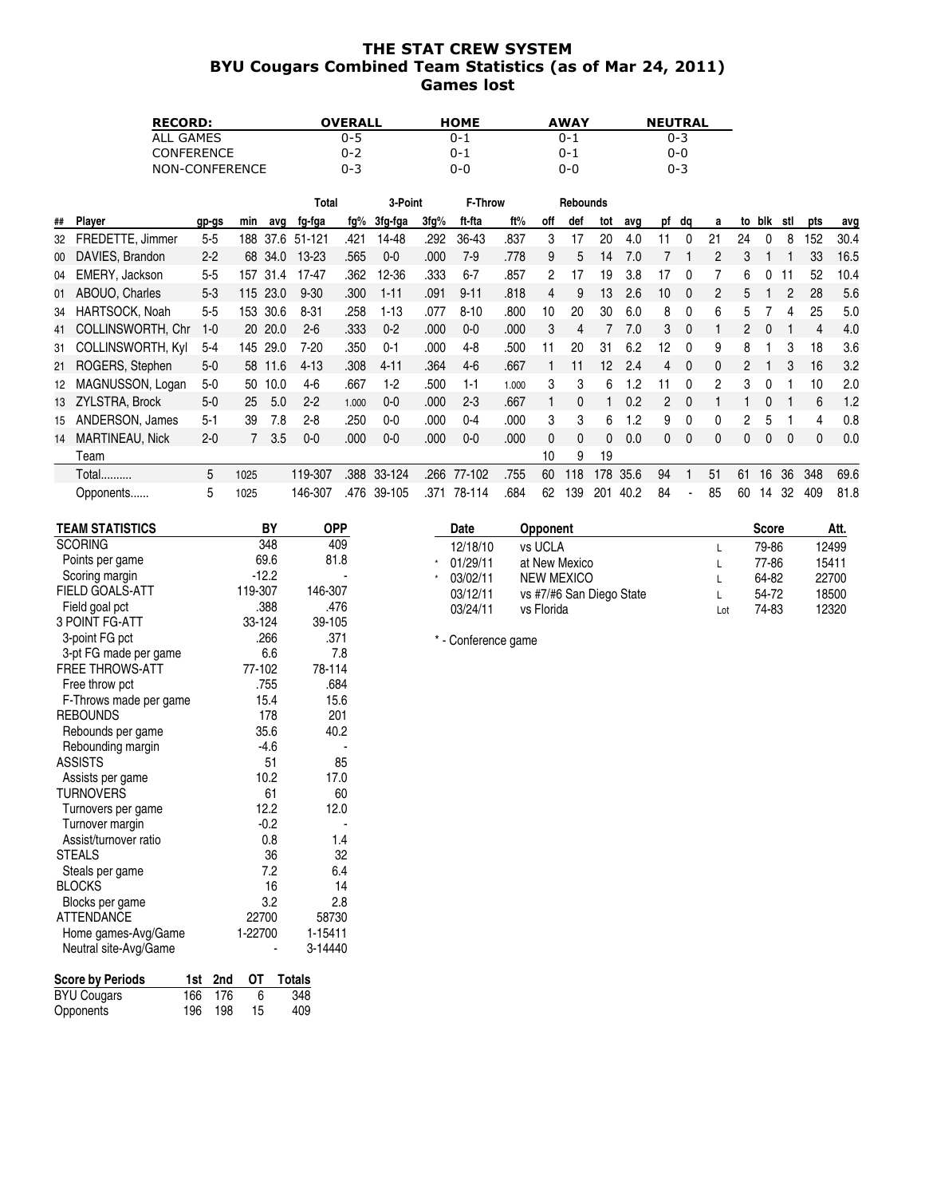# THE STAT CREW SYSTEM
## BYU Cougars Combined Team Statistics (as of Mar 24, 2011)
## Games lost

| RECORD: | OVERALL | HOME | AWAY | NEUTRAL |
|---|---|---|---|---|
| ALL GAMES | 0-5 | 0-1 | 0-1 | 0-3 |
| CONFERENCE | 0-2 | 0-1 | 0-1 | 0-0 |
| NON-CONFERENCE | 0-3 | 0-0 | 0-0 | 0-3 |

| | | | | | Total | | 3-Point | | F-Throw | | Rebounds | | | | | | | | | | | |
|---|---|---|---|---|---|---|---|---|---|---|---|---|---|---|---|---|---|---|---|---|---|---|
| ## | Player | gp-gs | min | avg | fg-fga | fg% | 3fg-fga | 3fg% | ft-fta | ft% | off | def | tot | avg | pf | dq | a | to | blk | stl | pts | avg |
| 32 | FREDETTE, Jimmer | 5-5 | 188 | 37.6 | 51-121 | .421 | 14-48 | .292 | 36-43 | .837 | 3 | 17 | 20 | 4.0 | 11 | 0 | 21 | 24 | 0 | 8 | 152 | 30.4 |
| 00 | DAVIES, Brandon | 2-2 | 68 | 34.0 | 13-23 | .565 | 0-0 | .000 | 7-9 | .778 | 9 | 5 | 14 | 7.0 | 7 | 1 | 2 | 3 | 1 | 1 | 33 | 16.5 |
| 04 | EMERY, Jackson | 5-5 | 157 | 31.4 | 17-47 | .362 | 12-36 | .333 | 6-7 | .857 | 2 | 17 | 19 | 3.8 | 17 | 0 | 7 | 6 | 0 | 11 | 52 | 10.4 |
| 01 | ABOUO, Charles | 5-3 | 115 | 23.0 | 9-30 | .300 | 1-11 | .091 | 9-11 | .818 | 4 | 9 | 13 | 2.6 | 10 | 0 | 2 | 5 | 1 | 2 | 28 | 5.6 |
| 34 | HARTSOCK, Noah | 5-5 | 153 | 30.6 | 8-31 | .258 | 1-13 | .077 | 8-10 | .800 | 10 | 20 | 30 | 6.0 | 8 | 0 | 6 | 5 | 7 | 4 | 25 | 5.0 |
| 41 | COLLINSWORTH, Chr | 1-0 | 20 | 20.0 | 2-6 | .333 | 0-2 | .000 | 0-0 | .000 | 3 | 4 | 7 | 7.0 | 3 | 0 | 1 | 2 | 0 | 1 | 4 | 4.0 |
| 31 | COLLINSWORTH, Kyl | 5-4 | 145 | 29.0 | 7-20 | .350 | 0-1 | .000 | 4-8 | .500 | 11 | 20 | 31 | 6.2 | 12 | 0 | 9 | 8 | 1 | 3 | 18 | 3.6 |
| 21 | ROGERS, Stephen | 5-0 | 58 | 11.6 | 4-13 | .308 | 4-11 | .364 | 4-6 | .667 | 1 | 11 | 12 | 2.4 | 4 | 0 | 0 | 2 | 1 | 3 | 16 | 3.2 |
| 12 | MAGNUSSON, Logan | 5-0 | 50 | 10.0 | 4-6 | .667 | 1-2 | .500 | 1-1 | 1.000 | 3 | 3 | 6 | 1.2 | 11 | 0 | 2 | 3 | 0 | 1 | 10 | 2.0 |
| 13 | ZYLSTRA, Brock | 5-0 | 25 | 5.0 | 2-2 | 1.000 | 0-0 | .000 | 2-3 | .667 | 1 | 0 | 1 | 0.2 | 2 | 0 | 1 | 1 | 0 | 1 | 6 | 1.2 |
| 15 | ANDERSON, James | 5-1 | 39 | 7.8 | 2-8 | .250 | 0-0 | .000 | 0-4 | .000 | 3 | 3 | 6 | 1.2 | 9 | 0 | 0 | 2 | 5 | 1 | 4 | 0.8 |
| 14 | MARTINEAU, Nick | 2-0 | 7 | 3.5 | 0-0 | .000 | 0-0 | .000 | 0-0 | .000 | 0 | 0 | 0 | 0.0 | 0 | 0 | 0 | 0 | 0 | 0 | 0 | 0.0 |
| | Team | | | | | | | | | | 10 | 9 | 19 | | | | | | | | | |
| | Total.......... | 5 | 1025 | | 119-307 | .388 | 33-124 | .266 | 77-102 | .755 | 60 | 118 | 178 | 35.6 | 94 | 1 | 51 | 61 | 16 | 36 | 348 | 69.6 |
| | Opponents...... | 5 | 1025 | | 146-307 | .476 | 39-105 | .371 | 78-114 | .684 | 62 | 139 | 201 | 40.2 | 84 | - | 85 | 60 | 14 | 32 | 409 | 81.8 |

| TEAM STATISTICS | BY | OPP |
|---|---|---|
| SCORING | 348 | 409 |
| Points per game | 69.6 | 81.8 |
| Scoring margin | -12.2 | - |
| FIELD GOALS-ATT | 119-307 | 146-307 |
| Field goal pct | .388 | .476 |
| 3 POINT FG-ATT | 33-124 | 39-105 |
| 3-point FG pct | .266 | .371 |
| 3-pt FG made per game | 6.6 | 7.8 |
| FREE THROWS-ATT | 77-102 | 78-114 |
| Free throw pct | .755 | .684 |
| F-Throws made per game | 15.4 | 15.6 |
| REBOUNDS | 178 | 201 |
| Rebounds per game | 35.6 | 40.2 |
| Rebounding margin | -4.6 | - |
| ASSISTS | 51 | 85 |
| Assists per game | 10.2 | 17.0 |
| TURNOVERS | 61 | 60 |
| Turnovers per game | 12.2 | 12.0 |
| Turnover margin | -0.2 | - |
| Assist/turnover ratio | 0.8 | 1.4 |
| STEALS | 36 | 32 |
| Steals per game | 7.2 | 6.4 |
| BLOCKS | 16 | 14 |
| Blocks per game | 3.2 | 2.8 |
| ATTENDANCE | 22700 | 58730 |
| Home games-Avg/Game | 1-22700 | 1-15411 |
| Neutral site-Avg/Game | - | 3-14440 |

| Score by Periods | 1st | 2nd | OT | Totals |
|---|---|---|---|---|
| BYU Cougars | 166 | 176 | 6 | 348 |
| Opponents | 196 | 198 | 15 | 409 |

| | Date | Opponent | | Score | Att. |
|---|---|---|---|---|---|
| | 12/18/10 | vs UCLA | L | 79-86 | 12499 |
| * | 01/29/11 | at New Mexico | L | 77-86 | 15411 |
| * | 03/02/11 | NEW MEXICO | L | 64-82 | 22700 |
| | 03/12/11 | vs #7/#6 San Diego State | L | 54-72 | 18500 |
| | 03/24/11 | vs Florida | Lot | 74-83 | 12320 |

\* - Conference game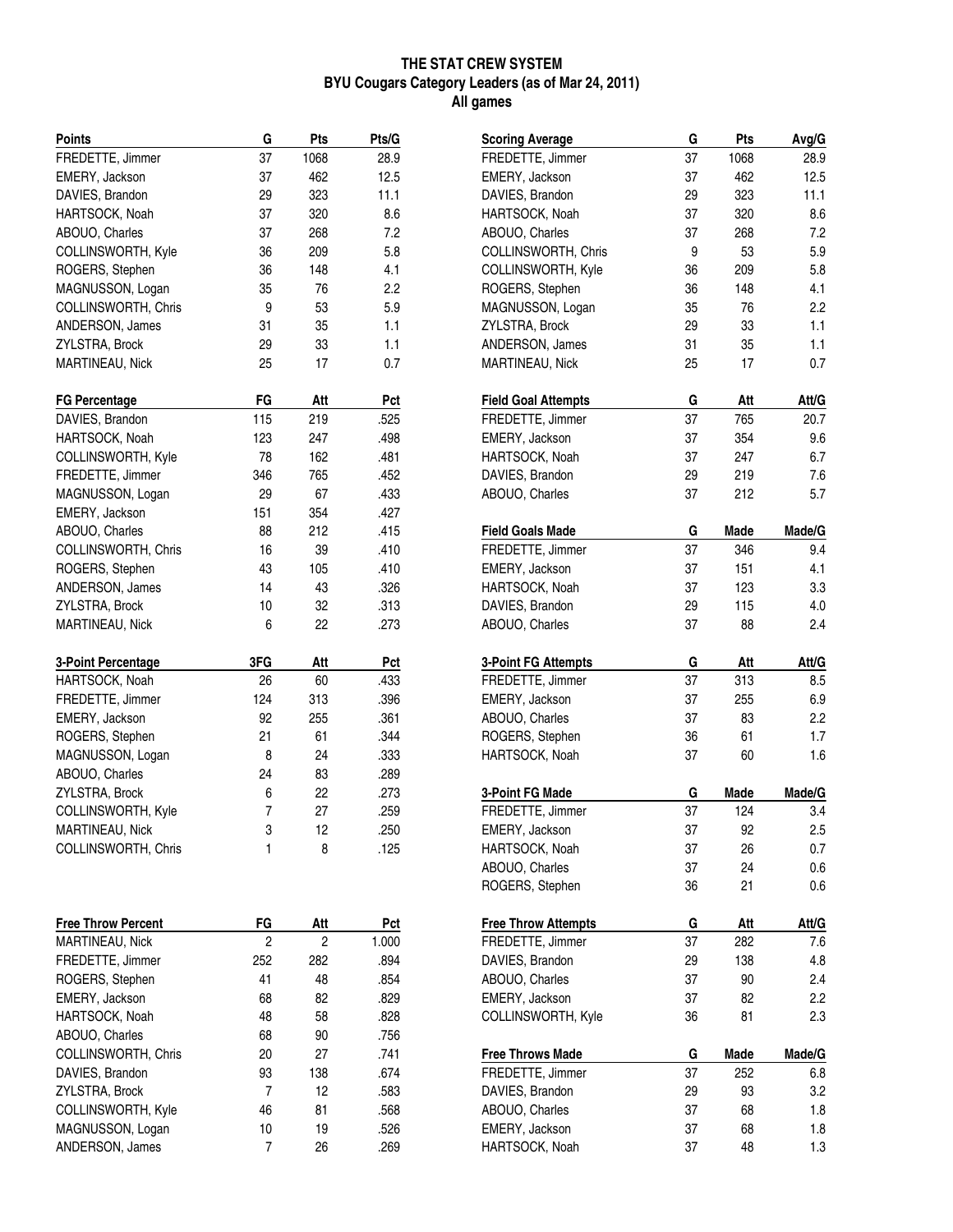# THE STAT CREW SYSTEM
## BYU Cougars Category Leaders (as of Mar 24, 2011)
### All games

| Points | G | Pts | Pts/G |
|---|---|---|---|
| FREDETTE, Jimmer | 37 | 1068 | 28.9 |
| EMERY, Jackson | 37 | 462 | 12.5 |
| DAVIES, Brandon | 29 | 323 | 11.1 |
| HARTSOCK, Noah | 37 | 320 | 8.6 |
| ABOUO, Charles | 37 | 268 | 7.2 |
| COLLINSWORTH, Kyle | 36 | 209 | 5.8 |
| ROGERS, Stephen | 36 | 148 | 4.1 |
| MAGNUSSON, Logan | 35 | 76 | 2.2 |
| COLLINSWORTH, Chris | 9 | 53 | 5.9 |
| ANDERSON, James | 31 | 35 | 1.1 |
| ZYLSTRA, Brock | 29 | 33 | 1.1 |
| MARTINEAU, Nick | 25 | 17 | 0.7 |

| FG Percentage | FG | Att | Pct |
|---|---|---|---|
| DAVIES, Brandon | 115 | 219 | .525 |
| HARTSOCK, Noah | 123 | 247 | .498 |
| COLLINSWORTH, Kyle | 78 | 162 | .481 |
| FREDETTE, Jimmer | 346 | 765 | .452 |
| MAGNUSSON, Logan | 29 | 67 | .433 |
| EMERY, Jackson | 151 | 354 | .427 |
| ABOUO, Charles | 88 | 212 | .415 |
| COLLINSWORTH, Chris | 16 | 39 | .410 |
| ROGERS, Stephen | 43 | 105 | .410 |
| ANDERSON, James | 14 | 43 | .326 |
| ZYLSTRA, Brock | 10 | 32 | .313 |
| MARTINEAU, Nick | 6 | 22 | .273 |

| 3-Point Percentage | 3FG | Att | Pct |
|---|---|---|---|
| HARTSOCK, Noah | 26 | 60 | .433 |
| FREDETTE, Jimmer | 124 | 313 | .396 |
| EMERY, Jackson | 92 | 255 | .361 |
| ROGERS, Stephen | 21 | 61 | .344 |
| MAGNUSSON, Logan | 8 | 24 | .333 |
| ABOUO, Charles | 24 | 83 | .289 |
| ZYLSTRA, Brock | 6 | 22 | .273 |
| COLLINSWORTH, Kyle | 7 | 27 | .259 |
| MARTINEAU, Nick | 3 | 12 | .250 |
| COLLINSWORTH, Chris | 1 | 8 | .125 |

| Free Throw Percent | FG | Att | Pct |
|---|---|---|---|
| MARTINEAU, Nick | 2 | 2 | 1.000 |
| FREDETTE, Jimmer | 252 | 282 | .894 |
| ROGERS, Stephen | 41 | 48 | .854 |
| EMERY, Jackson | 68 | 82 | .829 |
| HARTSOCK, Noah | 48 | 58 | .828 |
| ABOUO, Charles | 68 | 90 | .756 |
| COLLINSWORTH, Chris | 20 | 27 | .741 |
| DAVIES, Brandon | 93 | 138 | .674 |
| ZYLSTRA, Brock | 7 | 12 | .583 |
| COLLINSWORTH, Kyle | 46 | 81 | .568 |
| MAGNUSSON, Logan | 10 | 19 | .526 |
| ANDERSON, James | 7 | 26 | .269 |

| Scoring Average | G | Pts | Avg/G |
|---|---|---|---|
| FREDETTE, Jimmer | 37 | 1068 | 28.9 |
| EMERY, Jackson | 37 | 462 | 12.5 |
| DAVIES, Brandon | 29 | 323 | 11.1 |
| HARTSOCK, Noah | 37 | 320 | 8.6 |
| ABOUO, Charles | 37 | 268 | 7.2 |
| COLLINSWORTH, Chris | 9 | 53 | 5.9 |
| COLLINSWORTH, Kyle | 36 | 209 | 5.8 |
| ROGERS, Stephen | 36 | 148 | 4.1 |
| MAGNUSSON, Logan | 35 | 76 | 2.2 |
| ZYLSTRA, Brock | 29 | 33 | 1.1 |
| ANDERSON, James | 31 | 35 | 1.1 |
| MARTINEAU, Nick | 25 | 17 | 0.7 |

| Field Goal Attempts | G | Att | Att/G |
|---|---|---|---|
| FREDETTE, Jimmer | 37 | 765 | 20.7 |
| EMERY, Jackson | 37 | 354 | 9.6 |
| HARTSOCK, Noah | 37 | 247 | 6.7 |
| DAVIES, Brandon | 29 | 219 | 7.6 |
| ABOUO, Charles | 37 | 212 | 5.7 |

| Field Goals Made | G | Made | Made/G |
|---|---|---|---|
| FREDETTE, Jimmer | 37 | 346 | 9.4 |
| EMERY, Jackson | 37 | 151 | 4.1 |
| HARTSOCK, Noah | 37 | 123 | 3.3 |
| DAVIES, Brandon | 29 | 115 | 4.0 |
| ABOUO, Charles | 37 | 88 | 2.4 |

| 3-Point FG Attempts | G | Att | Att/G |
|---|---|---|---|
| FREDETTE, Jimmer | 37 | 313 | 8.5 |
| EMERY, Jackson | 37 | 255 | 6.9 |
| ABOUO, Charles | 37 | 83 | 2.2 |
| ROGERS, Stephen | 36 | 61 | 1.7 |
| HARTSOCK, Noah | 37 | 60 | 1.6 |

| 3-Point FG Made | G | Made | Made/G |
|---|---|---|---|
| FREDETTE, Jimmer | 37 | 124 | 3.4 |
| EMERY, Jackson | 37 | 92 | 2.5 |
| HARTSOCK, Noah | 37 | 26 | 0.7 |
| ABOUO, Charles | 37 | 24 | 0.6 |
| ROGERS, Stephen | 36 | 21 | 0.6 |

| Free Throw Attempts | G | Att | Att/G |
|---|---|---|---|
| FREDETTE, Jimmer | 37 | 282 | 7.6 |
| DAVIES, Brandon | 29 | 138 | 4.8 |
| ABOUO, Charles | 37 | 90 | 2.4 |
| EMERY, Jackson | 37 | 82 | 2.2 |
| COLLINSWORTH, Kyle | 36 | 81 | 2.3 |

| Free Throws Made | G | Made | Made/G |
|---|---|---|---|
| FREDETTE, Jimmer | 37 | 252 | 6.8 |
| DAVIES, Brandon | 29 | 93 | 3.2 |
| ABOUO, Charles | 37 | 68 | 1.8 |
| EMERY, Jackson | 37 | 68 | 1.8 |
| HARTSOCK, Noah | 37 | 48 | 1.3 |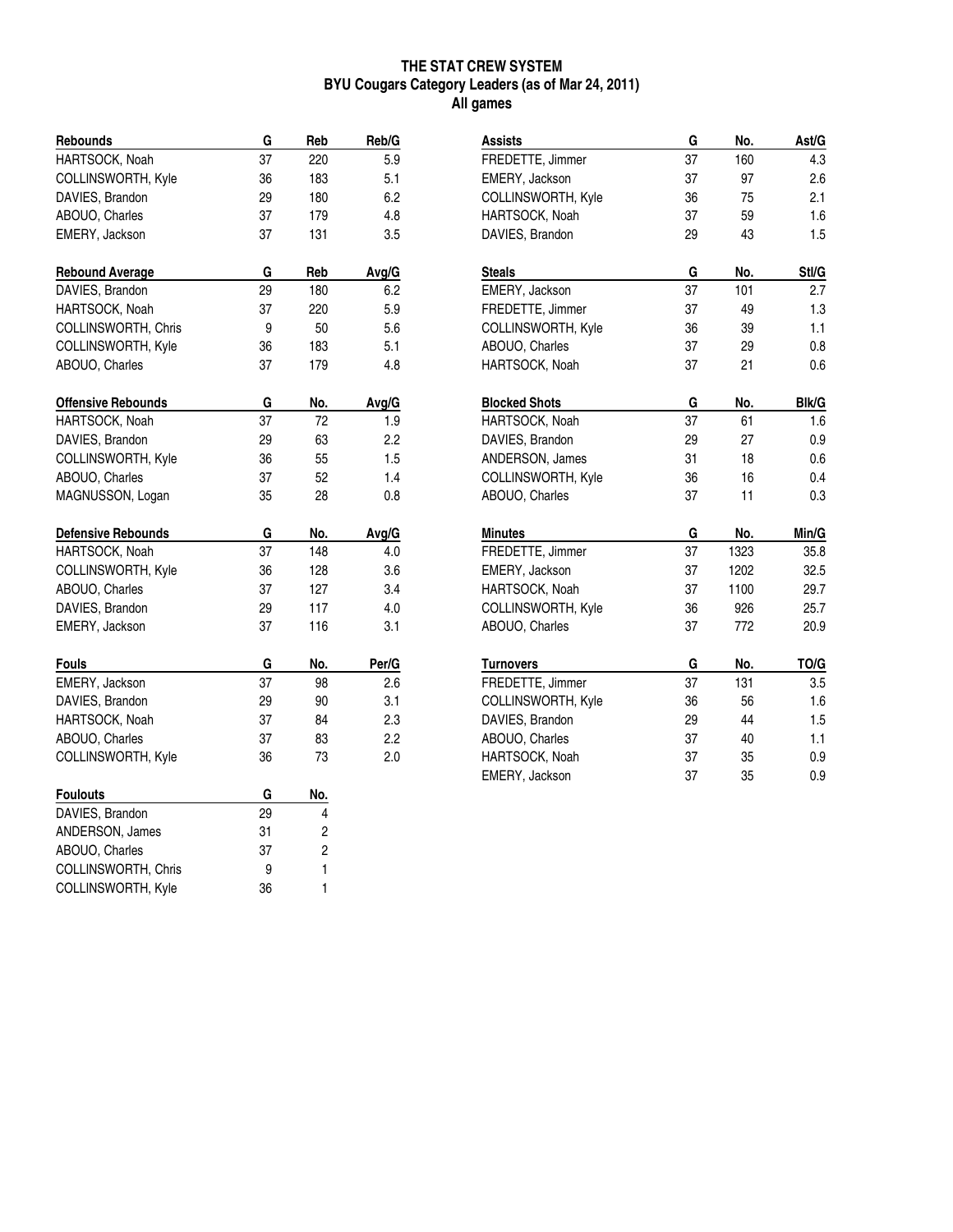# THE STAT CREW SYSTEM
## BYU Cougars Category Leaders (as of Mar 24, 2011)
### All games

| Rebounds | G | Reb | Reb/G |
|---|---|---|---|
| HARTSOCK, Noah | 37 | 220 | 5.9 |
| COLLINSWORTH, Kyle | 36 | 183 | 5.1 |
| DAVIES, Brandon | 29 | 180 | 6.2 |
| ABOUO, Charles | 37 | 179 | 4.8 |
| EMERY, Jackson | 37 | 131 | 3.5 |

| Rebound Average | G | Reb | Avg/G |
|---|---|---|---|
| DAVIES, Brandon | 29 | 180 | 6.2 |
| HARTSOCK, Noah | 37 | 220 | 5.9 |
| COLLINSWORTH, Chris | 9 | 50 | 5.6 |
| COLLINSWORTH, Kyle | 36 | 183 | 5.1 |
| ABOUO, Charles | 37 | 179 | 4.8 |

| Offensive Rebounds | G | No. | Avg/G |
|---|---|---|---|
| HARTSOCK, Noah | 37 | 72 | 1.9 |
| DAVIES, Brandon | 29 | 63 | 2.2 |
| COLLINSWORTH, Kyle | 36 | 55 | 1.5 |
| ABOUO, Charles | 37 | 52 | 1.4 |
| MAGNUSSON, Logan | 35 | 28 | 0.8 |

| Defensive Rebounds | G | No. | Avg/G |
|---|---|---|---|
| HARTSOCK, Noah | 37 | 148 | 4.0 |
| COLLINSWORTH, Kyle | 36 | 128 | 3.6 |
| ABOUO, Charles | 37 | 127 | 3.4 |
| DAVIES, Brandon | 29 | 117 | 4.0 |
| EMERY, Jackson | 37 | 116 | 3.1 |

| Fouls | G | No. | Per/G |
|---|---|---|---|
| EMERY, Jackson | 37 | 98 | 2.6 |
| DAVIES, Brandon | 29 | 90 | 3.1 |
| HARTSOCK, Noah | 37 | 84 | 2.3 |
| ABOUO, Charles | 37 | 83 | 2.2 |
| COLLINSWORTH, Kyle | 36 | 73 | 2.0 |

| Foulouts | G | No. |
|---|---|---|
| DAVIES, Brandon | 29 | 4 |
| ANDERSON, James | 31 | 2 |
| ABOUO, Charles | 37 | 2 |
| COLLINSWORTH, Chris | 9 | 1 |
| COLLINSWORTH, Kyle | 36 | 1 |

| Assists | G | No. | Ast/G |
|---|---|---|---|
| FREDETTE, Jimmer | 37 | 160 | 4.3 |
| EMERY, Jackson | 37 | 97 | 2.6 |
| COLLINSWORTH, Kyle | 36 | 75 | 2.1 |
| HARTSOCK, Noah | 37 | 59 | 1.6 |
| DAVIES, Brandon | 29 | 43 | 1.5 |

| Steals | G | No. | Stl/G |
|---|---|---|---|
| EMERY, Jackson | 37 | 101 | 2.7 |
| FREDETTE, Jimmer | 37 | 49 | 1.3 |
| COLLINSWORTH, Kyle | 36 | 39 | 1.1 |
| ABOUO, Charles | 37 | 29 | 0.8 |
| HARTSOCK, Noah | 37 | 21 | 0.6 |

| Blocked Shots | G | No. | Blk/G |
|---|---|---|---|
| HARTSOCK, Noah | 37 | 61 | 1.6 |
| DAVIES, Brandon | 29 | 27 | 0.9 |
| ANDERSON, James | 31 | 18 | 0.6 |
| COLLINSWORTH, Kyle | 36 | 16 | 0.4 |
| ABOUO, Charles | 37 | 11 | 0.3 |

| Minutes | G | No. | Min/G |
|---|---|---|---|
| FREDETTE, Jimmer | 37 | 1323 | 35.8 |
| EMERY, Jackson | 37 | 1202 | 32.5 |
| HARTSOCK, Noah | 37 | 1100 | 29.7 |
| COLLINSWORTH, Kyle | 36 | 926 | 25.7 |
| ABOUO, Charles | 37 | 772 | 20.9 |

| Turnovers | G | No. | TO/G |
|---|---|---|---|
| FREDETTE, Jimmer | 37 | 131 | 3.5 |
| COLLINSWORTH, Kyle | 36 | 56 | 1.6 |
| DAVIES, Brandon | 29 | 44 | 1.5 |
| ABOUO, Charles | 37 | 40 | 1.1 |
| HARTSOCK, Noah | 37 | 35 | 0.9 |
| EMERY, Jackson | 37 | 35 | 0.9 |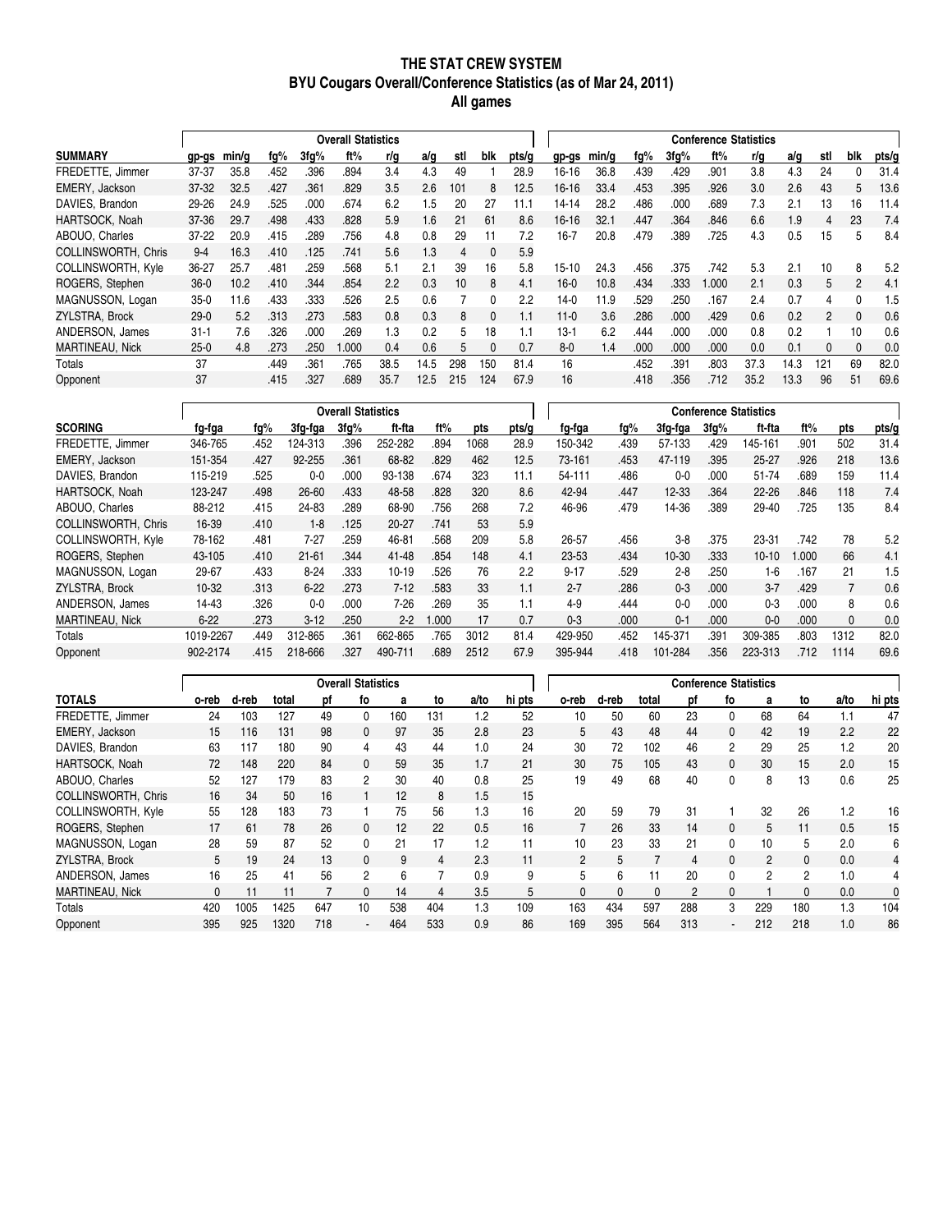# THE STAT CREW SYSTEM
## BYU Cougars Overall/Conference Statistics (as of Mar 24, 2011)
### All games

| | Overall Statistics | | | | | | | | | | Conference Statistics | | | | | | | | | |
|---|---|---|---|---|---|---|---|---|---|---|---|---|---|---|---|---|---|---|---|---|
| **SUMMARY** | gp-gs | min/g | fg% | 3fg% | ft% | r/g | a/g | stl | blk | pts/g | gp-gs | min/g | fg% | 3fg% | ft% | r/g | a/g | stl | blk | pts/g |
| FREDETTE, Jimmer | 37-37 | 35.8 | .452 | .396 | .894 | 3.4 | 4.3 | 49 | 1 | 28.9 | 16-16 | 36.8 | .439 | .429 | .901 | 3.8 | 4.3 | 24 | 0 | 31.4 |
| EMERY, Jackson | 37-32 | 32.5 | .427 | .361 | .829 | 3.5 | 2.6 | 101 | 8 | 12.5 | 16-16 | 33.4 | .453 | .395 | .926 | 3.0 | 2.6 | 43 | 5 | 13.6 |
| DAVIES, Brandon | 29-26 | 24.9 | .525 | .000 | .674 | 6.2 | 1.5 | 20 | 27 | 11.1 | 14-14 | 28.2 | .486 | .000 | .689 | 7.3 | 2.1 | 13 | 16 | 11.4 |
| HARTSOCK, Noah | 37-36 | 29.7 | .498 | .433 | .828 | 5.9 | 1.6 | 21 | 61 | 8.6 | 16-16 | 32.1 | .447 | .364 | .846 | 6.6 | 1.9 | 4 | 23 | 7.4 |
| ABOUO, Charles | 37-22 | 20.9 | .415 | .289 | .756 | 4.8 | 0.8 | 29 | 11 | 7.2 | 16-7 | 20.8 | .479 | .389 | .725 | 4.3 | 0.5 | 15 | 5 | 8.4 |
| COLLINSWORTH, Chris | 9-4 | 16.3 | .410 | .125 | .741 | 5.6 | 1.3 | 4 | 0 | 5.9 | | | | | | | | | | |
| COLLINSWORTH, Kyle | 36-27 | 25.7 | .481 | .259 | .568 | 5.1 | 2.1 | 39 | 16 | 5.8 | 15-10 | 24.3 | .456 | .375 | .742 | 5.3 | 2.1 | 10 | 8 | 5.2 |
| ROGERS, Stephen | 36-0 | 10.2 | .410 | .344 | .854 | 2.2 | 0.3 | 10 | 8 | 4.1 | 16-0 | 10.8 | .434 | .333 | 1.000 | 2.1 | 0.3 | 5 | 2 | 4.1 |
| MAGNUSSON, Logan | 35-0 | 11.6 | .433 | .333 | .526 | 2.5 | 0.6 | 7 | 0 | 2.2 | 14-0 | 11.9 | .529 | .250 | .167 | 2.4 | 0.7 | 4 | 0 | 1.5 |
| ZYLSTRA, Brock | 29-0 | 5.2 | .313 | .273 | .583 | 0.8 | 0.3 | 8 | 0 | 1.1 | 11-0 | 3.6 | .286 | .000 | .429 | 0.6 | 0.2 | 2 | 0 | 0.6 |
| ANDERSON, James | 31-1 | 7.6 | .326 | .000 | .269 | 1.3 | 0.2 | 5 | 18 | 1.1 | 13-1 | 6.2 | .444 | .000 | .000 | 0.8 | 0.2 | 1 | 10 | 0.6 |
| MARTINEAU, Nick | 25-0 | 4.8 | .273 | .250 | 1.000 | 0.4 | 0.6 | 5 | 0 | 0.7 | 8-0 | 1.4 | .000 | .000 | .000 | 0.0 | 0.1 | 0 | 0 | 0.0 |
| Totals | 37 | | .449 | .361 | .765 | 38.5 | 14.5 | 298 | 150 | 81.4 | 16 | | .452 | .391 | .803 | 37.3 | 14.3 | 121 | 69 | 82.0 |
| Opponent | 37 | | .415 | .327 | .689 | 35.7 | 12.5 | 215 | 124 | 67.9 | 16 | | .418 | .356 | .712 | 35.2 | 13.3 | 96 | 51 | 69.6 |

| | Overall Statistics | | | | | | | | Conference Statistics | | | | | | | |
|---|---|---|---|---|---|---|---|---|---|---|---|---|---|---|---|---|
| **SCORING** | fg-fga | fg% | 3fg-fga | 3fg% | ft-fta | ft% | pts | pts/g | fg-fga | fg% | 3fg-fga | 3fg% | ft-fta | ft% | pts | pts/g |
| FREDETTE, Jimmer | 346-765 | .452 | 124-313 | .396 | 252-282 | .894 | 1068 | 28.9 | 150-342 | .439 | 57-133 | .429 | 145-161 | .901 | 502 | 31.4 |
| EMERY, Jackson | 151-354 | .427 | 92-255 | .361 | 68-82 | .829 | 462 | 12.5 | 73-161 | .453 | 47-119 | .395 | 25-27 | .926 | 218 | 13.6 |
| DAVIES, Brandon | 115-219 | .525 | 0-0 | .000 | 93-138 | .674 | 323 | 11.1 | 54-111 | .486 | 0-0 | .000 | 51-74 | .689 | 159 | 11.4 |
| HARTSOCK, Noah | 123-247 | .498 | 26-60 | .433 | 48-58 | .828 | 320 | 8.6 | 42-94 | .447 | 12-33 | .364 | 22-26 | .846 | 118 | 7.4 |
| ABOUO, Charles | 88-212 | .415 | 24-83 | .289 | 68-90 | .756 | 268 | 7.2 | 46-96 | .479 | 14-36 | .389 | 29-40 | .725 | 135 | 8.4 |
| COLLINSWORTH, Chris | 16-39 | .410 | 1-8 | .125 | 20-27 | .741 | 53 | 5.9 | | | | | | | | |
| COLLINSWORTH, Kyle | 78-162 | .481 | 7-27 | .259 | 46-81 | .568 | 209 | 5.8 | 26-57 | .456 | 3-8 | .375 | 23-31 | .742 | 78 | 5.2 |
| ROGERS, Stephen | 43-105 | .410 | 21-61 | .344 | 41-48 | .854 | 148 | 4.1 | 23-53 | .434 | 10-30 | .333 | 10-10 | 1.000 | 66 | 4.1 |
| MAGNUSSON, Logan | 29-67 | .433 | 8-24 | .333 | 10-19 | .526 | 76 | 2.2 | 9-17 | .529 | 2-8 | .250 | 1-6 | .167 | 21 | 1.5 |
| ZYLSTRA, Brock | 10-32 | .313 | 6-22 | .273 | 7-12 | .583 | 33 | 1.1 | 2-7 | .286 | 0-3 | .000 | 3-7 | .429 | 7 | 0.6 |
| ANDERSON, James | 14-43 | .326 | 0-0 | .000 | 7-26 | .269 | 35 | 1.1 | 4-9 | .444 | 0-0 | .000 | 0-3 | .000 | 8 | 0.6 |
| MARTINEAU, Nick | 6-22 | .273 | 3-12 | .250 | 2-2 | 1.000 | 17 | 0.7 | 0-3 | .000 | 0-1 | .000 | 0-0 | .000 | 0 | 0.0 |
| Totals | 1019-2267 | .449 | 312-865 | .361 | 662-865 | .765 | 3012 | 81.4 | 429-950 | .452 | 145-371 | .391 | 309-385 | .803 | 1312 | 82.0 |
| Opponent | 902-2174 | .415 | 218-666 | .327 | 490-711 | .689 | 2512 | 67.9 | 395-944 | .418 | 101-284 | .356 | 223-313 | .712 | 1114 | 69.6 |

| | Overall Statistics | | | | | | | | | Conference Statistics | | | | | | | | |
|---|---|---|---|---|---|---|---|---|---|---|---|---|---|---|---|---|---|---|
| **TOTALS** | o-reb | d-reb | total | pf | fo | a | to | a/to | hi pts | o-reb | d-reb | total | pf | fo | a | to | a/to | hi pts |
| FREDETTE, Jimmer | 24 | 103 | 127 | 49 | 0 | 160 | 131 | 1.2 | 52 | 10 | 50 | 60 | 23 | 0 | 68 | 64 | 1.1 | 47 |
| EMERY, Jackson | 15 | 116 | 131 | 98 | 0 | 97 | 35 | 2.8 | 23 | 5 | 43 | 48 | 44 | 0 | 42 | 19 | 2.2 | 22 |
| DAVIES, Brandon | 63 | 117 | 180 | 90 | 4 | 43 | 44 | 1.0 | 24 | 30 | 72 | 102 | 46 | 2 | 29 | 25 | 1.2 | 20 |
| HARTSOCK, Noah | 72 | 148 | 220 | 84 | 0 | 59 | 35 | 1.7 | 21 | 30 | 75 | 105 | 43 | 0 | 30 | 15 | 2.0 | 15 |
| ABOUO, Charles | 52 | 127 | 179 | 83 | 2 | 30 | 40 | 0.8 | 25 | 19 | 49 | 68 | 40 | 0 | 8 | 13 | 0.6 | 25 |
| COLLINSWORTH, Chris | 16 | 34 | 50 | 16 | 1 | 12 | 8 | 1.5 | 15 | | | | | | | | | |
| COLLINSWORTH, Kyle | 55 | 128 | 183 | 73 | 1 | 75 | 56 | 1.3 | 16 | 20 | 59 | 79 | 31 | 1 | 32 | 26 | 1.2 | 16 |
| ROGERS, Stephen | 17 | 61 | 78 | 26 | 0 | 12 | 22 | 0.5 | 16 | 7 | 26 | 33 | 14 | 0 | 5 | 11 | 0.5 | 15 |
| MAGNUSSON, Logan | 28 | 59 | 87 | 52 | 0 | 21 | 17 | 1.2 | 11 | 10 | 23 | 33 | 21 | 0 | 10 | 5 | 2.0 | 6 |
| ZYLSTRA, Brock | 5 | 19 | 24 | 13 | 0 | 9 | 4 | 2.3 | 11 | 2 | 5 | 7 | 4 | 0 | 2 | 0 | 0.0 | 4 |
| ANDERSON, James | 16 | 25 | 41 | 56 | 2 | 6 | 7 | 0.9 | 9 | 5 | 6 | 11 | 20 | 0 | 2 | 2 | 1.0 | 4 |
| MARTINEAU, Nick | 0 | 11 | 11 | 7 | 0 | 14 | 4 | 3.5 | 5 | 0 | 0 | 0 | 2 | 0 | 1 | 0 | 0.0 | 0 |
| Totals | 420 | 1005 | 1425 | 647 | 10 | 538 | 404 | 1.3 | 109 | 163 | 434 | 597 | 288 | 3 | 229 | 180 | 1.3 | 104 |
| Opponent | 395 | 925 | 1320 | 718 | - | 464 | 533 | 0.9 | 86 | 169 | 395 | 564 | 313 | - | 212 | 218 | 1.0 | 86 |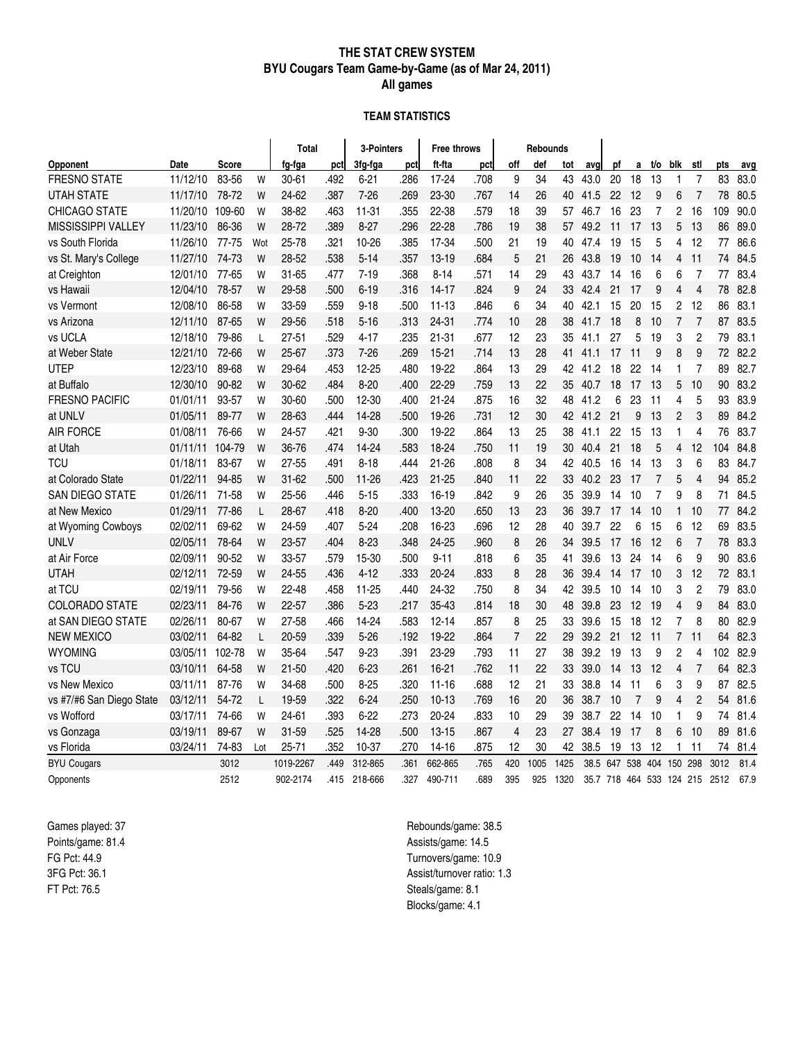# THE STAT CREW SYSTEM
## BYU Cougars Team Game-by-Game (as of Mar 24, 2011)
### All games

#### TEAM STATISTICS

| | | | | Total | | 3-Pointers | | Free throws | | Rebounds | | | | | | | | | | |
|---|---|---|---|---|---|---|---|---|---|---|---|---|---|---|---|---|---|---|---|---|
| Opponent | Date | Score | | fg-fga | pct | 3fg-fga | pct | ft-fta | pct | off | def | tot | avg | pf | a | t/o | blk | stl | pts | avg |
| FRESNO STATE | 11/12/10 | 83-56 | W | 30-61 | .492 | 6-21 | .286 | 17-24 | .708 | 9 | 34 | 43 | 43.0 | 20 | 18 | 13 | 1 | 7 | 83 | 83.0 |
| UTAH STATE | 11/17/10 | 78-72 | W | 24-62 | .387 | 7-26 | .269 | 23-30 | .767 | 14 | 26 | 40 | 41.5 | 22 | 12 | 9 | 6 | 7 | 78 | 80.5 |
| CHICAGO STATE | 11/20/10 | 109-60 | W | 38-82 | .463 | 11-31 | .355 | 22-38 | .579 | 18 | 39 | 57 | 46.7 | 16 | 23 | 7 | 2 | 16 | 109 | 90.0 |
| MISSISSIPPI VALLEY | 11/23/10 | 86-36 | W | 28-72 | .389 | 8-27 | .296 | 22-28 | .786 | 19 | 38 | 57 | 49.2 | 11 | 17 | 13 | 5 | 13 | 86 | 89.0 |
| vs South Florida | 11/26/10 | 77-75 | Wot | 25-78 | .321 | 10-26 | .385 | 17-34 | .500 | 21 | 19 | 40 | 47.4 | 19 | 15 | 5 | 4 | 12 | 77 | 86.6 |
| vs St. Mary's College | 11/27/10 | 74-73 | W | 28-52 | .538 | 5-14 | .357 | 13-19 | .684 | 5 | 21 | 26 | 43.8 | 19 | 10 | 14 | 4 | 11 | 74 | 84.5 |
| at Creighton | 12/01/10 | 77-65 | W | 31-65 | .477 | 7-19 | .368 | 8-14 | .571 | 14 | 29 | 43 | 43.7 | 14 | 16 | 6 | 6 | 7 | 77 | 83.4 |
| vs Hawaii | 12/04/10 | 78-57 | W | 29-58 | .500 | 6-19 | .316 | 14-17 | .824 | 9 | 24 | 33 | 42.4 | 21 | 17 | 9 | 4 | 4 | 78 | 82.8 |
| vs Vermont | 12/08/10 | 86-58 | W | 33-59 | .559 | 9-18 | .500 | 11-13 | .846 | 6 | 34 | 40 | 42.1 | 15 | 20 | 15 | 2 | 12 | 86 | 83.1 |
| vs Arizona | 12/11/10 | 87-65 | W | 29-56 | .518 | 5-16 | .313 | 24-31 | .774 | 10 | 28 | 38 | 41.7 | 18 | 8 | 10 | 7 | 7 | 87 | 83.5 |
| vs UCLA | 12/18/10 | 79-86 | L | 27-51 | .529 | 4-17 | .235 | 21-31 | .677 | 12 | 23 | 35 | 41.1 | 27 | 5 | 19 | 3 | 2 | 79 | 83.1 |
| at Weber State | 12/21/10 | 72-66 | W | 25-67 | .373 | 7-26 | .269 | 15-21 | .714 | 13 | 28 | 41 | 41.1 | 17 | 11 | 9 | 8 | 9 | 72 | 82.2 |
| UTEP | 12/23/10 | 89-68 | W | 29-64 | .453 | 12-25 | .480 | 19-22 | .864 | 13 | 29 | 42 | 41.2 | 18 | 22 | 14 | 1 | 7 | 89 | 82.7 |
| at Buffalo | 12/30/10 | 90-82 | W | 30-62 | .484 | 8-20 | .400 | 22-29 | .759 | 13 | 22 | 35 | 40.7 | 18 | 17 | 13 | 5 | 10 | 90 | 83.2 |
| FRESNO PACIFIC | 01/01/11 | 93-57 | W | 30-60 | .500 | 12-30 | .400 | 21-24 | .875 | 16 | 32 | 48 | 41.2 | 6 | 23 | 11 | 4 | 5 | 93 | 83.9 |
| at UNLV | 01/05/11 | 89-77 | W | 28-63 | .444 | 14-28 | .500 | 19-26 | .731 | 12 | 30 | 42 | 41.2 | 21 | 9 | 13 | 2 | 3 | 89 | 84.2 |
| AIR FORCE | 01/08/11 | 76-66 | W | 24-57 | .421 | 9-30 | .300 | 19-22 | .864 | 13 | 25 | 38 | 41.1 | 22 | 15 | 13 | 1 | 4 | 76 | 83.7 |
| at Utah | 01/11/11 | 104-79 | W | 36-76 | .474 | 14-24 | .583 | 18-24 | .750 | 11 | 19 | 30 | 40.4 | 21 | 18 | 5 | 4 | 12 | 104 | 84.8 |
| TCU | 01/18/11 | 83-67 | W | 27-55 | .491 | 8-18 | .444 | 21-26 | .808 | 8 | 34 | 42 | 40.5 | 16 | 14 | 13 | 3 | 6 | 83 | 84.7 |
| at Colorado State | 01/22/11 | 94-85 | W | 31-62 | .500 | 11-26 | .423 | 21-25 | .840 | 11 | 22 | 33 | 40.2 | 23 | 17 | 7 | 5 | 4 | 94 | 85.2 |
| SAN DIEGO STATE | 01/26/11 | 71-58 | W | 25-56 | .446 | 5-15 | .333 | 16-19 | .842 | 9 | 26 | 35 | 39.9 | 14 | 10 | 7 | 9 | 8 | 71 | 84.5 |
| at New Mexico | 01/29/11 | 77-86 | L | 28-67 | .418 | 8-20 | .400 | 13-20 | .650 | 13 | 23 | 36 | 39.7 | 17 | 14 | 10 | 1 | 10 | 77 | 84.2 |
| at Wyoming Cowboys | 02/02/11 | 69-62 | W | 24-59 | .407 | 5-24 | .208 | 16-23 | .696 | 12 | 28 | 40 | 39.7 | 22 | 6 | 15 | 6 | 12 | 69 | 83.5 |
| UNLV | 02/05/11 | 78-64 | W | 23-57 | .404 | 8-23 | .348 | 24-25 | .960 | 8 | 26 | 34 | 39.5 | 17 | 16 | 12 | 6 | 7 | 78 | 83.3 |
| at Air Force | 02/09/11 | 90-52 | W | 33-57 | .579 | 15-30 | .500 | 9-11 | .818 | 6 | 35 | 41 | 39.6 | 13 | 24 | 14 | 6 | 9 | 90 | 83.6 |
| UTAH | 02/12/11 | 72-59 | W | 24-55 | .436 | 4-12 | .333 | 20-24 | .833 | 8 | 28 | 36 | 39.4 | 14 | 17 | 10 | 3 | 12 | 72 | 83.1 |
| at TCU | 02/19/11 | 79-56 | W | 22-48 | .458 | 11-25 | .440 | 24-32 | .750 | 8 | 34 | 42 | 39.5 | 10 | 14 | 10 | 3 | 2 | 79 | 83.0 |
| COLORADO STATE | 02/23/11 | 84-76 | W | 22-57 | .386 | 5-23 | .217 | 35-43 | .814 | 18 | 30 | 48 | 39.8 | 23 | 12 | 19 | 4 | 9 | 84 | 83.0 |
| at SAN DIEGO STATE | 02/26/11 | 80-67 | W | 27-58 | .466 | 14-24 | .583 | 12-14 | .857 | 8 | 25 | 33 | 39.6 | 15 | 18 | 12 | 7 | 8 | 80 | 82.9 |
| NEW MEXICO | 03/02/11 | 64-82 | L | 20-59 | .339 | 5-26 | .192 | 19-22 | .864 | 7 | 22 | 29 | 39.2 | 21 | 12 | 11 | 7 | 11 | 64 | 82.3 |
| WYOMING | 03/05/11 | 102-78 | W | 35-64 | .547 | 9-23 | .391 | 23-29 | .793 | 11 | 27 | 38 | 39.2 | 19 | 13 | 9 | 2 | 4 | 102 | 82.9 |
| vs TCU | 03/10/11 | 64-58 | W | 21-50 | .420 | 6-23 | .261 | 16-21 | .762 | 11 | 22 | 33 | 39.0 | 14 | 13 | 12 | 4 | 7 | 64 | 82.3 |
| vs New Mexico | 03/11/11 | 87-76 | W | 34-68 | .500 | 8-25 | .320 | 11-16 | .688 | 12 | 21 | 33 | 38.8 | 14 | 11 | 6 | 3 | 9 | 87 | 82.5 |
| vs #7/#6 San Diego State | 03/12/11 | 54-72 | L | 19-59 | .322 | 6-24 | .250 | 10-13 | .769 | 16 | 20 | 36 | 38.7 | 10 | 7 | 9 | 4 | 2 | 54 | 81.6 |
| vs Wofford | 03/17/11 | 74-66 | W | 24-61 | .393 | 6-22 | .273 | 20-24 | .833 | 10 | 29 | 39 | 38.7 | 22 | 14 | 10 | 1 | 9 | 74 | 81.4 |
| vs Gonzaga | 03/19/11 | 89-67 | W | 31-59 | .525 | 14-28 | .500 | 13-15 | .867 | 4 | 23 | 27 | 38.4 | 19 | 17 | 8 | 6 | 10 | 89 | 81.6 |
| vs Florida | 03/24/11 | 74-83 | Lot | 25-71 | .352 | 10-37 | .270 | 14-16 | .875 | 12 | 30 | 42 | 38.5 | 19 | 13 | 12 | 1 | 11 | 74 | 81.4 |
| BYU Cougars | | 3012 | | 1019-2267 | .449 | 312-865 | .361 | 662-865 | .765 | 420 | 1005 | 1425 | 38.5 | 647 | 538 | 404 | 150 | 298 | 3012 | 81.4 |
| Opponents | | 2512 | | 902-2174 | .415 | 218-666 | .327 | 490-711 | .689 | 395 | 925 | 1320 | 35.7 | 718 | 464 | 533 | 124 | 215 | 2512 | 67.9 |

Games played: 37
Points/game: 81.4
FG Pct: 44.9
3FG Pct: 36.1
FT Pct: 76.5

Rebounds/game: 38.5
Assists/game: 14.5
Turnovers/game: 10.9
Assist/turnover ratio: 1.3
Steals/game: 8.1
Blocks/game: 4.1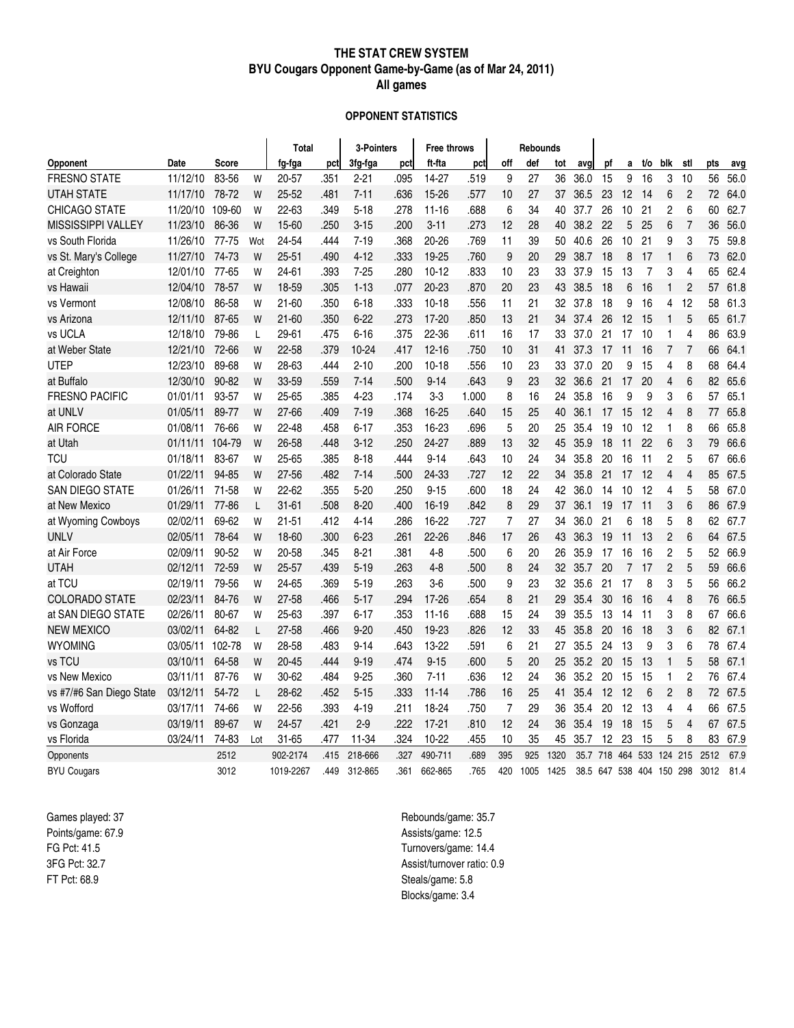# THE STAT CREW SYSTEM
## BYU Cougars Opponent Game-by-Game (as of Mar 24, 2011)
## All games

### OPPONENT STATISTICS

| | | | | Total | | 3-Pointers | | Free throws | | Rebounds | | | | | | | | | | | |
|---|---|---|---|---|---|---|---|---|---|---|---|---|---|---|---|---|---|---|---|---|---|
| Opponent | Date | Score | | fg-fga | pct | 3fg-fga | pct | ft-fta | pct | off | def | tot | avg | pf | a | t/o | blk | stl | pts | avg |
| FRESNO STATE | 11/12/10 | 83-56 | W | 20-57 | .351 | 2-21 | .095 | 14-27 | .519 | 9 | 27 | 36 | 36.0 | 15 | 9 | 16 | 3 | 10 | 56 | 56.0 |
| UTAH STATE | 11/17/10 | 78-72 | W | 25-52 | .481 | 7-11 | .636 | 15-26 | .577 | 10 | 27 | 37 | 36.5 | 23 | 12 | 14 | 6 | 2 | 72 | 64.0 |
| CHICAGO STATE | 11/20/10 | 109-60 | W | 22-63 | .349 | 5-18 | .278 | 11-16 | .688 | 6 | 34 | 40 | 37.7 | 26 | 10 | 21 | 2 | 6 | 60 | 62.7 |
| MISSISSIPPI VALLEY | 11/23/10 | 86-36 | W | 15-60 | .250 | 3-15 | .200 | 3-11 | .273 | 12 | 28 | 40 | 38.2 | 22 | 5 | 25 | 6 | 7 | 36 | 56.0 |
| vs South Florida | 11/26/10 | 77-75 | Wot | 24-54 | .444 | 7-19 | .368 | 20-26 | .769 | 11 | 39 | 50 | 40.6 | 26 | 10 | 21 | 9 | 3 | 75 | 59.8 |
| vs St. Mary's College | 11/27/10 | 74-73 | W | 25-51 | .490 | 4-12 | .333 | 19-25 | .760 | 9 | 20 | 29 | 38.7 | 18 | 8 | 17 | 1 | 6 | 73 | 62.0 |
| at Creighton | 12/01/10 | 77-65 | W | 24-61 | .393 | 7-25 | .280 | 10-12 | .833 | 10 | 23 | 33 | 37.9 | 15 | 13 | 7 | 3 | 4 | 65 | 62.4 |
| vs Hawaii | 12/04/10 | 78-57 | W | 18-59 | .305 | 1-13 | .077 | 20-23 | .870 | 20 | 23 | 43 | 38.5 | 18 | 6 | 16 | 1 | 2 | 57 | 61.8 |
| vs Vermont | 12/08/10 | 86-58 | W | 21-60 | .350 | 6-18 | .333 | 10-18 | .556 | 11 | 21 | 32 | 37.8 | 18 | 9 | 16 | 4 | 12 | 58 | 61.3 |
| vs Arizona | 12/11/10 | 87-65 | W | 21-60 | .350 | 6-22 | .273 | 17-20 | .850 | 13 | 21 | 34 | 37.4 | 26 | 12 | 15 | 1 | 5 | 65 | 61.7 |
| vs UCLA | 12/18/10 | 79-86 | L | 29-61 | .475 | 6-16 | .375 | 22-36 | .611 | 16 | 17 | 33 | 37.0 | 21 | 17 | 10 | 1 | 4 | 86 | 63.9 |
| at Weber State | 12/21/10 | 72-66 | W | 22-58 | .379 | 10-24 | .417 | 12-16 | .750 | 10 | 31 | 41 | 37.3 | 17 | 11 | 16 | 7 | 7 | 66 | 64.1 |
| UTEP | 12/23/10 | 89-68 | W | 28-63 | .444 | 2-10 | .200 | 10-18 | .556 | 10 | 23 | 33 | 37.0 | 20 | 9 | 15 | 4 | 8 | 68 | 64.4 |
| at Buffalo | 12/30/10 | 90-82 | W | 33-59 | .559 | 7-14 | .500 | 9-14 | .643 | 9 | 23 | 32 | 36.6 | 21 | 17 | 20 | 4 | 6 | 82 | 65.6 |
| FRESNO PACIFIC | 01/01/11 | 93-57 | W | 25-65 | .385 | 4-23 | .174 | 3-3 | 1.000 | 8 | 16 | 24 | 35.8 | 16 | 9 | 9 | 3 | 6 | 57 | 65.1 |
| at UNLV | 01/05/11 | 89-77 | W | 27-66 | .409 | 7-19 | .368 | 16-25 | .640 | 15 | 25 | 40 | 36.1 | 17 | 15 | 12 | 4 | 8 | 77 | 65.8 |
| AIR FORCE | 01/08/11 | 76-66 | W | 22-48 | .458 | 6-17 | .353 | 16-23 | .696 | 5 | 20 | 25 | 35.4 | 19 | 10 | 12 | 1 | 8 | 66 | 65.8 |
| at Utah | 01/11/11 | 104-79 | W | 26-58 | .448 | 3-12 | .250 | 24-27 | .889 | 13 | 32 | 45 | 35.9 | 18 | 11 | 22 | 6 | 3 | 79 | 66.6 |
| TCU | 01/18/11 | 83-67 | W | 25-65 | .385 | 8-18 | .444 | 9-14 | .643 | 10 | 24 | 34 | 35.8 | 20 | 16 | 11 | 2 | 5 | 67 | 66.6 |
| at Colorado State | 01/22/11 | 94-85 | W | 27-56 | .482 | 7-14 | .500 | 24-33 | .727 | 12 | 22 | 34 | 35.8 | 21 | 17 | 12 | 4 | 4 | 85 | 67.5 |
| SAN DIEGO STATE | 01/26/11 | 71-58 | W | 22-62 | .355 | 5-20 | .250 | 9-15 | .600 | 18 | 24 | 42 | 36.0 | 14 | 10 | 12 | 4 | 5 | 58 | 67.0 |
| at New Mexico | 01/29/11 | 77-86 | L | 31-61 | .508 | 8-20 | .400 | 16-19 | .842 | 8 | 29 | 37 | 36.1 | 19 | 17 | 11 | 3 | 6 | 86 | 67.9 |
| at Wyoming Cowboys | 02/02/11 | 69-62 | W | 21-51 | .412 | 4-14 | .286 | 16-22 | .727 | 7 | 27 | 34 | 36.0 | 21 | 6 | 18 | 5 | 8 | 62 | 67.7 |
| UNLV | 02/05/11 | 78-64 | W | 18-60 | .300 | 6-23 | .261 | 22-26 | .846 | 17 | 26 | 43 | 36.3 | 19 | 11 | 13 | 2 | 6 | 64 | 67.5 |
| at Air Force | 02/09/11 | 90-52 | W | 20-58 | .345 | 8-21 | .381 | 4-8 | .500 | 6 | 20 | 26 | 35.9 | 17 | 16 | 16 | 2 | 5 | 52 | 66.9 |
| UTAH | 02/12/11 | 72-59 | W | 25-57 | .439 | 5-19 | .263 | 4-8 | .500 | 8 | 24 | 32 | 35.7 | 20 | 7 | 17 | 2 | 5 | 59 | 66.6 |
| at TCU | 02/19/11 | 79-56 | W | 24-65 | .369 | 5-19 | .263 | 3-6 | .500 | 9 | 23 | 32 | 35.6 | 21 | 17 | 8 | 3 | 5 | 56 | 66.2 |
| COLORADO STATE | 02/23/11 | 84-76 | W | 27-58 | .466 | 5-17 | .294 | 17-26 | .654 | 8 | 21 | 29 | 35.4 | 30 | 16 | 16 | 4 | 8 | 76 | 66.5 |
| at SAN DIEGO STATE | 02/26/11 | 80-67 | W | 25-63 | .397 | 6-17 | .353 | 11-16 | .688 | 15 | 24 | 39 | 35.5 | 13 | 14 | 11 | 3 | 8 | 67 | 66.6 |
| NEW MEXICO | 03/02/11 | 64-82 | L | 27-58 | .466 | 9-20 | .450 | 19-23 | .826 | 12 | 33 | 45 | 35.8 | 20 | 16 | 18 | 3 | 6 | 82 | 67.1 |
| WYOMING | 03/05/11 | 102-78 | W | 28-58 | .483 | 9-14 | .643 | 13-22 | .591 | 6 | 21 | 27 | 35.5 | 24 | 13 | 9 | 3 | 6 | 78 | 67.4 |
| vs TCU | 03/10/11 | 64-58 | W | 20-45 | .444 | 9-19 | .474 | 9-15 | .600 | 5 | 20 | 25 | 35.2 | 20 | 15 | 13 | 1 | 5 | 58 | 67.1 |
| vs New Mexico | 03/11/11 | 87-76 | W | 30-62 | .484 | 9-25 | .360 | 7-11 | .636 | 12 | 24 | 36 | 35.2 | 20 | 15 | 15 | 1 | 2 | 76 | 67.4 |
| vs #7/#6 San Diego State | 03/12/11 | 54-72 | L | 28-62 | .452 | 5-15 | .333 | 11-14 | .786 | 16 | 25 | 41 | 35.4 | 12 | 12 | 6 | 2 | 8 | 72 | 67.5 |
| vs Wofford | 03/17/11 | 74-66 | W | 22-56 | .393 | 4-19 | .211 | 18-24 | .750 | 7 | 29 | 36 | 35.4 | 20 | 12 | 13 | 4 | 4 | 66 | 67.5 |
| vs Gonzaga | 03/19/11 | 89-67 | W | 24-57 | .421 | 2-9 | .222 | 17-21 | .810 | 12 | 24 | 36 | 35.4 | 19 | 18 | 15 | 5 | 4 | 67 | 67.5 |
| vs Florida | 03/24/11 | 74-83 | Lot | 31-65 | .477 | 11-34 | .324 | 10-22 | .455 | 10 | 35 | 45 | 35.7 | 12 | 23 | 15 | 5 | 8 | 83 | 67.9 |
| Opponents | | 2512 | | 902-2174 | .415 | 218-666 | .327 | 490-711 | .689 | 395 | 925 | 1320 | 35.7 | 718 | 464 | 533 | 124 | 215 | 2512 | 67.9 |
| BYU Cougars | | 3012 | | 1019-2267 | .449 | 312-865 | .361 | 662-865 | .765 | 420 | 1005 | 1425 | 38.5 | 647 | 538 | 404 | 150 | 298 | 3012 | 81.4 |

Games played: 37
Points/game: 67.9
FG Pct: 41.5
3FG Pct: 32.7
FT Pct: 68.9

Rebounds/game: 35.7
Assists/game: 12.5
Turnovers/game: 14.4
Assist/turnover ratio: 0.9
Steals/game: 5.8
Blocks/game: 3.4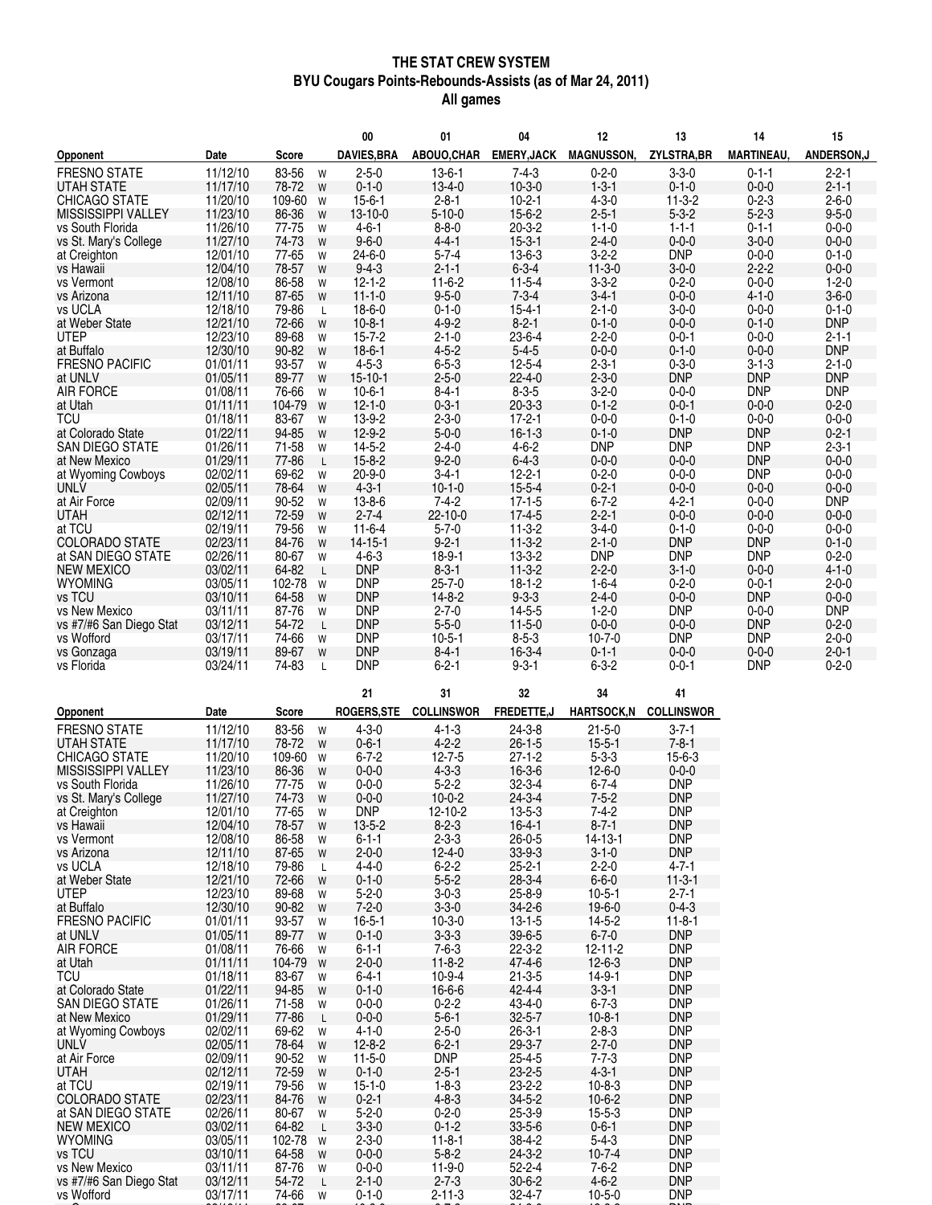# THE STAT CREW SYSTEM
## BYU Cougars Points-Rebounds-Assists (as of Mar 24, 2011)
### All games

| Opponent | Date | Score | | 00 DAVIES,BRA | 01 ABOUO,CHAR | 04 EMERY,JACK | 12 MAGNUSSON, | 13 ZYLSTRA,BR | 14 MARTINEAU, | 15 ANDERSON,J |
|---|---|---|---|---|---|---|---|---|---|---|
| FRESNO STATE | 11/12/10 | 83-56 | W | 2-5-0 | 13-6-1 | 7-4-3 | 0-2-0 | 3-3-0 | 0-1-1 | 2-2-1 |
| UTAH STATE | 11/17/10 | 78-72 | W | 0-1-0 | 13-4-0 | 10-3-0 | 1-3-1 | 0-1-0 | 0-0-0 | 2-1-1 |
| CHICAGO STATE | 11/20/10 | 109-60 | W | 15-6-1 | 2-8-1 | 10-2-1 | 4-3-0 | 11-3-2 | 0-2-3 | 2-6-0 |
| MISSISSIPPI VALLEY | 11/23/10 | 86-36 | W | 13-10-0 | 5-10-0 | 15-6-2 | 2-5-1 | 5-3-2 | 5-2-3 | 9-5-0 |
| vs South Florida | 11/26/10 | 77-75 | W | 4-6-1 | 8-8-0 | 20-3-2 | 1-1-0 | 1-1-1 | 0-1-1 | 0-0-0 |
| vs St. Mary's College | 11/27/10 | 74-73 | W | 9-6-0 | 4-4-1 | 15-3-1 | 2-4-0 | 0-0-0 | 3-0-0 | 0-0-0 |
| at Creighton | 12/01/10 | 77-65 | W | 24-6-0 | 5-7-4 | 13-6-3 | 3-2-2 | DNP | 0-0-0 | 0-1-0 |
| vs Hawaii | 12/04/10 | 78-57 | W | 9-4-3 | 2-1-1 | 6-3-4 | 11-3-0 | 3-0-0 | 2-2-2 | 0-0-0 |
| vs Vermont | 12/08/10 | 86-58 | W | 12-1-2 | 11-6-2 | 11-5-4 | 3-3-2 | 0-2-0 | 0-0-0 | 1-2-0 |
| vs Arizona | 12/11/10 | 87-65 | W | 11-1-0 | 9-5-0 | 7-3-4 | 3-4-1 | 0-0-0 | 4-1-0 | 3-6-0 |
| vs UCLA | 12/18/10 | 79-86 | L | 18-6-0 | 0-1-0 | 15-4-1 | 2-1-0 | 3-0-0 | 0-0-0 | 0-1-0 |
| at Weber State | 12/21/10 | 72-66 | W | 10-8-1 | 4-9-2 | 8-2-1 | 0-1-0 | 0-0-0 | 0-1-0 | DNP |
| UTEP | 12/23/10 | 89-68 | W | 15-7-2 | 2-1-0 | 23-6-4 | 2-2-0 | 0-0-1 | 0-0-0 | 2-1-1 |
| at Buffalo | 12/30/10 | 90-82 | W | 18-6-1 | 4-5-2 | 5-4-5 | 0-0-0 | 0-1-0 | 0-0-0 | DNP |
| FRESNO PACIFIC | 01/01/11 | 93-57 | W | 4-5-3 | 6-5-3 | 12-5-4 | 2-3-1 | 0-3-0 | 3-1-3 | 2-1-0 |
| at UNLV | 01/05/11 | 89-77 | W | 15-10-1 | 2-5-0 | 22-4-0 | 2-3-0 | DNP | DNP | DNP |
| AIR FORCE | 01/08/11 | 76-66 | W | 10-6-1 | 8-4-1 | 8-3-5 | 3-2-0 | 0-0-0 | DNP | DNP |
| at Utah | 01/11/11 | 104-79 | W | 12-1-0 | 0-3-1 | 20-3-3 | 0-1-2 | 0-0-1 | 0-0-0 | 0-2-0 |
| TCU | 01/18/11 | 83-67 | W | 13-9-2 | 2-3-0 | 17-2-1 | 0-0-0 | 0-1-0 | 0-0-0 | 0-0-0 |
| at Colorado State | 01/22/11 | 94-85 | W | 12-9-2 | 5-0-0 | 16-1-3 | 0-1-0 | DNP | DNP | 0-2-1 |
| SAN DIEGO STATE | 01/26/11 | 71-58 | W | 14-5-2 | 2-4-0 | 4-6-2 | DNP | DNP | DNP | 2-3-1 |
| at New Mexico | 01/29/11 | 77-86 | L | 15-8-2 | 9-2-0 | 6-4-3 | 0-0-0 | 0-0-0 | DNP | 0-0-0 |
| at Wyoming Cowboys | 02/02/11 | 69-62 | W | 20-9-0 | 3-4-1 | 12-2-1 | 0-2-0 | 0-0-0 | DNP | 0-0-0 |
| UNLV | 02/05/11 | 78-64 | W | 4-3-1 | 10-1-0 | 15-5-4 | 0-2-1 | 0-0-0 | 0-0-0 | 0-0-0 |
| at Air Force | 02/09/11 | 90-52 | W | 13-8-6 | 7-4-2 | 17-1-5 | 6-7-2 | 4-2-1 | 0-0-0 | DNP |
| UTAH | 02/12/11 | 72-59 | W | 2-7-4 | 22-10-0 | 17-4-5 | 2-2-1 | 0-0-0 | 0-0-0 | 0-0-0 |
| at TCU | 02/19/11 | 79-56 | W | 11-6-4 | 5-7-0 | 11-3-2 | 3-4-0 | 0-1-0 | 0-0-0 | 0-0-0 |
| COLORADO STATE | 02/23/11 | 84-76 | W | 14-15-1 | 9-2-1 | 11-3-2 | 2-1-0 | DNP | DNP | 0-1-0 |
| at SAN DIEGO STATE | 02/26/11 | 80-67 | W | 4-6-3 | 18-9-1 | 13-3-2 | DNP | DNP | DNP | 0-2-0 |
| NEW MEXICO | 03/02/11 | 64-82 | L | DNP | 8-3-1 | 11-3-2 | 2-2-0 | 3-1-0 | 0-0-0 | 4-1-0 |
| WYOMING | 03/05/11 | 102-78 | W | DNP | 25-7-0 | 18-1-2 | 1-6-4 | 0-2-0 | 0-0-1 | 2-0-0 |
| vs TCU | 03/10/11 | 64-58 | W | DNP | 14-8-2 | 9-3-3 | 2-4-0 | 0-0-0 | DNP | 0-0-0 |
| vs New Mexico | 03/11/11 | 87-76 | W | DNP | 2-7-0 | 14-5-5 | 1-2-0 | DNP | 0-0-0 | DNP |
| vs #7/#6 San Diego Stat | 03/12/11 | 54-72 | L | DNP | 5-5-0 | 11-5-0 | 0-0-0 | 0-0-0 | DNP | 0-2-0 |
| vs Wofford | 03/17/11 | 74-66 | W | DNP | 10-5-1 | 8-5-3 | 10-7-0 | DNP | DNP | 2-0-0 |
| vs Gonzaga | 03/19/11 | 89-67 | W | DNP | 8-4-1 | 16-3-4 | 0-1-1 | 0-0-0 | 0-0-0 | 2-0-1 |
| vs Florida | 03/24/11 | 74-83 | L | DNP | 6-2-1 | 9-3-1 | 6-3-2 | 0-0-1 | DNP | 0-2-0 |

| Opponent | Date | Score | | 21 ROGERS,STE | 31 COLLINSWOR | 32 FREDETTE,J | 34 HARTSOCK,N | 41 COLLINSWOR |
|---|---|---|---|---|---|---|---|---|
| FRESNO STATE | 11/12/10 | 83-56 | W | 4-3-0 | 4-1-3 | 24-3-8 | 21-5-0 | 3-7-1 |
| UTAH STATE | 11/17/10 | 78-72 | W | 0-6-1 | 4-2-2 | 26-1-5 | 15-5-1 | 7-8-1 |
| CHICAGO STATE | 11/20/10 | 109-60 | W | 6-7-2 | 12-7-5 | 27-1-2 | 5-3-3 | 15-6-3 |
| MISSISSIPPI VALLEY | 11/23/10 | 86-36 | W | 0-0-0 | 4-3-3 | 16-3-6 | 12-6-0 | 0-0-0 |
| vs South Florida | 11/26/10 | 77-75 | W | 0-0-0 | 5-2-2 | 32-3-4 | 6-7-4 | DNP |
| vs St. Mary's College | 11/27/10 | 74-73 | W | 0-0-0 | 10-0-2 | 24-3-4 | 7-5-2 | DNP |
| at Creighton | 12/01/10 | 77-65 | W | DNP | 12-10-2 | 13-5-3 | 7-4-2 | DNP |
| vs Hawaii | 12/04/10 | 78-57 | W | 13-5-2 | 8-2-3 | 16-4-1 | 8-7-1 | DNP |
| vs Vermont | 12/08/10 | 86-58 | W | 6-1-1 | 2-3-3 | 26-0-5 | 14-13-1 | DNP |
| vs Arizona | 12/11/10 | 87-65 | W | 2-0-0 | 12-4-0 | 33-9-3 | 3-1-0 | DNP |
| vs UCLA | 12/18/10 | 79-86 | L | 4-4-0 | 6-2-2 | 25-2-1 | 2-2-0 | 4-7-1 |
| at Weber State | 12/21/10 | 72-66 | W | 0-1-0 | 5-5-2 | 28-3-4 | 6-6-0 | 11-3-1 |
| UTEP | 12/23/10 | 89-68 | W | 5-2-0 | 3-0-3 | 25-8-9 | 10-5-1 | 2-7-1 |
| at Buffalo | 12/30/10 | 90-82 | W | 7-2-0 | 3-3-0 | 34-2-6 | 19-6-0 | 0-4-3 |
| FRESNO PACIFIC | 01/01/11 | 93-57 | W | 16-5-1 | 10-3-0 | 13-1-5 | 14-5-2 | 11-8-1 |
| at UNLV | 01/05/11 | 89-77 | W | 0-1-0 | 3-3-3 | 39-6-5 | 6-7-0 | DNP |
| AIR FORCE | 01/08/11 | 76-66 | W | 6-1-1 | 7-6-3 | 22-3-2 | 12-11-2 | DNP |
| at Utah | 01/11/11 | 104-79 | W | 2-0-0 | 11-8-2 | 47-4-6 | 12-6-3 | DNP |
| TCU | 01/18/11 | 83-67 | W | 6-4-1 | 10-9-4 | 21-3-5 | 14-9-1 | DNP |
| at Colorado State | 01/22/11 | 94-85 | W | 0-1-0 | 16-6-6 | 42-4-4 | 3-3-1 | DNP |
| SAN DIEGO STATE | 01/26/11 | 71-58 | W | 0-0-0 | 0-2-2 | 43-4-0 | 6-7-3 | DNP |
| at New Mexico | 01/29/11 | 77-86 | L | 0-0-0 | 5-6-1 | 32-5-7 | 10-8-1 | DNP |
| at Wyoming Cowboys | 02/02/11 | 69-62 | W | 4-1-0 | 2-5-0 | 26-3-1 | 2-8-3 | DNP |
| UNLV | 02/05/11 | 78-64 | W | 12-8-2 | 6-2-1 | 29-3-7 | 2-7-0 | DNP |
| at Air Force | 02/09/11 | 90-52 | W | 11-5-0 | DNP | 25-4-5 | 7-7-3 | DNP |
| UTAH | 02/12/11 | 72-59 | W | 0-1-0 | 2-5-1 | 23-2-5 | 4-3-1 | DNP |
| at TCU | 02/19/11 | 79-56 | W | 15-1-0 | 1-8-3 | 23-2-2 | 10-8-3 | DNP |
| COLORADO STATE | 02/23/11 | 84-76 | W | 0-2-1 | 4-8-3 | 34-5-2 | 10-6-2 | DNP |
| at SAN DIEGO STATE | 02/26/11 | 80-67 | W | 5-2-0 | 0-2-0 | 25-3-9 | 15-5-3 | DNP |
| NEW MEXICO | 03/02/11 | 64-82 | L | 3-3-0 | 0-1-2 | 33-5-6 | 0-6-1 | DNP |
| WYOMING | 03/05/11 | 102-78 | W | 2-3-0 | 11-8-1 | 38-4-2 | 5-4-3 | DNP |
| vs TCU | 03/10/11 | 64-58 | W | 0-0-0 | 5-8-2 | 24-3-2 | 10-7-4 | DNP |
| vs New Mexico | 03/11/11 | 87-76 | W | 0-0-0 | 11-9-0 | 52-2-4 | 7-6-2 | DNP |
| vs #7/#6 San Diego Stat | 03/12/11 | 54-72 | L | 2-1-0 | 2-7-3 | 30-6-2 | 4-6-2 | DNP |
| vs Wofford | 03/17/11 | 74-66 | W | 0-1-0 | 2-11-3 | 32-4-7 | 10-5-0 | DNP |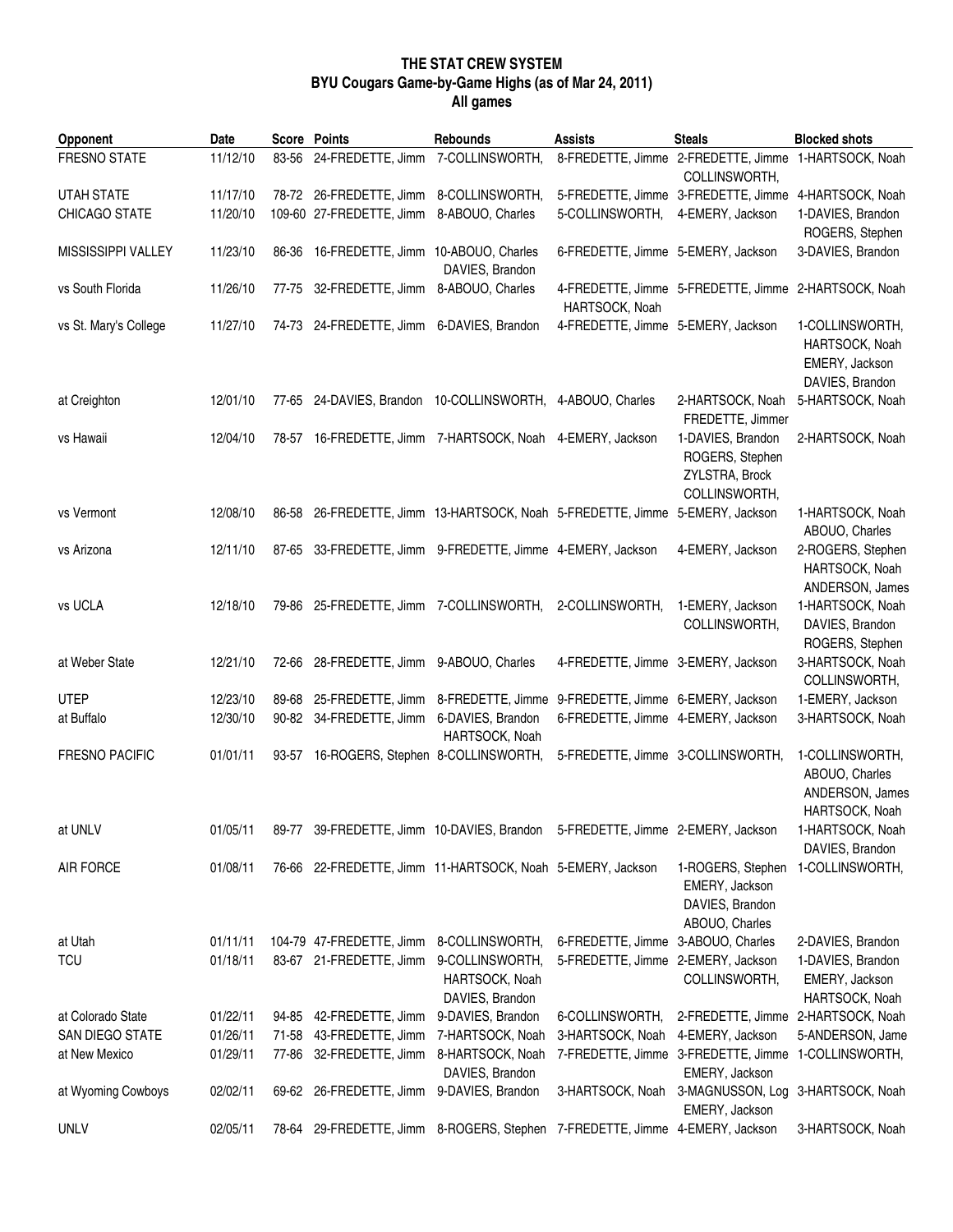# THE STAT CREW SYSTEM
## BYU Cougars Game-by-Game Highs (as of Mar 24, 2011)
### All games

| Opponent | Date | Score | Points | Rebounds | Assists | Steals | Blocked shots |
|---|---|---|---|---|---|---|---|
| FRESNO STATE | 11/12/10 | 83-56 | 24-FREDETTE, Jimm | 7-COLLINSWORTH, | 8-FREDETTE, Jimme | 2-FREDETTE, Jimme COLLINSWORTH, | 1-HARTSOCK, Noah |
| UTAH STATE | 11/17/10 | 78-72 | 26-FREDETTE, Jimm | 8-COLLINSWORTH, | 5-FREDETTE, Jimme | 3-FREDETTE, Jimme | 4-HARTSOCK, Noah |
| CHICAGO STATE | 11/20/10 | 109-60 | 27-FREDETTE, Jimm | 8-ABOUO, Charles | 5-COLLINSWORTH, | 4-EMERY, Jackson | 1-DAVIES, Brandon ROGERS, Stephen |
| MISSISSIPPI VALLEY | 11/23/10 | 86-36 | 16-FREDETTE, Jimm | 10-ABOUO, Charles DAVIES, Brandon | 6-FREDETTE, Jimme | 5-EMERY, Jackson | 3-DAVIES, Brandon |
| vs South Florida | 11/26/10 | 77-75 | 32-FREDETTE, Jimm | 8-ABOUO, Charles | 4-FREDETTE, Jimme HARTSOCK, Noah | 5-FREDETTE, Jimme | 2-HARTSOCK, Noah |
| vs St. Mary's College | 11/27/10 | 74-73 | 24-FREDETTE, Jimm | 6-DAVIES, Brandon | 4-FREDETTE, Jimme | 5-EMERY, Jackson | 1-COLLINSWORTH, HARTSOCK, Noah EMERY, Jackson DAVIES, Brandon |
| at Creighton | 12/01/10 | 77-65 | 24-DAVIES, Brandon | 10-COLLINSWORTH, | 4-ABOUO, Charles | 2-HARTSOCK, Noah FREDETTE, Jimmer | 5-HARTSOCK, Noah |
| vs Hawaii | 12/04/10 | 78-57 | 16-FREDETTE, Jimm | 7-HARTSOCK, Noah | 4-EMERY, Jackson | 1-DAVIES, Brandon ROGERS, Stephen ZYLSTRA, Brock COLLINSWORTH, | 2-HARTSOCK, Noah |
| vs Vermont | 12/08/10 | 86-58 | 26-FREDETTE, Jimm | 13-HARTSOCK, Noah | 5-FREDETTE, Jimme | 5-EMERY, Jackson | 1-HARTSOCK, Noah ABOUO, Charles |
| vs Arizona | 12/11/10 | 87-65 | 33-FREDETTE, Jimm | 9-FREDETTE, Jimme | 4-EMERY, Jackson | 4-EMERY, Jackson | 2-ROGERS, Stephen HARTSOCK, Noah ANDERSON, James |
| vs UCLA | 12/18/10 | 79-86 | 25-FREDETTE, Jimm | 7-COLLINSWORTH, | 2-COLLINSWORTH, | 1-EMERY, Jackson COLLINSWORTH, | 1-HARTSOCK, Noah DAVIES, Brandon ROGERS, Stephen |
| at Weber State | 12/21/10 | 72-66 | 28-FREDETTE, Jimm | 9-ABOUO, Charles | 4-FREDETTE, Jimme | 3-EMERY, Jackson | 3-HARTSOCK, Noah COLLINSWORTH, |
| UTEP | 12/23/10 | 89-68 | 25-FREDETTE, Jimm | 8-FREDETTE, Jimme | 9-FREDETTE, Jimme | 6-EMERY, Jackson | 1-EMERY, Jackson |
| at Buffalo | 12/30/10 | 90-82 | 34-FREDETTE, Jimm | 6-DAVIES, Brandon HARTSOCK, Noah | 6-FREDETTE, Jimme | 4-EMERY, Jackson | 3-HARTSOCK, Noah |
| FRESNO PACIFIC | 01/01/11 | 93-57 | 16-ROGERS, Stephen | 8-COLLINSWORTH, | 5-FREDETTE, Jimme | 3-COLLINSWORTH, | 1-COLLINSWORTH, ABOUO, Charles ANDERSON, James HARTSOCK, Noah |
| at UNLV | 01/05/11 | 89-77 | 39-FREDETTE, Jimm | 10-DAVIES, Brandon | 5-FREDETTE, Jimme | 2-EMERY, Jackson | 1-HARTSOCK, Noah DAVIES, Brandon |
| AIR FORCE | 01/08/11 | 76-66 | 22-FREDETTE, Jimm | 11-HARTSOCK, Noah | 5-EMERY, Jackson | 1-ROGERS, Stephen EMERY, Jackson DAVIES, Brandon ABOUO, Charles | 1-COLLINSWORTH, |
| at Utah | 01/11/11 | 104-79 | 47-FREDETTE, Jimm | 8-COLLINSWORTH, | 6-FREDETTE, Jimme | 3-ABOUO, Charles | 2-DAVIES, Brandon |
| TCU | 01/18/11 | 83-67 | 21-FREDETTE, Jimm | 9-COLLINSWORTH, HARTSOCK, Noah DAVIES, Brandon | 5-FREDETTE, Jimme | 2-EMERY, Jackson COLLINSWORTH, | 1-DAVIES, Brandon EMERY, Jackson HARTSOCK, Noah |
| at Colorado State | 01/22/11 | 94-85 | 42-FREDETTE, Jimm | 9-DAVIES, Brandon | 6-COLLINSWORTH, | 2-FREDETTE, Jimme | 2-HARTSOCK, Noah |
| SAN DIEGO STATE | 01/26/11 | 71-58 | 43-FREDETTE, Jimm | 7-HARTSOCK, Noah | 3-HARTSOCK, Noah | 4-EMERY, Jackson | 5-ANDERSON, Jame |
| at New Mexico | 01/29/11 | 77-86 | 32-FREDETTE, Jimm | 8-HARTSOCK, Noah DAVIES, Brandon | 7-FREDETTE, Jimme | 3-FREDETTE, Jimme EMERY, Jackson | 1-COLLINSWORTH, |
| at Wyoming Cowboys | 02/02/11 | 69-62 | 26-FREDETTE, Jimm | 9-DAVIES, Brandon | 3-HARTSOCK, Noah | 3-MAGNUSSON, Log EMERY, Jackson | 3-HARTSOCK, Noah |
| UNLV | 02/05/11 | 78-64 | 29-FREDETTE, Jimm | 8-ROGERS, Stephen | 7-FREDETTE, Jimme | 4-EMERY, Jackson | 3-HARTSOCK, Noah |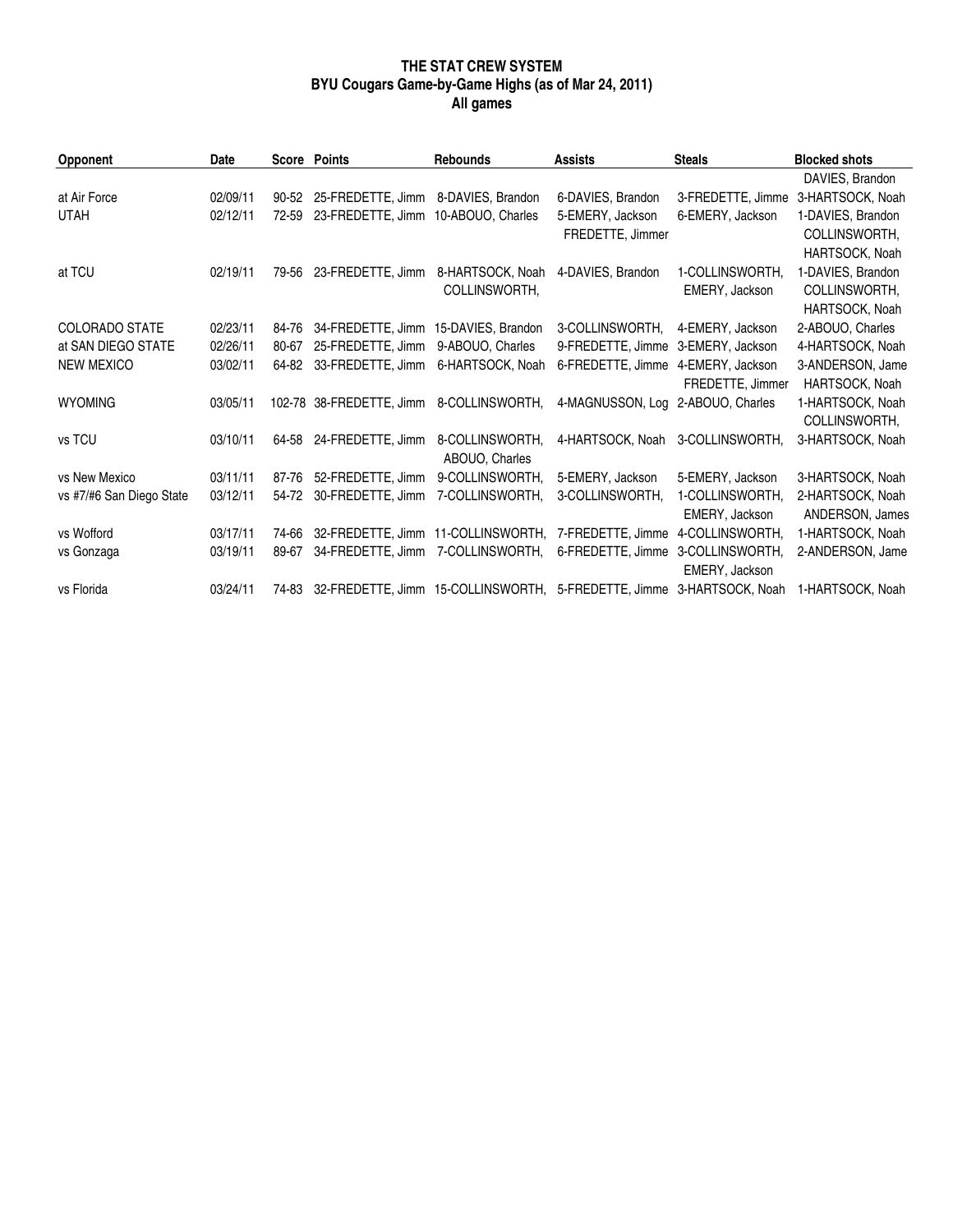**THE STAT CREW SYSTEM**
**BYU Cougars Game-by-Game Highs (as of Mar 24, 2011)**
**All games**

| Opponent | Date | Score | Points | Rebounds | Assists | Steals | Blocked shots |
|---|---|---|---|---|---|---|---|
| | | | | | | | DAVIES, Brandon |
| at Air Force | 02/09/11 | 90-52 | 25-FREDETTE, Jimm | 8-DAVIES, Brandon | 6-DAVIES, Brandon | 3-FREDETTE, Jimme | 3-HARTSOCK, Noah |
| UTAH | 02/12/11 | 72-59 | 23-FREDETTE, Jimm | 10-ABOUO, Charles | 5-EMERY, Jackson FREDETTE, Jimmer | 6-EMERY, Jackson | 1-DAVIES, Brandon COLLINSWORTH, HARTSOCK, Noah |
| at TCU | 02/19/11 | 79-56 | 23-FREDETTE, Jimm | 8-HARTSOCK, Noah COLLINSWORTH, | 4-DAVIES, Brandon | 1-COLLINSWORTH, EMERY, Jackson | 1-DAVIES, Brandon COLLINSWORTH, HARTSOCK, Noah |
| COLORADO STATE | 02/23/11 | 84-76 | 34-FREDETTE, Jimm | 15-DAVIES, Brandon | 3-COLLINSWORTH, | 4-EMERY, Jackson | 2-ABOUO, Charles |
| at SAN DIEGO STATE | 02/26/11 | 80-67 | 25-FREDETTE, Jimm | 9-ABOUO, Charles | 9-FREDETTE, Jimme | 3-EMERY, Jackson | 4-HARTSOCK, Noah |
| NEW MEXICO | 03/02/11 | 64-82 | 33-FREDETTE, Jimm | 6-HARTSOCK, Noah | 6-FREDETTE, Jimme | 4-EMERY, Jackson FREDETTE, Jimmer | 3-ANDERSON, Jame HARTSOCK, Noah |
| WYOMING | 03/05/11 | 102-78 | 38-FREDETTE, Jimm | 8-COLLINSWORTH, | 4-MAGNUSSON, Log | 2-ABOUO, Charles | 1-HARTSOCK, Noah COLLINSWORTH, |
| vs TCU | 03/10/11 | 64-58 | 24-FREDETTE, Jimm | 8-COLLINSWORTH, ABOUO, Charles | 4-HARTSOCK, Noah | 3-COLLINSWORTH, | 3-HARTSOCK, Noah |
| vs New Mexico | 03/11/11 | 87-76 | 52-FREDETTE, Jimm | 9-COLLINSWORTH, | 5-EMERY, Jackson | 5-EMERY, Jackson | 3-HARTSOCK, Noah |
| vs #7/#6 San Diego State | 03/12/11 | 54-72 | 30-FREDETTE, Jimm | 7-COLLINSWORTH, | 3-COLLINSWORTH, | 1-COLLINSWORTH, EMERY, Jackson | 2-HARTSOCK, Noah ANDERSON, James |
| vs Wofford | 03/17/11 | 74-66 | 32-FREDETTE, Jimm | 11-COLLINSWORTH, | 7-FREDETTE, Jimme | 4-COLLINSWORTH, | 1-HARTSOCK, Noah |
| vs Gonzaga | 03/19/11 | 89-67 | 34-FREDETTE, Jimm | 7-COLLINSWORTH, | 6-FREDETTE, Jimme | 3-COLLINSWORTH, EMERY, Jackson | 2-ANDERSON, Jame |
| vs Florida | 03/24/11 | 74-83 | 32-FREDETTE, Jimm | 15-COLLINSWORTH, | 5-FREDETTE, Jimme | 3-HARTSOCK, Noah | 1-HARTSOCK, Noah |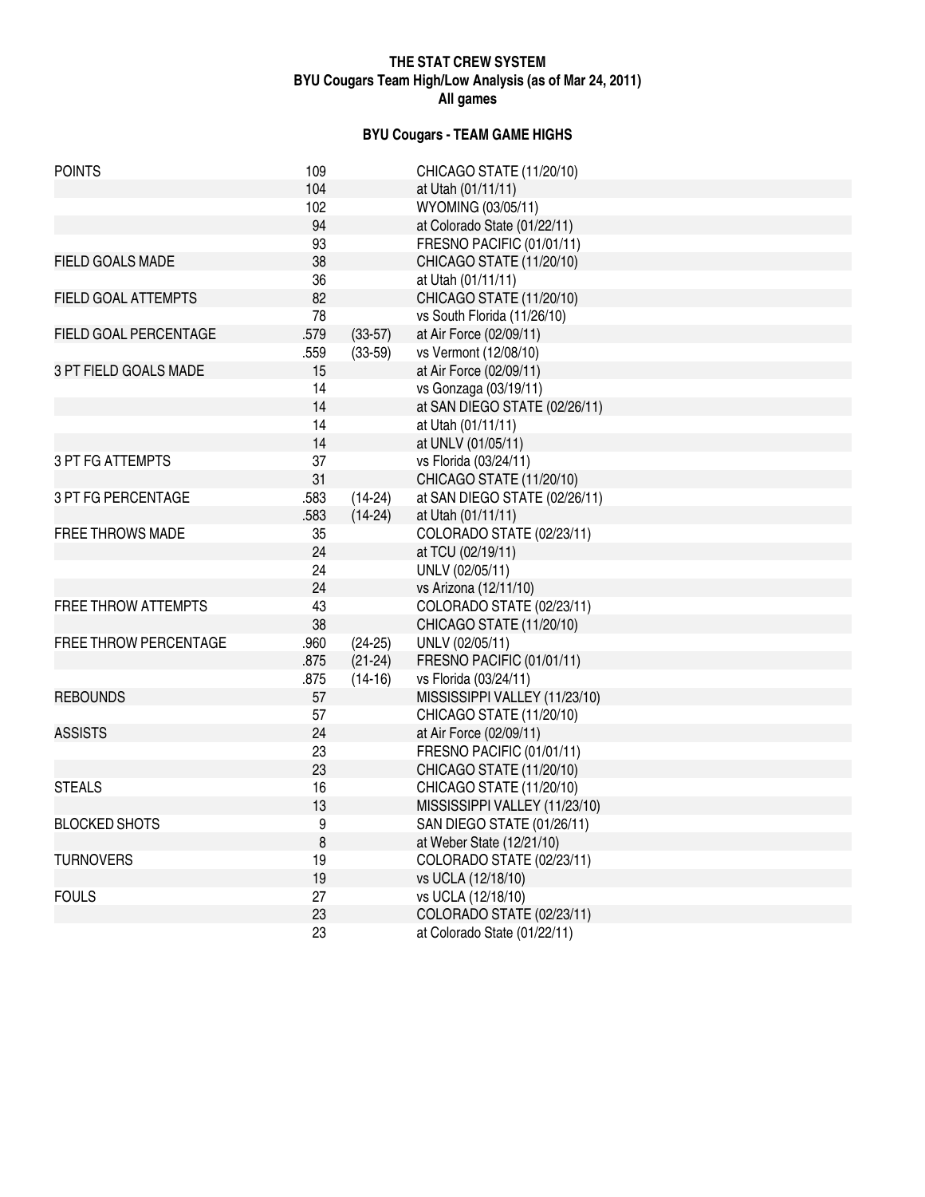**THE STAT CREW SYSTEM**
**BYU Cougars Team High/Low Analysis (as of Mar 24, 2011)**
**All games**

## BYU Cougars - TEAM GAME HIGHS

| | | | |
|---|---|---|---|
| POINTS | 109 | | CHICAGO STATE (11/20/10) |
| | 104 | | at Utah (01/11/11) |
| | 102 | | WYOMING (03/05/11) |
| | 94 | | at Colorado State (01/22/11) |
| | 93 | | FRESNO PACIFIC (01/01/11) |
| FIELD GOALS MADE | 38 | | CHICAGO STATE (11/20/10) |
| | 36 | | at Utah (01/11/11) |
| FIELD GOAL ATTEMPTS | 82 | | CHICAGO STATE (11/20/10) |
| | 78 | | vs South Florida (11/26/10) |
| FIELD GOAL PERCENTAGE | .579 | (33-57) | at Air Force (02/09/11) |
| | .559 | (33-59) | vs Vermont (12/08/10) |
| 3 PT FIELD GOALS MADE | 15 | | at Air Force (02/09/11) |
| | 14 | | vs Gonzaga (03/19/11) |
| | 14 | | at SAN DIEGO STATE (02/26/11) |
| | 14 | | at Utah (01/11/11) |
| | 14 | | at UNLV (01/05/11) |
| 3 PT FG ATTEMPTS | 37 | | vs Florida (03/24/11) |
| | 31 | | CHICAGO STATE (11/20/10) |
| 3 PT FG PERCENTAGE | .583 | (14-24) | at SAN DIEGO STATE (02/26/11) |
| | .583 | (14-24) | at Utah (01/11/11) |
| FREE THROWS MADE | 35 | | COLORADO STATE (02/23/11) |
| | 24 | | at TCU (02/19/11) |
| | 24 | | UNLV (02/05/11) |
| | 24 | | vs Arizona (12/11/10) |
| FREE THROW ATTEMPTS | 43 | | COLORADO STATE (02/23/11) |
| | 38 | | CHICAGO STATE (11/20/10) |
| FREE THROW PERCENTAGE | .960 | (24-25) | UNLV (02/05/11) |
| | .875 | (21-24) | FRESNO PACIFIC (01/01/11) |
| | .875 | (14-16) | vs Florida (03/24/11) |
| REBOUNDS | 57 | | MISSISSIPPI VALLEY (11/23/10) |
| | 57 | | CHICAGO STATE (11/20/10) |
| ASSISTS | 24 | | at Air Force (02/09/11) |
| | 23 | | FRESNO PACIFIC (01/01/11) |
| | 23 | | CHICAGO STATE (11/20/10) |
| STEALS | 16 | | CHICAGO STATE (11/20/10) |
| | 13 | | MISSISSIPPI VALLEY (11/23/10) |
| BLOCKED SHOTS | 9 | | SAN DIEGO STATE (01/26/11) |
| | 8 | | at Weber State (12/21/10) |
| TURNOVERS | 19 | | COLORADO STATE (02/23/11) |
| | 19 | | vs UCLA (12/18/10) |
| FOULS | 27 | | vs UCLA (12/18/10) |
| | 23 | | COLORADO STATE (02/23/11) |
| | 23 | | at Colorado State (01/22/11) |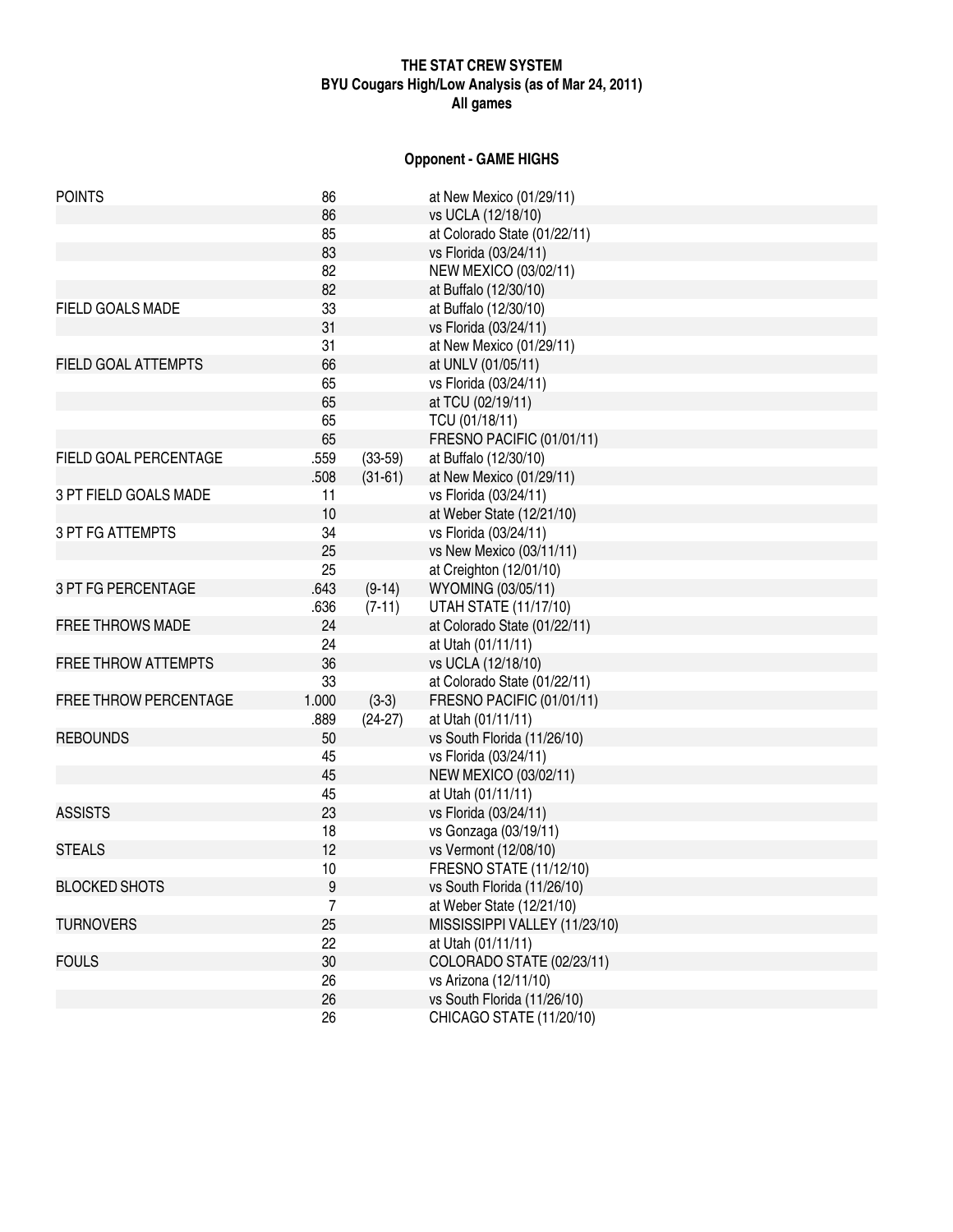**THE STAT CREW SYSTEM**
**BYU Cougars High/Low Analysis (as of Mar 24, 2011)**
**All games**

## Opponent - GAME HIGHS

| | | | |
|---|---|---|---|
| POINTS | 86 | | at New Mexico (01/29/11) |
| | 86 | | vs UCLA (12/18/10) |
| | 85 | | at Colorado State (01/22/11) |
| | 83 | | vs Florida (03/24/11) |
| | 82 | | NEW MEXICO (03/02/11) |
| | 82 | | at Buffalo (12/30/10) |
| FIELD GOALS MADE | 33 | | at Buffalo (12/30/10) |
| | 31 | | vs Florida (03/24/11) |
| | 31 | | at New Mexico (01/29/11) |
| FIELD GOAL ATTEMPTS | 66 | | at UNLV (01/05/11) |
| | 65 | | vs Florida (03/24/11) |
| | 65 | | at TCU (02/19/11) |
| | 65 | | TCU (01/18/11) |
| | 65 | | FRESNO PACIFIC (01/01/11) |
| FIELD GOAL PERCENTAGE | .559 | (33-59) | at Buffalo (12/30/10) |
| | .508 | (31-61) | at New Mexico (01/29/11) |
| 3 PT FIELD GOALS MADE | 11 | | vs Florida (03/24/11) |
| | 10 | | at Weber State (12/21/10) |
| 3 PT FG ATTEMPTS | 34 | | vs Florida (03/24/11) |
| | 25 | | vs New Mexico (03/11/11) |
| | 25 | | at Creighton (12/01/10) |
| 3 PT FG PERCENTAGE | .643 | (9-14) | WYOMING (03/05/11) |
| | .636 | (7-11) | UTAH STATE (11/17/10) |
| FREE THROWS MADE | 24 | | at Colorado State (01/22/11) |
| | 24 | | at Utah (01/11/11) |
| FREE THROW ATTEMPTS | 36 | | vs UCLA (12/18/10) |
| | 33 | | at Colorado State (01/22/11) |
| FREE THROW PERCENTAGE | 1.000 | (3-3) | FRESNO PACIFIC (01/01/11) |
| | .889 | (24-27) | at Utah (01/11/11) |
| REBOUNDS | 50 | | vs South Florida (11/26/10) |
| | 45 | | vs Florida (03/24/11) |
| | 45 | | NEW MEXICO (03/02/11) |
| | 45 | | at Utah (01/11/11) |
| ASSISTS | 23 | | vs Florida (03/24/11) |
| | 18 | | vs Gonzaga (03/19/11) |
| STEALS | 12 | | vs Vermont (12/08/10) |
| | 10 | | FRESNO STATE (11/12/10) |
| BLOCKED SHOTS | 9 | | vs South Florida (11/26/10) |
| | 7 | | at Weber State (12/21/10) |
| TURNOVERS | 25 | | MISSISSIPPI VALLEY (11/23/10) |
| | 22 | | at Utah (01/11/11) |
| FOULS | 30 | | COLORADO STATE (02/23/11) |
| | 26 | | vs Arizona (12/11/10) |
| | 26 | | vs South Florida (11/26/10) |
| | 26 | | CHICAGO STATE (11/20/10) |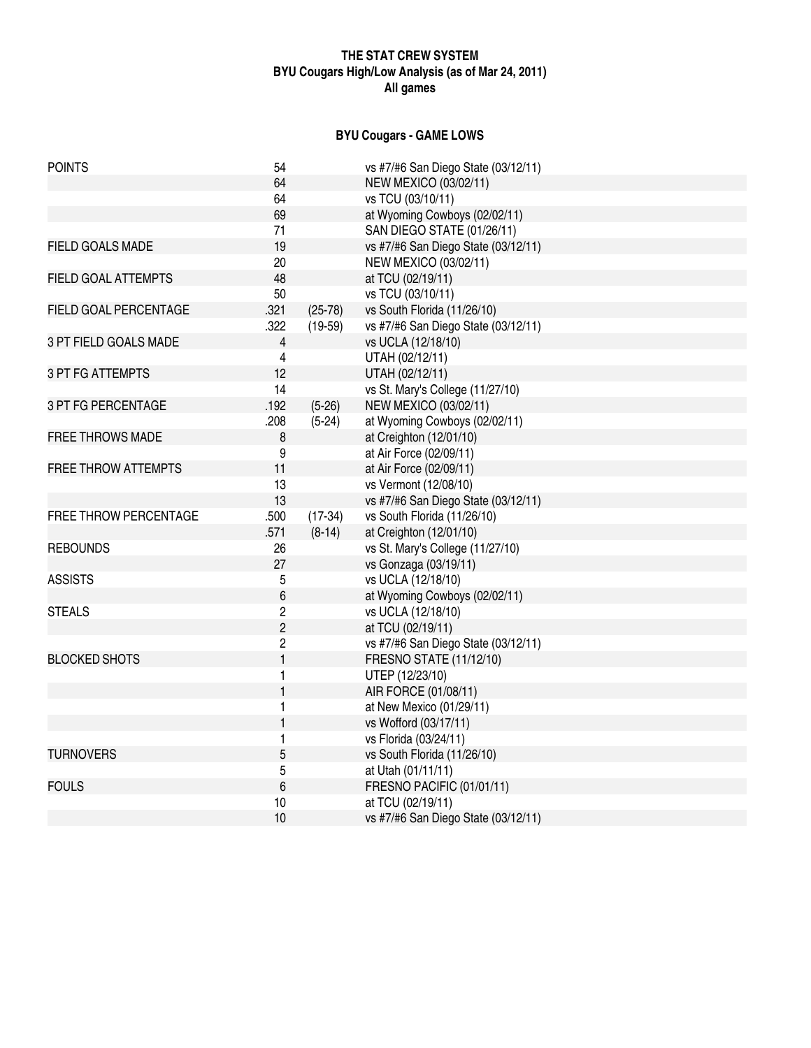**THE STAT CREW SYSTEM**
**BYU Cougars High/Low Analysis (as of Mar 24, 2011)**
**All games**

## BYU Cougars - GAME LOWS

| | | | |
|---|---|---|---|
| POINTS | 54 | | vs #7/#6 San Diego State (03/12/11) |
| | 64 | | NEW MEXICO (03/02/11) |
| | 64 | | vs TCU (03/10/11) |
| | 69 | | at Wyoming Cowboys (02/02/11) |
| | 71 | | SAN DIEGO STATE (01/26/11) |
| FIELD GOALS MADE | 19 | | vs #7/#6 San Diego State (03/12/11) |
| | 20 | | NEW MEXICO (03/02/11) |
| FIELD GOAL ATTEMPTS | 48 | | at TCU (02/19/11) |
| | 50 | | vs TCU (03/10/11) |
| FIELD GOAL PERCENTAGE | .321 | (25-78) | vs South Florida (11/26/10) |
| | .322 | (19-59) | vs #7/#6 San Diego State (03/12/11) |
| 3 PT FIELD GOALS MADE | 4 | | vs UCLA (12/18/10) |
| | 4 | | UTAH (02/12/11) |
| 3 PT FG ATTEMPTS | 12 | | UTAH (02/12/11) |
| | 14 | | vs St. Mary's College (11/27/10) |
| 3 PT FG PERCENTAGE | .192 | (5-26) | NEW MEXICO (03/02/11) |
| | .208 | (5-24) | at Wyoming Cowboys (02/02/11) |
| FREE THROWS MADE | 8 | | at Creighton (12/01/10) |
| | 9 | | at Air Force (02/09/11) |
| FREE THROW ATTEMPTS | 11 | | at Air Force (02/09/11) |
| | 13 | | vs Vermont (12/08/10) |
| | 13 | | vs #7/#6 San Diego State (03/12/11) |
| FREE THROW PERCENTAGE | .500 | (17-34) | vs South Florida (11/26/10) |
| | .571 | (8-14) | at Creighton (12/01/10) |
| REBOUNDS | 26 | | vs St. Mary's College (11/27/10) |
| | 27 | | vs Gonzaga (03/19/11) |
| ASSISTS | 5 | | vs UCLA (12/18/10) |
| | 6 | | at Wyoming Cowboys (02/02/11) |
| STEALS | 2 | | vs UCLA (12/18/10) |
| | 2 | | at TCU (02/19/11) |
| | 2 | | vs #7/#6 San Diego State (03/12/11) |
| BLOCKED SHOTS | 1 | | FRESNO STATE (11/12/10) |
| | 1 | | UTEP (12/23/10) |
| | 1 | | AIR FORCE (01/08/11) |
| | 1 | | at New Mexico (01/29/11) |
| | 1 | | vs Wofford (03/17/11) |
| | 1 | | vs Florida (03/24/11) |
| TURNOVERS | 5 | | vs South Florida (11/26/10) |
| | 5 | | at Utah (01/11/11) |
| FOULS | 6 | | FRESNO PACIFIC (01/01/11) |
| | 10 | | at TCU (02/19/11) |
| | 10 | | vs #7/#6 San Diego State (03/12/11) |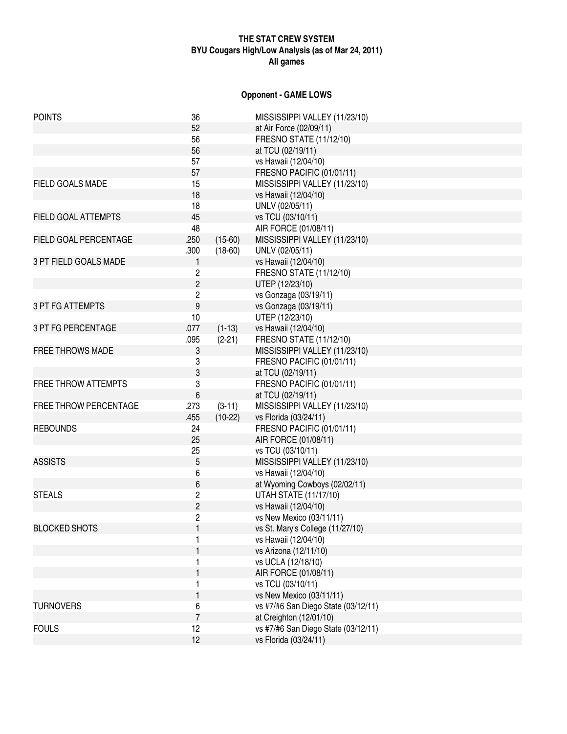**THE STAT CREW SYSTEM**
**BYU Cougars High/Low Analysis (as of Mar 24, 2011)**
**All games**

## Opponent - GAME LOWS

| Category | Value | | Game |
|---|---|---|---|
| POINTS | 36 | | MISSISSIPPI VALLEY (11/23/10) |
| | 52 | | at Air Force (02/09/11) |
| | 56 | | FRESNO STATE (11/12/10) |
| | 56 | | at TCU (02/19/11) |
| | 57 | | vs Hawaii (12/04/10) |
| | 57 | | FRESNO PACIFIC (01/01/11) |
| FIELD GOALS MADE | 15 | | MISSISSIPPI VALLEY (11/23/10) |
| | 18 | | vs Hawaii (12/04/10) |
| | 18 | | UNLV (02/05/11) |
| FIELD GOAL ATTEMPTS | 45 | | vs TCU (03/10/11) |
| | 48 | | AIR FORCE (01/08/11) |
| FIELD GOAL PERCENTAGE | .250 | (15-60) | MISSISSIPPI VALLEY (11/23/10) |
| | .300 | (18-60) | UNLV (02/05/11) |
| 3 PT FIELD GOALS MADE | 1 | | vs Hawaii (12/04/10) |
| | 2 | | FRESNO STATE (11/12/10) |
| | 2 | | UTEP (12/23/10) |
| | 2 | | vs Gonzaga (03/19/11) |
| 3 PT FG ATTEMPTS | 9 | | vs Gonzaga (03/19/11) |
| | 10 | | UTEP (12/23/10) |
| 3 PT FG PERCENTAGE | .077 | (1-13) | vs Hawaii (12/04/10) |
| | .095 | (2-21) | FRESNO STATE (11/12/10) |
| FREE THROWS MADE | 3 | | MISSISSIPPI VALLEY (11/23/10) |
| | 3 | | FRESNO PACIFIC (01/01/11) |
| | 3 | | at TCU (02/19/11) |
| FREE THROW ATTEMPTS | 3 | | FRESNO PACIFIC (01/01/11) |
| | 6 | | at TCU (02/19/11) |
| FREE THROW PERCENTAGE | .273 | (3-11) | MISSISSIPPI VALLEY (11/23/10) |
| | .455 | (10-22) | vs Florida (03/24/11) |
| REBOUNDS | 24 | | FRESNO PACIFIC (01/01/11) |
| | 25 | | AIR FORCE (01/08/11) |
| | 25 | | vs TCU (03/10/11) |
| ASSISTS | 5 | | MISSISSIPPI VALLEY (11/23/10) |
| | 6 | | vs Hawaii (12/04/10) |
| | 6 | | at Wyoming Cowboys (02/02/11) |
| STEALS | 2 | | UTAH STATE (11/17/10) |
| | 2 | | vs Hawaii (12/04/10) |
| | 2 | | vs New Mexico (03/11/11) |
| BLOCKED SHOTS | 1 | | vs St. Mary's College (11/27/10) |
| | 1 | | vs Hawaii (12/04/10) |
| | 1 | | vs Arizona (12/11/10) |
| | 1 | | vs UCLA (12/18/10) |
| | 1 | | AIR FORCE (01/08/11) |
| | 1 | | vs TCU (03/10/11) |
| | 1 | | vs New Mexico (03/11/11) |
| TURNOVERS | 6 | | vs #7/#6 San Diego State (03/12/11) |
| | 7 | | at Creighton (12/01/10) |
| FOULS | 12 | | vs #7/#6 San Diego State (03/12/11) |
| | 12 | | vs Florida (03/24/11) |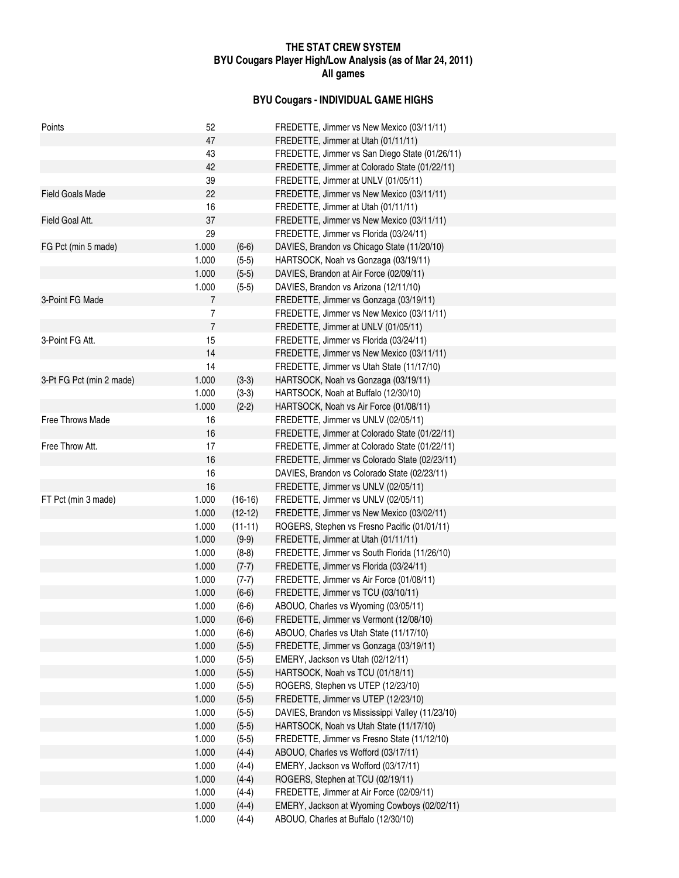# THE STAT CREW SYSTEM
## BYU Cougars Player High/Low Analysis (as of Mar 24, 2011)
### All games

### BYU Cougars - INDIVIDUAL GAME HIGHS

| Category | Value | Detail | Player / Game |
|---|---|---|---|
| Points | 52 | | FREDETTE, Jimmer vs New Mexico (03/11/11) |
| | 47 | | FREDETTE, Jimmer at Utah (01/11/11) |
| | 43 | | FREDETTE, Jimmer vs San Diego State (01/26/11) |
| | 42 | | FREDETTE, Jimmer at Colorado State (01/22/11) |
| | 39 | | FREDETTE, Jimmer at UNLV (01/05/11) |
| Field Goals Made | 22 | | FREDETTE, Jimmer vs New Mexico (03/11/11) |
| | 16 | | FREDETTE, Jimmer at Utah (01/11/11) |
| Field Goal Att. | 37 | | FREDETTE, Jimmer vs New Mexico (03/11/11) |
| | 29 | | FREDETTE, Jimmer vs Florida (03/24/11) |
| FG Pct (min 5 made) | 1.000 | (6-6) | DAVIES, Brandon vs Chicago State (11/20/10) |
| | 1.000 | (5-5) | HARTSOCK, Noah vs Gonzaga (03/19/11) |
| | 1.000 | (5-5) | DAVIES, Brandon at Air Force (02/09/11) |
| | 1.000 | (5-5) | DAVIES, Brandon vs Arizona (12/11/10) |
| 3-Point FG Made | 7 | | FREDETTE, Jimmer vs Gonzaga (03/19/11) |
| | 7 | | FREDETTE, Jimmer vs New Mexico (03/11/11) |
| | 7 | | FREDETTE, Jimmer at UNLV (01/05/11) |
| 3-Point FG Att. | 15 | | FREDETTE, Jimmer vs Florida (03/24/11) |
| | 14 | | FREDETTE, Jimmer vs New Mexico (03/11/11) |
| | 14 | | FREDETTE, Jimmer vs Utah State (11/17/10) |
| 3-Pt FG Pct (min 2 made) | 1.000 | (3-3) | HARTSOCK, Noah vs Gonzaga (03/19/11) |
| | 1.000 | (3-3) | HARTSOCK, Noah at Buffalo (12/30/10) |
| | 1.000 | (2-2) | HARTSOCK, Noah vs Air Force (01/08/11) |
| Free Throws Made | 16 | | FREDETTE, Jimmer vs UNLV (02/05/11) |
| | 16 | | FREDETTE, Jimmer at Colorado State (01/22/11) |
| Free Throw Att. | 17 | | FREDETTE, Jimmer at Colorado State (01/22/11) |
| | 16 | | FREDETTE, Jimmer vs Colorado State (02/23/11) |
| | 16 | | DAVIES, Brandon vs Colorado State (02/23/11) |
| | 16 | | FREDETTE, Jimmer vs UNLV (02/05/11) |
| FT Pct (min 3 made) | 1.000 | (16-16) | FREDETTE, Jimmer vs UNLV (02/05/11) |
| | 1.000 | (12-12) | FREDETTE, Jimmer vs New Mexico (03/02/11) |
| | 1.000 | (11-11) | ROGERS, Stephen vs Fresno Pacific (01/01/11) |
| | 1.000 | (9-9) | FREDETTE, Jimmer at Utah (01/11/11) |
| | 1.000 | (8-8) | FREDETTE, Jimmer vs South Florida (11/26/10) |
| | 1.000 | (7-7) | FREDETTE, Jimmer vs Florida (03/24/11) |
| | 1.000 | (7-7) | FREDETTE, Jimmer vs Air Force (01/08/11) |
| | 1.000 | (6-6) | FREDETTE, Jimmer vs TCU (03/10/11) |
| | 1.000 | (6-6) | ABOUO, Charles vs Wyoming (03/05/11) |
| | 1.000 | (6-6) | FREDETTE, Jimmer vs Vermont (12/08/10) |
| | 1.000 | (6-6) | ABOUO, Charles vs Utah State (11/17/10) |
| | 1.000 | (5-5) | FREDETTE, Jimmer vs Gonzaga (03/19/11) |
| | 1.000 | (5-5) | EMERY, Jackson vs Utah (02/12/11) |
| | 1.000 | (5-5) | HARTSOCK, Noah vs TCU (01/18/11) |
| | 1.000 | (5-5) | ROGERS, Stephen vs UTEP (12/23/10) |
| | 1.000 | (5-5) | FREDETTE, Jimmer vs UTEP (12/23/10) |
| | 1.000 | (5-5) | DAVIES, Brandon vs Mississippi Valley (11/23/10) |
| | 1.000 | (5-5) | HARTSOCK, Noah vs Utah State (11/17/10) |
| | 1.000 | (5-5) | FREDETTE, Jimmer vs Fresno State (11/12/10) |
| | 1.000 | (4-4) | ABOUO, Charles vs Wofford (03/17/11) |
| | 1.000 | (4-4) | EMERY, Jackson vs Wofford (03/17/11) |
| | 1.000 | (4-4) | ROGERS, Stephen at TCU (02/19/11) |
| | 1.000 | (4-4) | FREDETTE, Jimmer at Air Force (02/09/11) |
| | 1.000 | (4-4) | EMERY, Jackson at Wyoming Cowboys (02/02/11) |
| | 1.000 | (4-4) | ABOUO, Charles at Buffalo (12/30/10) |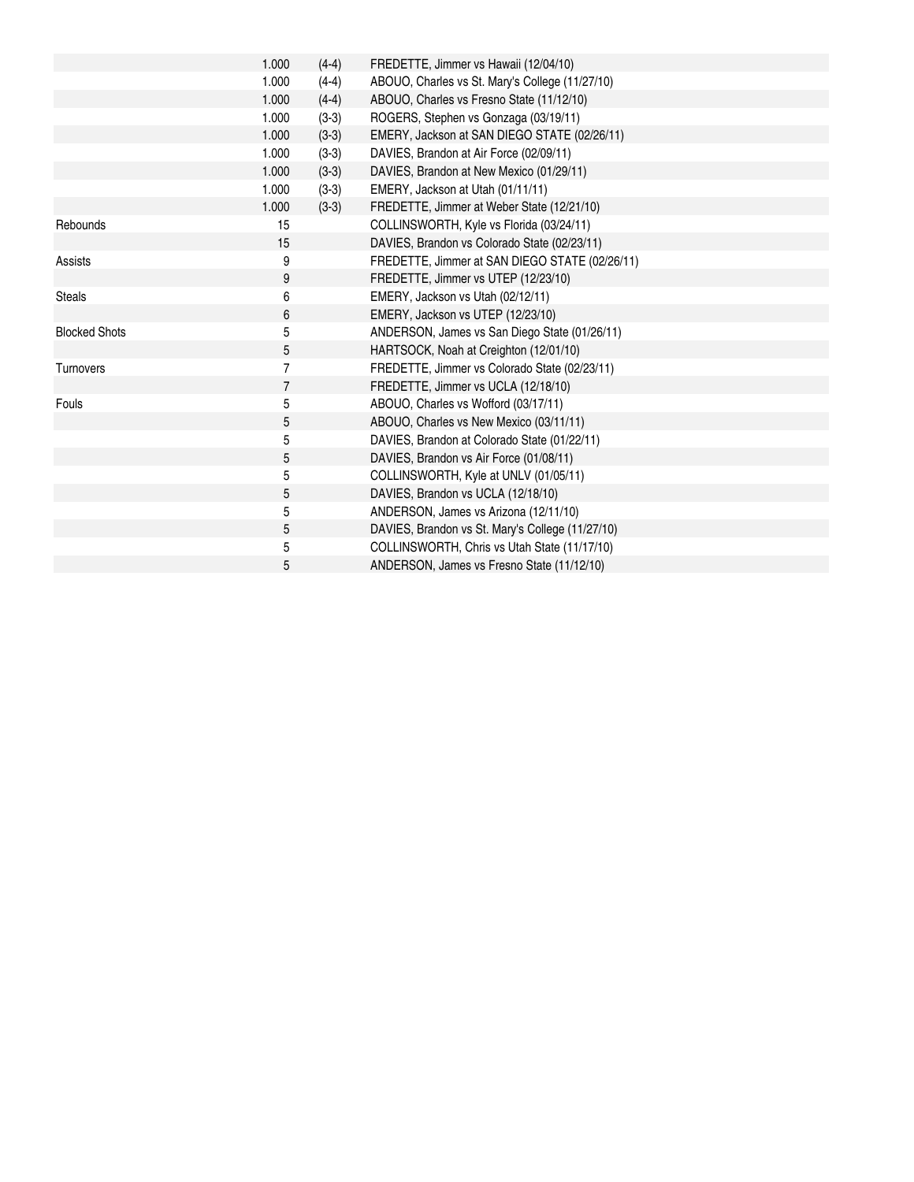| | | | |
|---|---|---|---|
| | 1.000 | (4-4) | FREDETTE, Jimmer vs Hawaii (12/04/10) |
| | 1.000 | (4-4) | ABOUO, Charles vs St. Mary's College (11/27/10) |
| | 1.000 | (4-4) | ABOUO, Charles vs Fresno State (11/12/10) |
| | 1.000 | (3-3) | ROGERS, Stephen vs Gonzaga (03/19/11) |
| | 1.000 | (3-3) | EMERY, Jackson at SAN DIEGO STATE (02/26/11) |
| | 1.000 | (3-3) | DAVIES, Brandon at Air Force (02/09/11) |
| | 1.000 | (3-3) | DAVIES, Brandon at New Mexico (01/29/11) |
| | 1.000 | (3-3) | EMERY, Jackson at Utah (01/11/11) |
| | 1.000 | (3-3) | FREDETTE, Jimmer at Weber State (12/21/10) |
| Rebounds | 15 | | COLLINSWORTH, Kyle vs Florida (03/24/11) |
| | 15 | | DAVIES, Brandon vs Colorado State (02/23/11) |
| Assists | 9 | | FREDETTE, Jimmer at SAN DIEGO STATE (02/26/11) |
| | 9 | | FREDETTE, Jimmer vs UTEP (12/23/10) |
| Steals | 6 | | EMERY, Jackson vs Utah (02/12/11) |
| | 6 | | EMERY, Jackson vs UTEP (12/23/10) |
| Blocked Shots | 5 | | ANDERSON, James vs San Diego State (01/26/11) |
| | 5 | | HARTSOCK, Noah at Creighton (12/01/10) |
| Turnovers | 7 | | FREDETTE, Jimmer vs Colorado State (02/23/11) |
| | 7 | | FREDETTE, Jimmer vs UCLA (12/18/10) |
| Fouls | 5 | | ABOUO, Charles vs Wofford (03/17/11) |
| | 5 | | ABOUO, Charles vs New Mexico (03/11/11) |
| | 5 | | DAVIES, Brandon at Colorado State (01/22/11) |
| | 5 | | DAVIES, Brandon vs Air Force (01/08/11) |
| | 5 | | COLLINSWORTH, Kyle at UNLV (01/05/11) |
| | 5 | | DAVIES, Brandon vs UCLA (12/18/10) |
| | 5 | | ANDERSON, James vs Arizona (12/11/10) |
| | 5 | | DAVIES, Brandon vs St. Mary's College (11/27/10) |
| | 5 | | COLLINSWORTH, Chris vs Utah State (11/17/10) |
| | 5 | | ANDERSON, James vs Fresno State (11/12/10) |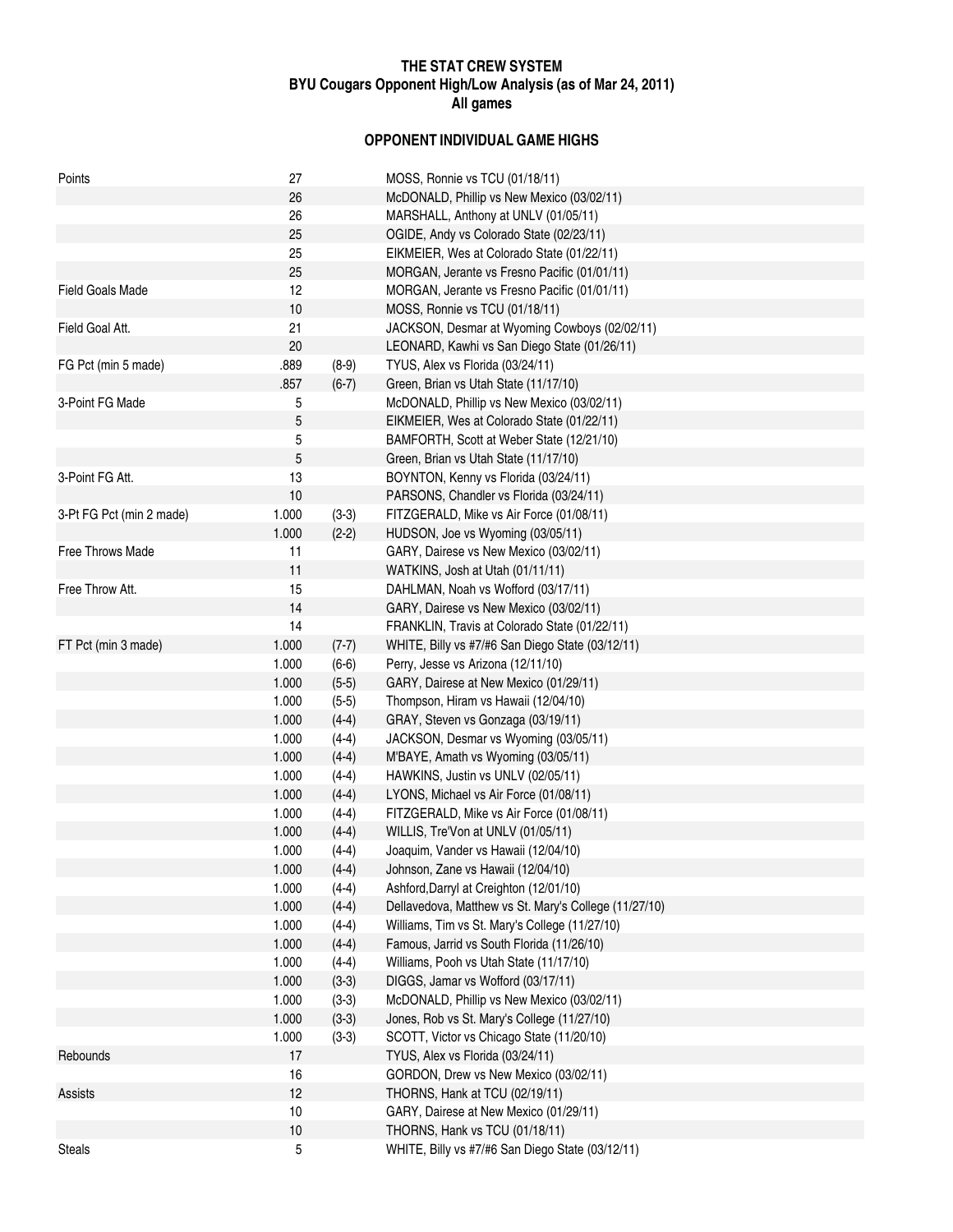# THE STAT CREW SYSTEM
## BYU Cougars Opponent High/Low Analysis (as of Mar 24, 2011)
### All games

### OPPONENT INDIVIDUAL GAME HIGHS

| | | | |
|---|---|---|---|
| Points | 27 | | MOSS, Ronnie vs TCU (01/18/11) |
| | 26 | | McDONALD, Phillip vs New Mexico (03/02/11) |
| | 26 | | MARSHALL, Anthony at UNLV (01/05/11) |
| | 25 | | OGIDE, Andy vs Colorado State (02/23/11) |
| | 25 | | EIKMEIER, Wes at Colorado State (01/22/11) |
| | 25 | | MORGAN, Jerante vs Fresno Pacific (01/01/11) |
| Field Goals Made | 12 | | MORGAN, Jerante vs Fresno Pacific (01/01/11) |
| | 10 | | MOSS, Ronnie vs TCU (01/18/11) |
| Field Goal Att. | 21 | | JACKSON, Desmar at Wyoming Cowboys (02/02/11) |
| | 20 | | LEONARD, Kawhi vs San Diego State (01/26/11) |
| FG Pct (min 5 made) | .889 | (8-9) | TYUS, Alex vs Florida (03/24/11) |
| | .857 | (6-7) | Green, Brian vs Utah State (11/17/10) |
| 3-Point FG Made | 5 | | McDONALD, Phillip vs New Mexico (03/02/11) |
| | 5 | | EIKMEIER, Wes at Colorado State (01/22/11) |
| | 5 | | BAMFORTH, Scott at Weber State (12/21/10) |
| | 5 | | Green, Brian vs Utah State (11/17/10) |
| 3-Point FG Att. | 13 | | BOYNTON, Kenny vs Florida (03/24/11) |
| | 10 | | PARSONS, Chandler vs Florida (03/24/11) |
| 3-Pt FG Pct (min 2 made) | 1.000 | (3-3) | FITZGERALD, Mike vs Air Force (01/08/11) |
| | 1.000 | (2-2) | HUDSON, Joe vs Wyoming (03/05/11) |
| Free Throws Made | 11 | | GARY, Dairese vs New Mexico (03/02/11) |
| | 11 | | WATKINS, Josh at Utah (01/11/11) |
| Free Throw Att. | 15 | | DAHLMAN, Noah vs Wofford (03/17/11) |
| | 14 | | GARY, Dairese vs New Mexico (03/02/11) |
| | 14 | | FRANKLIN, Travis at Colorado State (01/22/11) |
| FT Pct (min 3 made) | 1.000 | (7-7) | WHITE, Billy vs #7/#6 San Diego State (03/12/11) |
| | 1.000 | (6-6) | Perry, Jesse vs Arizona (12/11/10) |
| | 1.000 | (5-5) | GARY, Dairese at New Mexico (01/29/11) |
| | 1.000 | (5-5) | Thompson, Hiram vs Hawaii (12/04/10) |
| | 1.000 | (4-4) | GRAY, Steven vs Gonzaga (03/19/11) |
| | 1.000 | (4-4) | JACKSON, Desmar vs Wyoming (03/05/11) |
| | 1.000 | (4-4) | M'BAYE, Amath vs Wyoming (03/05/11) |
| | 1.000 | (4-4) | HAWKINS, Justin vs UNLV (02/05/11) |
| | 1.000 | (4-4) | LYONS, Michael vs Air Force (01/08/11) |
| | 1.000 | (4-4) | FITZGERALD, Mike vs Air Force (01/08/11) |
| | 1.000 | (4-4) | WILLIS, Tre'Von at UNLV (01/05/11) |
| | 1.000 | (4-4) | Joaquim, Vander vs Hawaii (12/04/10) |
| | 1.000 | (4-4) | Johnson, Zane vs Hawaii (12/04/10) |
| | 1.000 | (4-4) | Ashford,Darryl at Creighton (12/01/10) |
| | 1.000 | (4-4) | Dellavedova, Matthew vs St. Mary's College (11/27/10) |
| | 1.000 | (4-4) | Williams, Tim vs St. Mary's College (11/27/10) |
| | 1.000 | (4-4) | Famous, Jarrid vs South Florida (11/26/10) |
| | 1.000 | (4-4) | Williams, Pooh vs Utah State (11/17/10) |
| | 1.000 | (3-3) | DIGGS, Jamar vs Wofford (03/17/11) |
| | 1.000 | (3-3) | McDONALD, Phillip vs New Mexico (03/02/11) |
| | 1.000 | (3-3) | Jones, Rob vs St. Mary's College (11/27/10) |
| | 1.000 | (3-3) | SCOTT, Victor vs Chicago State (11/20/10) |
| Rebounds | 17 | | TYUS, Alex vs Florida (03/24/11) |
| | 16 | | GORDON, Drew vs New Mexico (03/02/11) |
| Assists | 12 | | THORNS, Hank at TCU (02/19/11) |
| | 10 | | GARY, Dairese at New Mexico (01/29/11) |
| | 10 | | THORNS, Hank vs TCU (01/18/11) |
| Steals | 5 | | WHITE, Billy vs #7/#6 San Diego State (03/12/11) |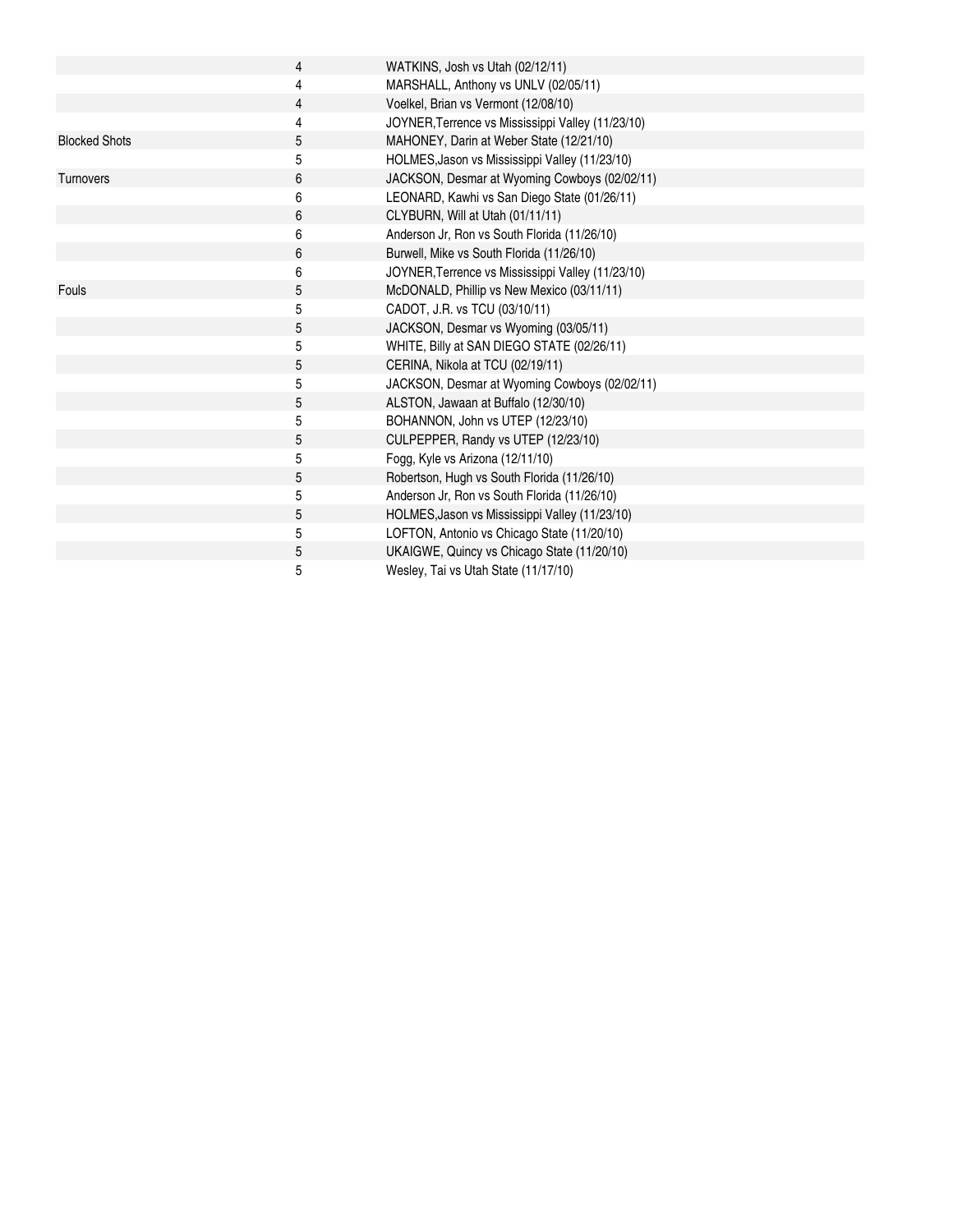| | | |
|---|---|---|
| | 4 | WATKINS, Josh vs Utah (02/12/11) |
| | 4 | MARSHALL, Anthony vs UNLV (02/05/11) |
| | 4 | Voelkel, Brian vs Vermont (12/08/10) |
| | 4 | JOYNER,Terrence vs Mississippi Valley (11/23/10) |
| Blocked Shots | 5 | MAHONEY, Darin at Weber State (12/21/10) |
| | 5 | HOLMES,Jason vs Mississippi Valley (11/23/10) |
| Turnovers | 6 | JACKSON, Desmar at Wyoming Cowboys (02/02/11) |
| | 6 | LEONARD, Kawhi vs San Diego State (01/26/11) |
| | 6 | CLYBURN, Will at Utah (01/11/11) |
| | 6 | Anderson Jr, Ron vs South Florida (11/26/10) |
| | 6 | Burwell, Mike vs South Florida (11/26/10) |
| | 6 | JOYNER,Terrence vs Mississippi Valley (11/23/10) |
| Fouls | 5 | McDONALD, Phillip vs New Mexico (03/11/11) |
| | 5 | CADOT, J.R. vs TCU (03/10/11) |
| | 5 | JACKSON, Desmar vs Wyoming (03/05/11) |
| | 5 | WHITE, Billy at SAN DIEGO STATE (02/26/11) |
| | 5 | CERINA, Nikola at TCU (02/19/11) |
| | 5 | JACKSON, Desmar at Wyoming Cowboys (02/02/11) |
| | 5 | ALSTON, Jawaan at Buffalo (12/30/10) |
| | 5 | BOHANNON, John vs UTEP (12/23/10) |
| | 5 | CULPEPPER, Randy vs UTEP (12/23/10) |
| | 5 | Fogg, Kyle vs Arizona (12/11/10) |
| | 5 | Robertson, Hugh vs South Florida (11/26/10) |
| | 5 | Anderson Jr, Ron vs South Florida (11/26/10) |
| | 5 | HOLMES,Jason vs Mississippi Valley (11/23/10) |
| | 5 | LOFTON, Antonio vs Chicago State (11/20/10) |
| | 5 | UKAIGWE, Quincy vs Chicago State (11/20/10) |
| | 5 | Wesley, Tai vs Utah State (11/17/10) |